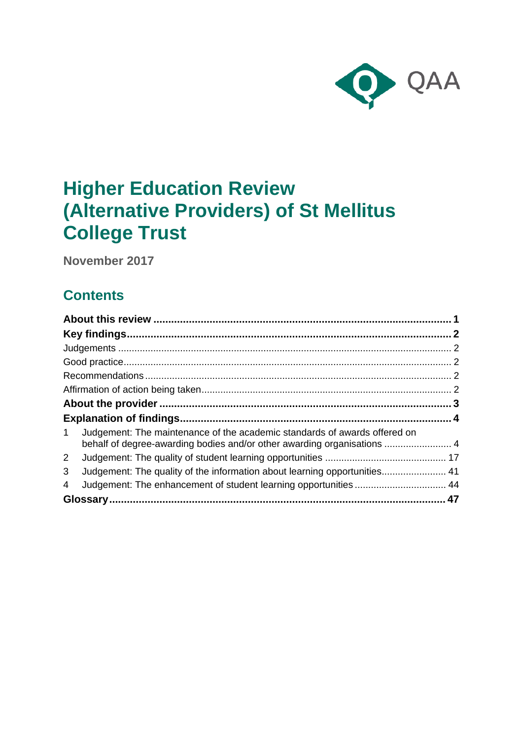QAA

# Higher Education Review (Alternative Providers) of St Mellitus College Trust

**November 2017**

## Contents

| | |
|---|---|
| **About this review** | **1** |
| **Key findings** | **2** |
| Judgements | 2 |
| Good practice | 2 |
| Recommendations | 2 |
| Affirmation of action being taken | 2 |
| **About the provider** | **3** |
| **Explanation of findings** | **4** |
| 1 Judgement: The maintenance of the academic standards of awards offered on behalf of degree-awarding bodies and/or other awarding organisations | 4 |
| 2 Judgement: The quality of student learning opportunities | 17 |
| 3 Judgement: The quality of the information about learning opportunities | 41 |
| 4 Judgement: The enhancement of student learning opportunities | 44 |
| **Glossary** | **47** |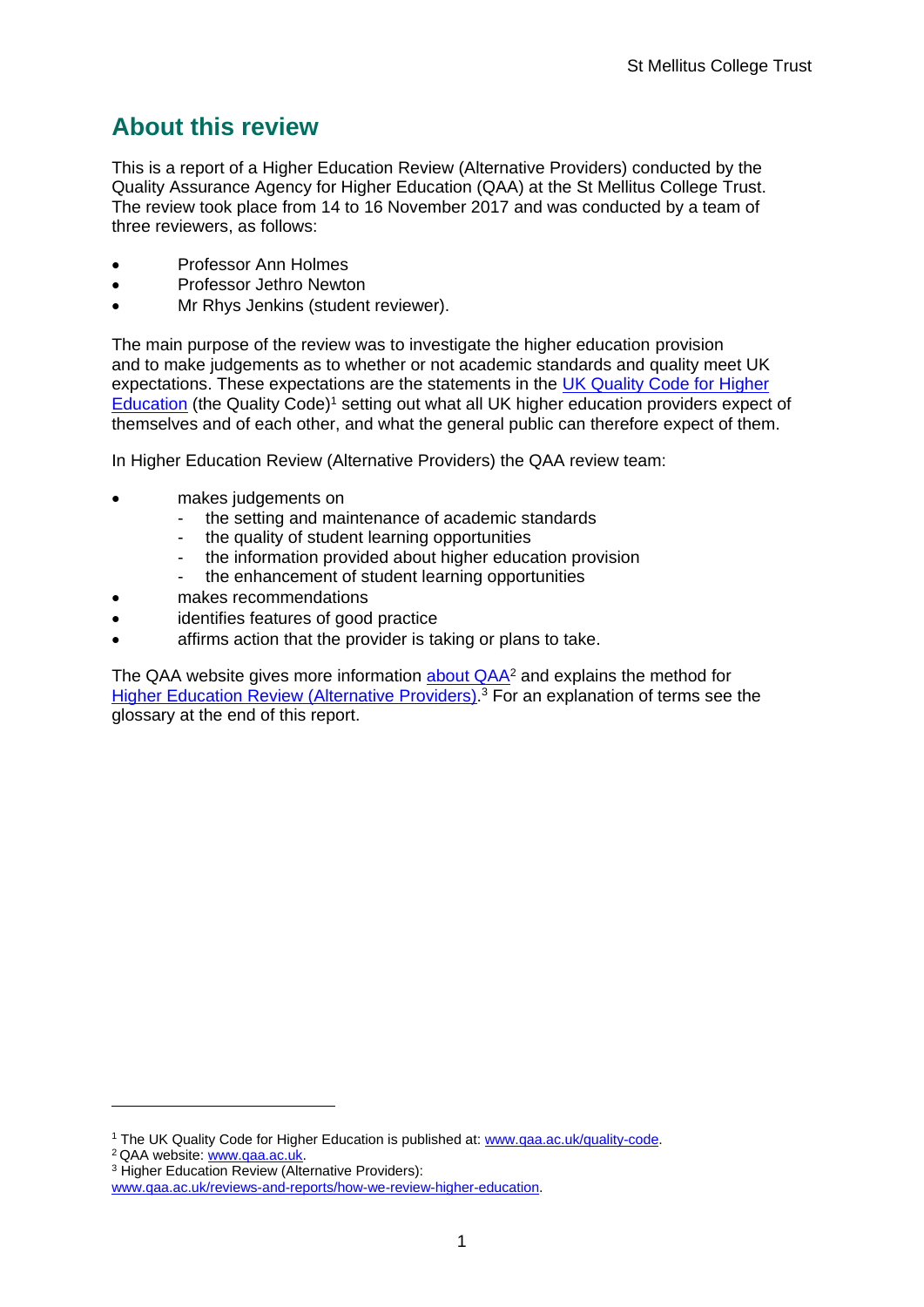## About this review

This is a report of a Higher Education Review (Alternative Providers) conducted by the Quality Assurance Agency for Higher Education (QAA) at the St Mellitus College Trust. The review took place from 14 to 16 November 2017 and was conducted by a team of three reviewers, as follows:

- Professor Ann Holmes
- Professor Jethro Newton
- Mr Rhys Jenkins (student reviewer).

The main purpose of the review was to investigate the higher education provision and to make judgements as to whether or not academic standards and quality meet UK expectations. These expectations are the statements in the UK Quality Code for Higher Education (the Quality Code)[1] setting out what all UK higher education providers expect of themselves and of each other, and what the general public can therefore expect of them.

In Higher Education Review (Alternative Providers) the QAA review team:

- makes judgements on
  - the setting and maintenance of academic standards
  - the quality of student learning opportunities
  - the information provided about higher education provision
  - the enhancement of student learning opportunities
- makes recommendations
- identifies features of good practice
- affirms action that the provider is taking or plans to take.

The QAA website gives more information about QAA[2] and explains the method for Higher Education Review (Alternative Providers).[3] For an explanation of terms see the glossary at the end of this report.

---

[1] The UK Quality Code for Higher Education is published at: www.qaa.ac.uk/quality-code.
[2] QAA website: www.qaa.ac.uk.
[3] Higher Education Review (Alternative Providers): www.qaa.ac.uk/reviews-and-reports/how-we-review-higher-education.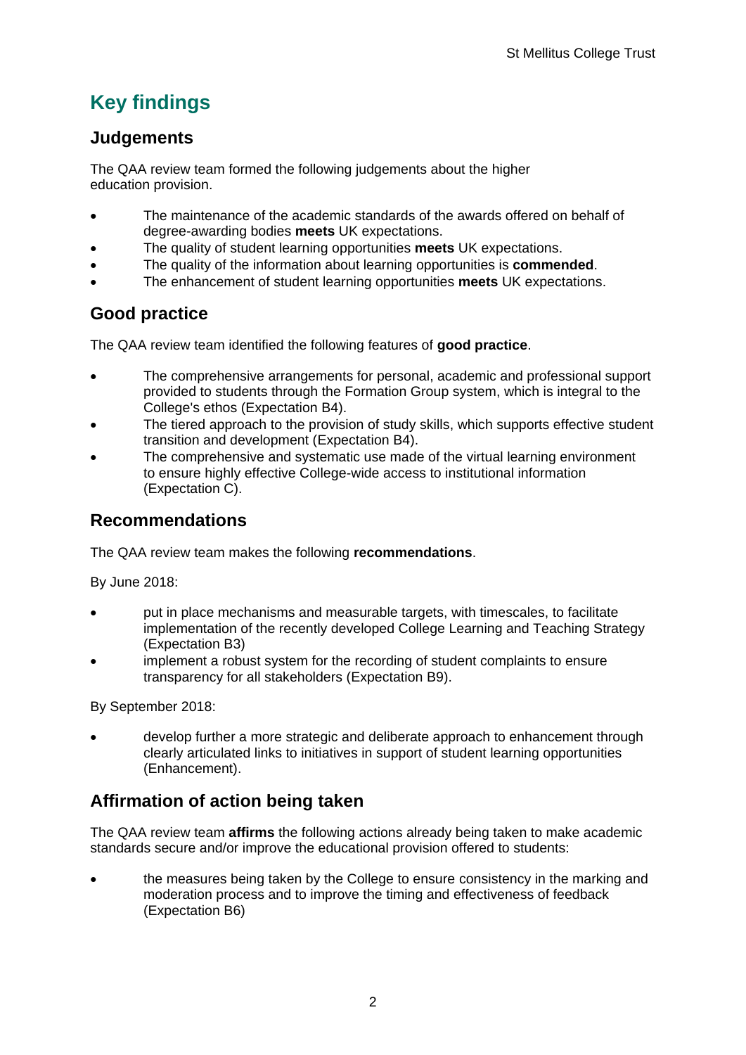# Key findings

## Judgements

The QAA review team formed the following judgements about the higher education provision.

- The maintenance of the academic standards of the awards offered on behalf of degree-awarding bodies **meets** UK expectations.
- The quality of student learning opportunities **meets** UK expectations.
- The quality of the information about learning opportunities is **commended**.
- The enhancement of student learning opportunities **meets** UK expectations.

## Good practice

The QAA review team identified the following features of **good practice**.

- The comprehensive arrangements for personal, academic and professional support provided to students through the Formation Group system, which is integral to the College's ethos (Expectation B4).
- The tiered approach to the provision of study skills, which supports effective student transition and development (Expectation B4).
- The comprehensive and systematic use made of the virtual learning environment to ensure highly effective College-wide access to institutional information (Expectation C).

## Recommendations

The QAA review team makes the following **recommendations**.

By June 2018:

- put in place mechanisms and measurable targets, with timescales, to facilitate implementation of the recently developed College Learning and Teaching Strategy (Expectation B3)
- implement a robust system for the recording of student complaints to ensure transparency for all stakeholders (Expectation B9).

By September 2018:

- develop further a more strategic and deliberate approach to enhancement through clearly articulated links to initiatives in support of student learning opportunities (Enhancement).

## Affirmation of action being taken

The QAA review team **affirms** the following actions already being taken to make academic standards secure and/or improve the educational provision offered to students:

- the measures being taken by the College to ensure consistency in the marking and moderation process and to improve the timing and effectiveness of feedback (Expectation B6)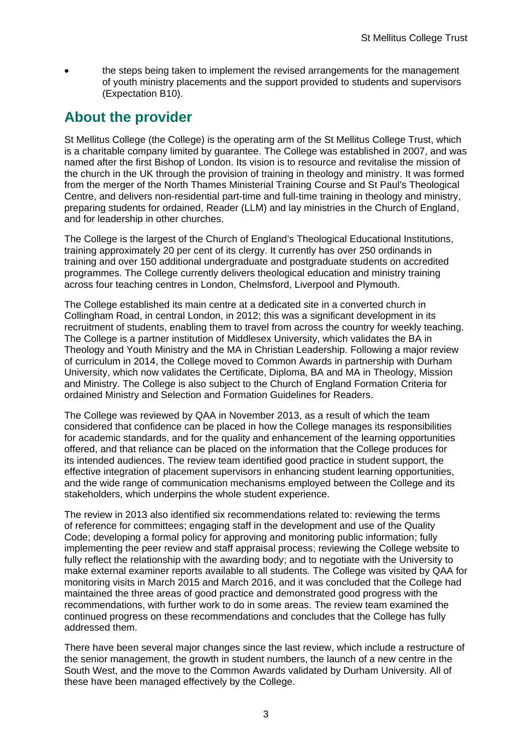- the steps being taken to implement the revised arrangements for the management of youth ministry placements and the support provided to students and supervisors (Expectation B10).

## About the provider

St Mellitus College (the College) is the operating arm of the St Mellitus College Trust, which is a charitable company limited by guarantee. The College was established in 2007, and was named after the first Bishop of London. Its vision is to resource and revitalise the mission of the church in the UK through the provision of training in theology and ministry. It was formed from the merger of the North Thames Ministerial Training Course and St Paul's Theological Centre, and delivers non-residential part-time and full-time training in theology and ministry, preparing students for ordained, Reader (LLM) and lay ministries in the Church of England, and for leadership in other churches.

The College is the largest of the Church of England's Theological Educational Institutions, training approximately 20 per cent of its clergy. It currently has over 250 ordinands in training and over 150 additional undergraduate and postgraduate students on accredited programmes. The College currently delivers theological education and ministry training across four teaching centres in London, Chelmsford, Liverpool and Plymouth.

The College established its main centre at a dedicated site in a converted church in Collingham Road, in central London, in 2012; this was a significant development in its recruitment of students, enabling them to travel from across the country for weekly teaching. The College is a partner institution of Middlesex University, which validates the BA in Theology and Youth Ministry and the MA in Christian Leadership. Following a major review of curriculum in 2014, the College moved to Common Awards in partnership with Durham University, which now validates the Certificate, Diploma, BA and MA in Theology, Mission and Ministry. The College is also subject to the Church of England Formation Criteria for ordained Ministry and Selection and Formation Guidelines for Readers.

The College was reviewed by QAA in November 2013, as a result of which the team considered that confidence can be placed in how the College manages its responsibilities for academic standards, and for the quality and enhancement of the learning opportunities offered, and that reliance can be placed on the information that the College produces for its intended audiences. The review team identified good practice in student support, the effective integration of placement supervisors in enhancing student learning opportunities, and the wide range of communication mechanisms employed between the College and its stakeholders, which underpins the whole student experience.

The review in 2013 also identified six recommendations related to: reviewing the terms of reference for committees; engaging staff in the development and use of the Quality Code; developing a formal policy for approving and monitoring public information; fully implementing the peer review and staff appraisal process; reviewing the College website to fully reflect the relationship with the awarding body; and to negotiate with the University to make external examiner reports available to all students. The College was visited by QAA for monitoring visits in March 2015 and March 2016, and it was concluded that the College had maintained the three areas of good practice and demonstrated good progress with the recommendations, with further work to do in some areas. The review team examined the continued progress on these recommendations and concludes that the College has fully addressed them.

There have been several major changes since the last review, which include a restructure of the senior management, the growth in student numbers, the launch of a new centre in the South West, and the move to the Common Awards validated by Durham University. All of these have been managed effectively by the College.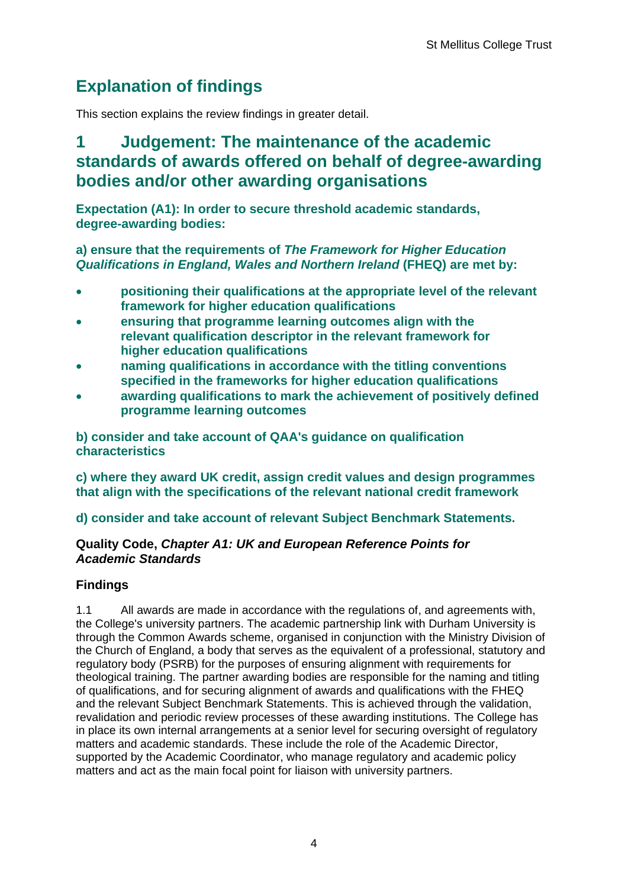# Explanation of findings

This section explains the review findings in greater detail.

## 1 Judgement: The maintenance of the academic standards of awards offered on behalf of degree-awarding bodies and/or other awarding organisations

**Expectation (A1): In order to secure threshold academic standards, degree-awarding bodies:**

**a) ensure that the requirements of *The Framework for Higher Education Qualifications in England, Wales and Northern Ireland* (FHEQ) are met by:**

- **positioning their qualifications at the appropriate level of the relevant framework for higher education qualifications**
- **ensuring that programme learning outcomes align with the relevant qualification descriptor in the relevant framework for higher education qualifications**
- **naming qualifications in accordance with the titling conventions specified in the frameworks for higher education qualifications**
- **awarding qualifications to mark the achievement of positively defined programme learning outcomes**

**b) consider and take account of QAA's guidance on qualification characteristics**

**c) where they award UK credit, assign credit values and design programmes that align with the specifications of the relevant national credit framework**

**d) consider and take account of relevant Subject Benchmark Statements.**

**Quality Code, *Chapter A1: UK and European Reference Points for Academic Standards***

### Findings

1.1 All awards are made in accordance with the regulations of, and agreements with, the College's university partners. The academic partnership link with Durham University is through the Common Awards scheme, organised in conjunction with the Ministry Division of the Church of England, a body that serves as the equivalent of a professional, statutory and regulatory body (PSRB) for the purposes of ensuring alignment with requirements for theological training. The partner awarding bodies are responsible for the naming and titling of qualifications, and for securing alignment of awards and qualifications with the FHEQ and the relevant Subject Benchmark Statements. This is achieved through the validation, revalidation and periodic review processes of these awarding institutions. The College has in place its own internal arrangements at a senior level for securing oversight of regulatory matters and academic standards. These include the role of the Academic Director, supported by the Academic Coordinator, who manage regulatory and academic policy matters and act as the main focal point for liaison with university partners.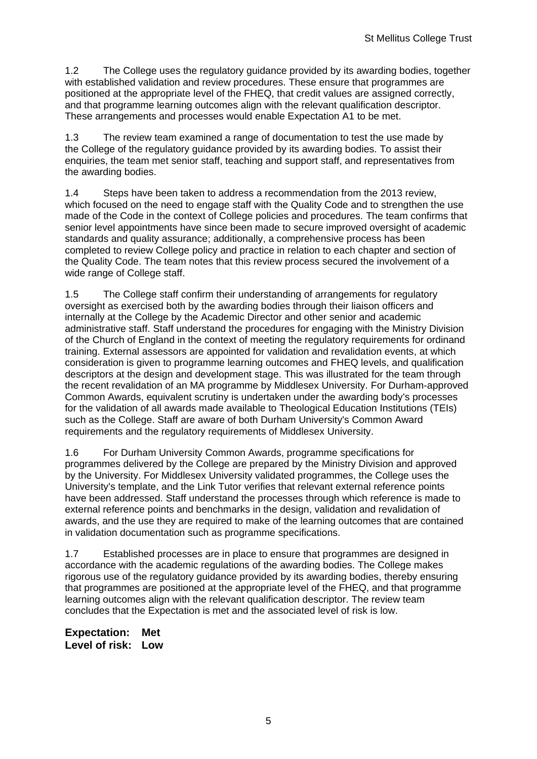1.2 The College uses the regulatory guidance provided by its awarding bodies, together with established validation and review procedures. These ensure that programmes are positioned at the appropriate level of the FHEQ, that credit values are assigned correctly, and that programme learning outcomes align with the relevant qualification descriptor. These arrangements and processes would enable Expectation A1 to be met.

1.3 The review team examined a range of documentation to test the use made by the College of the regulatory guidance provided by its awarding bodies. To assist their enquiries, the team met senior staff, teaching and support staff, and representatives from the awarding bodies.

1.4 Steps have been taken to address a recommendation from the 2013 review, which focused on the need to engage staff with the Quality Code and to strengthen the use made of the Code in the context of College policies and procedures. The team confirms that senior level appointments have since been made to secure improved oversight of academic standards and quality assurance; additionally, a comprehensive process has been completed to review College policy and practice in relation to each chapter and section of the Quality Code. The team notes that this review process secured the involvement of a wide range of College staff.

1.5 The College staff confirm their understanding of arrangements for regulatory oversight as exercised both by the awarding bodies through their liaison officers and internally at the College by the Academic Director and other senior and academic administrative staff. Staff understand the procedures for engaging with the Ministry Division of the Church of England in the context of meeting the regulatory requirements for ordinand training. External assessors are appointed for validation and revalidation events, at which consideration is given to programme learning outcomes and FHEQ levels, and qualification descriptors at the design and development stage. This was illustrated for the team through the recent revalidation of an MA programme by Middlesex University. For Durham-approved Common Awards, equivalent scrutiny is undertaken under the awarding body's processes for the validation of all awards made available to Theological Education Institutions (TEIs) such as the College. Staff are aware of both Durham University's Common Award requirements and the regulatory requirements of Middlesex University.

1.6 For Durham University Common Awards, programme specifications for programmes delivered by the College are prepared by the Ministry Division and approved by the University. For Middlesex University validated programmes, the College uses the University's template, and the Link Tutor verifies that relevant external reference points have been addressed. Staff understand the processes through which reference is made to external reference points and benchmarks in the design, validation and revalidation of awards, and the use they are required to make of the learning outcomes that are contained in validation documentation such as programme specifications.

1.7 Established processes are in place to ensure that programmes are designed in accordance with the academic regulations of the awarding bodies. The College makes rigorous use of the regulatory guidance provided by its awarding bodies, thereby ensuring that programmes are positioned at the appropriate level of the FHEQ, and that programme learning outcomes align with the relevant qualification descriptor. The review team concludes that the Expectation is met and the associated level of risk is low.

**Expectation: Met**
**Level of risk: Low**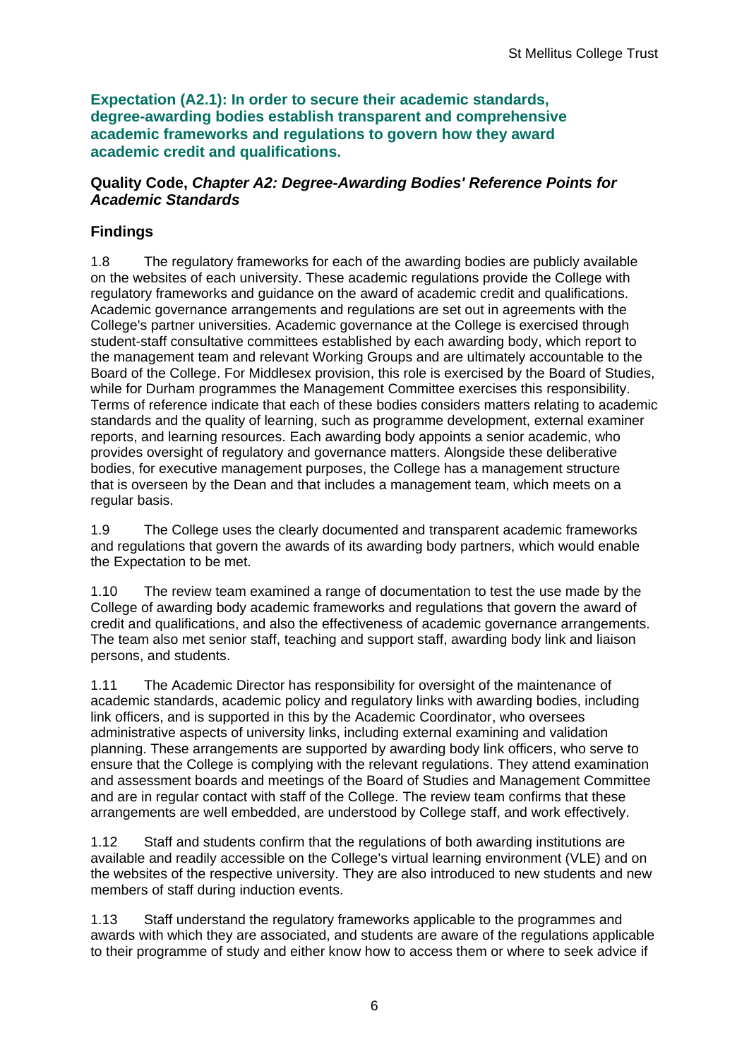**Expectation (A2.1): In order to secure their academic standards, degree-awarding bodies establish transparent and comprehensive academic frameworks and regulations to govern how they award academic credit and qualifications.**

**Quality Code, *Chapter A2: Degree-Awarding Bodies' Reference Points for Academic Standards***

## Findings

1.8 The regulatory frameworks for each of the awarding bodies are publicly available on the websites of each university. These academic regulations provide the College with regulatory frameworks and guidance on the award of academic credit and qualifications. Academic governance arrangements and regulations are set out in agreements with the College's partner universities. Academic governance at the College is exercised through student-staff consultative committees established by each awarding body, which report to the management team and relevant Working Groups and are ultimately accountable to the Board of the College. For Middlesex provision, this role is exercised by the Board of Studies, while for Durham programmes the Management Committee exercises this responsibility. Terms of reference indicate that each of these bodies considers matters relating to academic standards and the quality of learning, such as programme development, external examiner reports, and learning resources. Each awarding body appoints a senior academic, who provides oversight of regulatory and governance matters. Alongside these deliberative bodies, for executive management purposes, the College has a management structure that is overseen by the Dean and that includes a management team, which meets on a regular basis.

1.9 The College uses the clearly documented and transparent academic frameworks and regulations that govern the awards of its awarding body partners, which would enable the Expectation to be met.

1.10 The review team examined a range of documentation to test the use made by the College of awarding body academic frameworks and regulations that govern the award of credit and qualifications, and also the effectiveness of academic governance arrangements. The team also met senior staff, teaching and support staff, awarding body link and liaison persons, and students.

1.11 The Academic Director has responsibility for oversight of the maintenance of academic standards, academic policy and regulatory links with awarding bodies, including link officers, and is supported in this by the Academic Coordinator, who oversees administrative aspects of university links, including external examining and validation planning. These arrangements are supported by awarding body link officers, who serve to ensure that the College is complying with the relevant regulations. They attend examination and assessment boards and meetings of the Board of Studies and Management Committee and are in regular contact with staff of the College. The review team confirms that these arrangements are well embedded, are understood by College staff, and work effectively.

1.12 Staff and students confirm that the regulations of both awarding institutions are available and readily accessible on the College's virtual learning environment (VLE) and on the websites of the respective university. They are also introduced to new students and new members of staff during induction events.

1.13 Staff understand the regulatory frameworks applicable to the programmes and awards with which they are associated, and students are aware of the regulations applicable to their programme of study and either know how to access them or where to seek advice if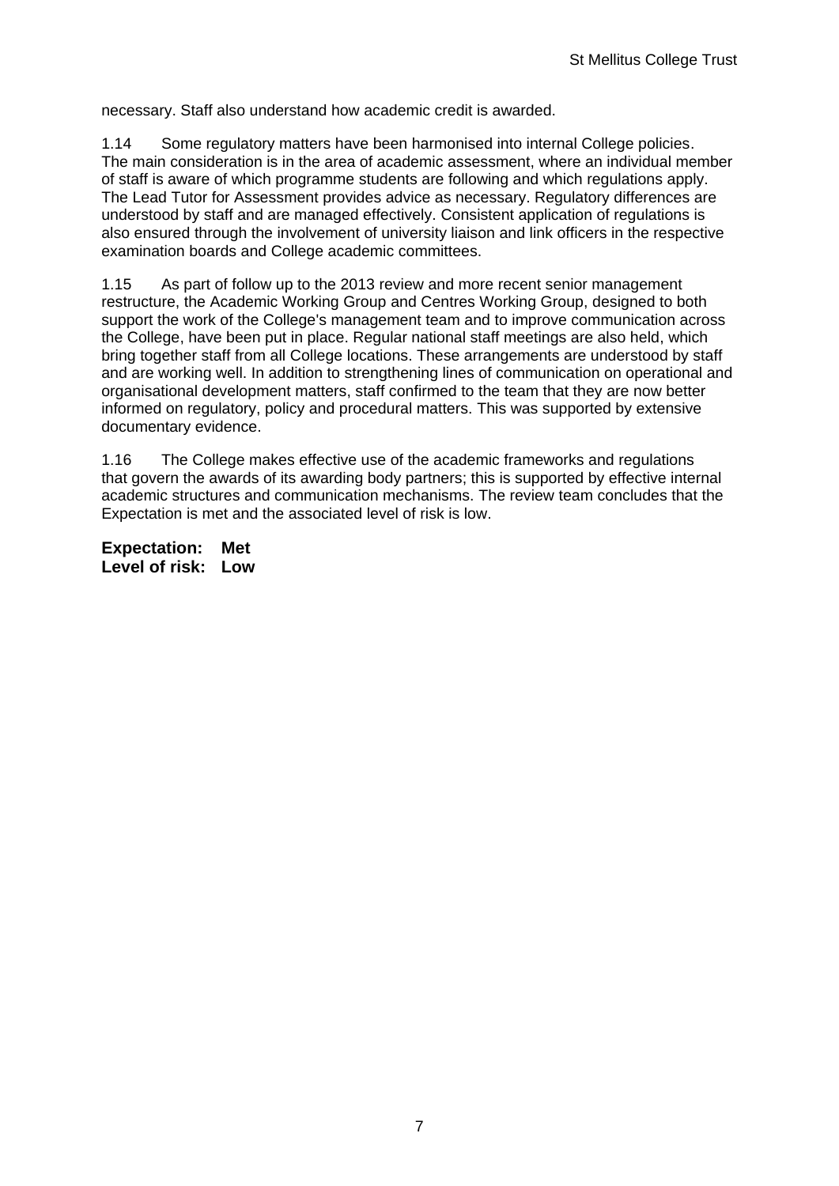necessary. Staff also understand how academic credit is awarded.

1.14 Some regulatory matters have been harmonised into internal College policies. The main consideration is in the area of academic assessment, where an individual member of staff is aware of which programme students are following and which regulations apply. The Lead Tutor for Assessment provides advice as necessary. Regulatory differences are understood by staff and are managed effectively. Consistent application of regulations is also ensured through the involvement of university liaison and link officers in the respective examination boards and College academic committees.

1.15 As part of follow up to the 2013 review and more recent senior management restructure, the Academic Working Group and Centres Working Group, designed to both support the work of the College's management team and to improve communication across the College, have been put in place. Regular national staff meetings are also held, which bring together staff from all College locations. These arrangements are understood by staff and are working well. In addition to strengthening lines of communication on operational and organisational development matters, staff confirmed to the team that they are now better informed on regulatory, policy and procedural matters. This was supported by extensive documentary evidence.

1.16 The College makes effective use of the academic frameworks and regulations that govern the awards of its awarding body partners; this is supported by effective internal academic structures and communication mechanisms. The review team concludes that the Expectation is met and the associated level of risk is low.

**Expectation: Met**
**Level of risk: Low**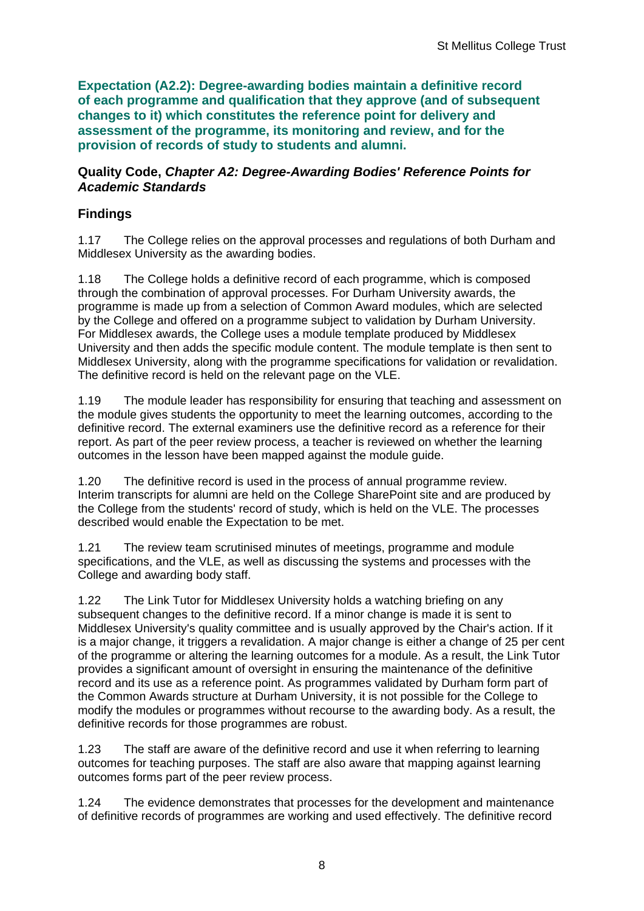**Expectation (A2.2): Degree-awarding bodies maintain a definitive record of each programme and qualification that they approve (and of subsequent changes to it) which constitutes the reference point for delivery and assessment of the programme, its monitoring and review, and for the provision of records of study to students and alumni.**

**Quality Code, *Chapter A2: Degree-Awarding Bodies' Reference Points for Academic Standards***

## Findings

1.17 The College relies on the approval processes and regulations of both Durham and Middlesex University as the awarding bodies.

1.18 The College holds a definitive record of each programme, which is composed through the combination of approval processes. For Durham University awards, the programme is made up from a selection of Common Award modules, which are selected by the College and offered on a programme subject to validation by Durham University. For Middlesex awards, the College uses a module template produced by Middlesex University and then adds the specific module content. The module template is then sent to Middlesex University, along with the programme specifications for validation or revalidation. The definitive record is held on the relevant page on the VLE.

1.19 The module leader has responsibility for ensuring that teaching and assessment on the module gives students the opportunity to meet the learning outcomes, according to the definitive record. The external examiners use the definitive record as a reference for their report. As part of the peer review process, a teacher is reviewed on whether the learning outcomes in the lesson have been mapped against the module guide.

1.20 The definitive record is used in the process of annual programme review. Interim transcripts for alumni are held on the College SharePoint site and are produced by the College from the students' record of study, which is held on the VLE. The processes described would enable the Expectation to be met.

1.21 The review team scrutinised minutes of meetings, programme and module specifications, and the VLE, as well as discussing the systems and processes with the College and awarding body staff.

1.22 The Link Tutor for Middlesex University holds a watching briefing on any subsequent changes to the definitive record. If a minor change is made it is sent to Middlesex University's quality committee and is usually approved by the Chair's action. If it is a major change, it triggers a revalidation. A major change is either a change of 25 per cent of the programme or altering the learning outcomes for a module. As a result, the Link Tutor provides a significant amount of oversight in ensuring the maintenance of the definitive record and its use as a reference point. As programmes validated by Durham form part of the Common Awards structure at Durham University, it is not possible for the College to modify the modules or programmes without recourse to the awarding body. As a result, the definitive records for those programmes are robust.

1.23 The staff are aware of the definitive record and use it when referring to learning outcomes for teaching purposes. The staff are also aware that mapping against learning outcomes forms part of the peer review process.

1.24 The evidence demonstrates that processes for the development and maintenance of definitive records of programmes are working and used effectively. The definitive record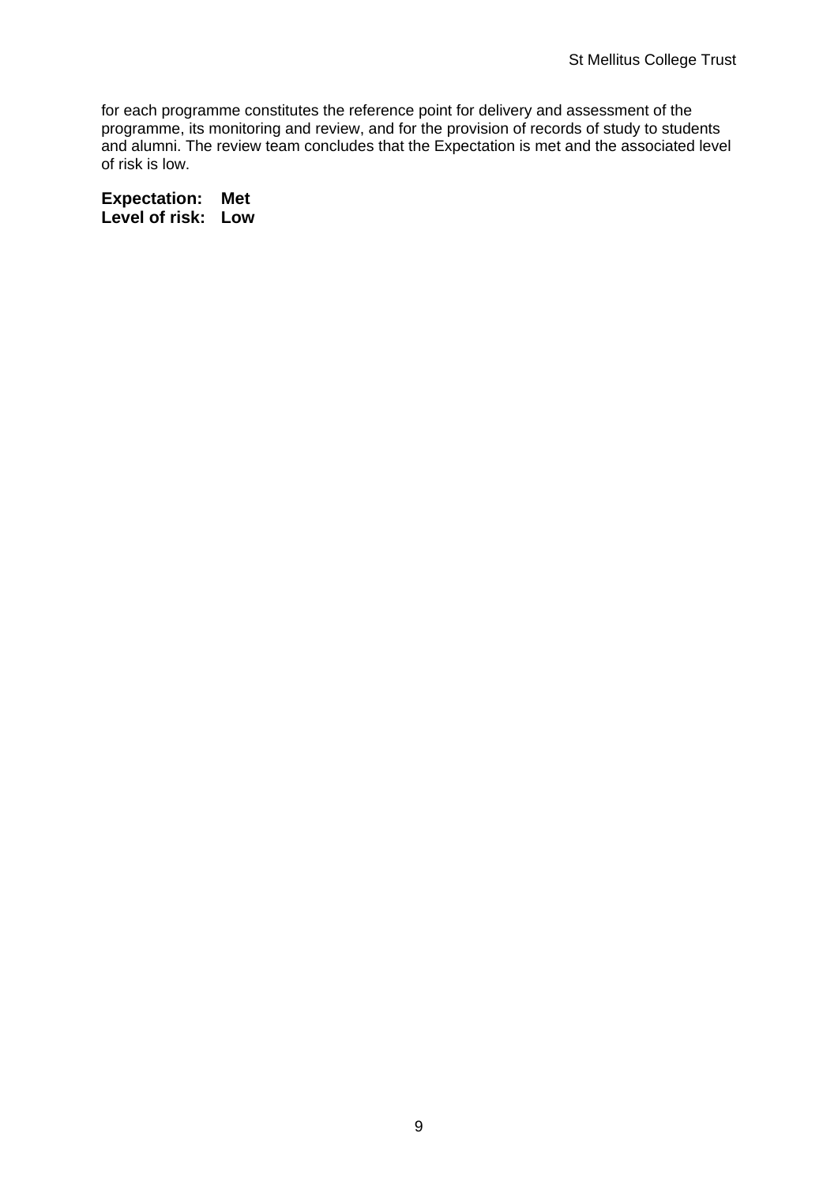for each programme constitutes the reference point for delivery and assessment of the programme, its monitoring and review, and for the provision of records of study to students and alumni. The review team concludes that the Expectation is met and the associated level of risk is low.

**Expectation: Met**
**Level of risk: Low**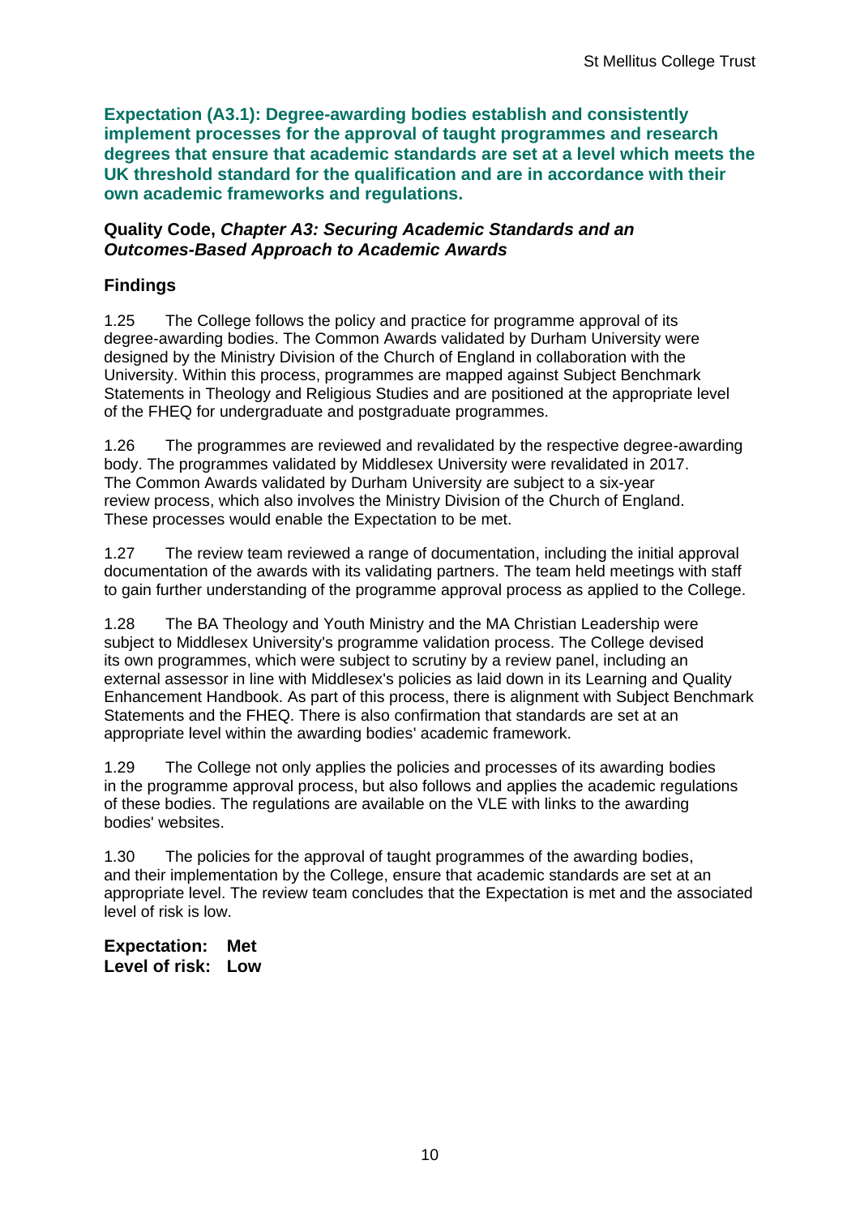**Expectation (A3.1): Degree-awarding bodies establish and consistently implement processes for the approval of taught programmes and research degrees that ensure that academic standards are set at a level which meets the UK threshold standard for the qualification and are in accordance with their own academic frameworks and regulations.**

**Quality Code, *Chapter A3: Securing Academic Standards and an Outcomes-Based Approach to Academic Awards***

### Findings

1.25 The College follows the policy and practice for programme approval of its degree-awarding bodies. The Common Awards validated by Durham University were designed by the Ministry Division of the Church of England in collaboration with the University. Within this process, programmes are mapped against Subject Benchmark Statements in Theology and Religious Studies and are positioned at the appropriate level of the FHEQ for undergraduate and postgraduate programmes.

1.26 The programmes are reviewed and revalidated by the respective degree-awarding body. The programmes validated by Middlesex University were revalidated in 2017. The Common Awards validated by Durham University are subject to a six-year review process, which also involves the Ministry Division of the Church of England. These processes would enable the Expectation to be met.

1.27 The review team reviewed a range of documentation, including the initial approval documentation of the awards with its validating partners. The team held meetings with staff to gain further understanding of the programme approval process as applied to the College.

1.28 The BA Theology and Youth Ministry and the MA Christian Leadership were subject to Middlesex University's programme validation process. The College devised its own programmes, which were subject to scrutiny by a review panel, including an external assessor in line with Middlesex's policies as laid down in its Learning and Quality Enhancement Handbook. As part of this process, there is alignment with Subject Benchmark Statements and the FHEQ. There is also confirmation that standards are set at an appropriate level within the awarding bodies' academic framework.

1.29 The College not only applies the policies and processes of its awarding bodies in the programme approval process, but also follows and applies the academic regulations of these bodies. The regulations are available on the VLE with links to the awarding bodies' websites.

1.30 The policies for the approval of taught programmes of the awarding bodies, and their implementation by the College, ensure that academic standards are set at an appropriate level. The review team concludes that the Expectation is met and the associated level of risk is low.

**Expectation: Met**
**Level of risk: Low**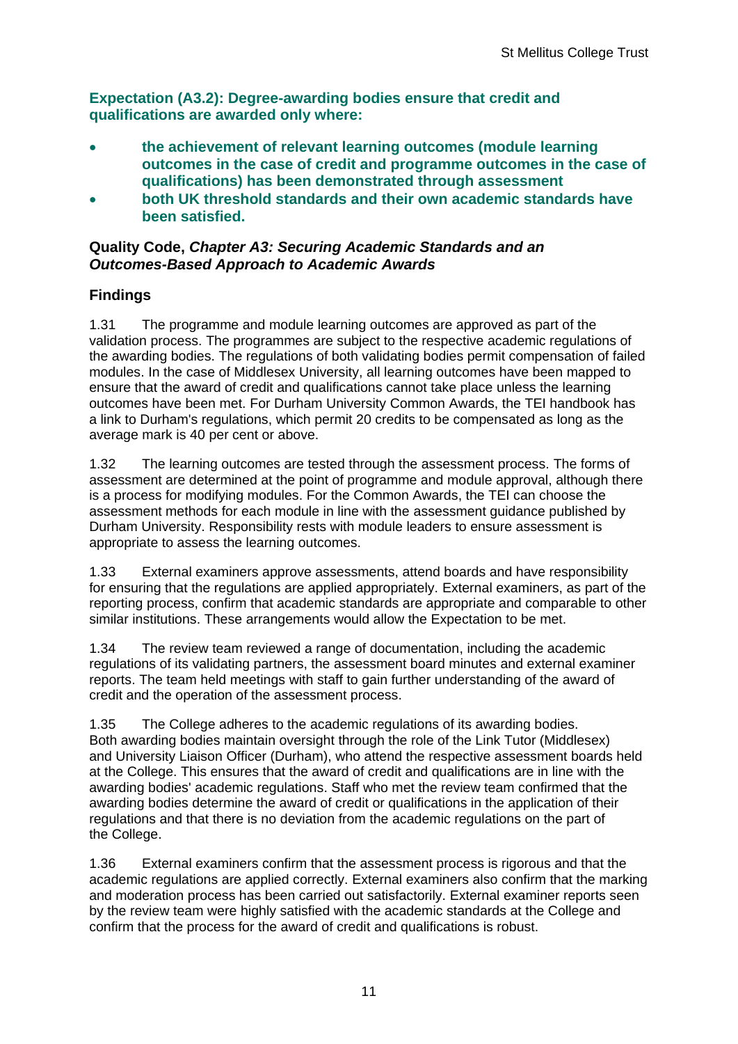**Expectation (A3.2): Degree-awarding bodies ensure that credit and qualifications are awarded only where:**

- **the achievement of relevant learning outcomes (module learning outcomes in the case of credit and programme outcomes in the case of qualifications) has been demonstrated through assessment**
- **both UK threshold standards and their own academic standards have been satisfied.**

**Quality Code, *Chapter A3: Securing Academic Standards and an Outcomes-Based Approach to Academic Awards***

## Findings

1.31 The programme and module learning outcomes are approved as part of the validation process. The programmes are subject to the respective academic regulations of the awarding bodies. The regulations of both validating bodies permit compensation of failed modules. In the case of Middlesex University, all learning outcomes have been mapped to ensure that the award of credit and qualifications cannot take place unless the learning outcomes have been met. For Durham University Common Awards, the TEI handbook has a link to Durham's regulations, which permit 20 credits to be compensated as long as the average mark is 40 per cent or above.

1.32 The learning outcomes are tested through the assessment process. The forms of assessment are determined at the point of programme and module approval, although there is a process for modifying modules. For the Common Awards, the TEI can choose the assessment methods for each module in line with the assessment guidance published by Durham University. Responsibility rests with module leaders to ensure assessment is appropriate to assess the learning outcomes.

1.33 External examiners approve assessments, attend boards and have responsibility for ensuring that the regulations are applied appropriately. External examiners, as part of the reporting process, confirm that academic standards are appropriate and comparable to other similar institutions. These arrangements would allow the Expectation to be met.

1.34 The review team reviewed a range of documentation, including the academic regulations of its validating partners, the assessment board minutes and external examiner reports. The team held meetings with staff to gain further understanding of the award of credit and the operation of the assessment process.

1.35 The College adheres to the academic regulations of its awarding bodies. Both awarding bodies maintain oversight through the role of the Link Tutor (Middlesex) and University Liaison Officer (Durham), who attend the respective assessment boards held at the College. This ensures that the award of credit and qualifications are in line with the awarding bodies' academic regulations. Staff who met the review team confirmed that the awarding bodies determine the award of credit or qualifications in the application of their regulations and that there is no deviation from the academic regulations on the part of the College.

1.36 External examiners confirm that the assessment process is rigorous and that the academic regulations are applied correctly. External examiners also confirm that the marking and moderation process has been carried out satisfactorily. External examiner reports seen by the review team were highly satisfied with the academic standards at the College and confirm that the process for the award of credit and qualifications is robust.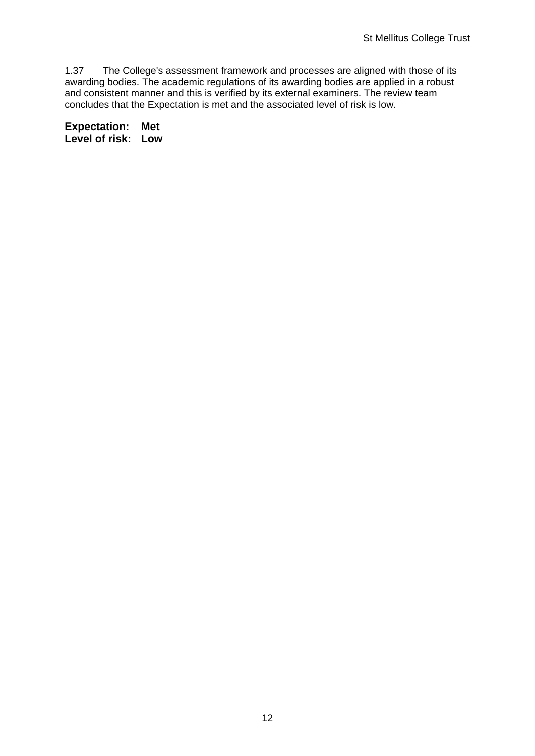1.37 The College's assessment framework and processes are aligned with those of its awarding bodies. The academic regulations of its awarding bodies are applied in a robust and consistent manner and this is verified by its external examiners. The review team concludes that the Expectation is met and the associated level of risk is low.

**Expectation: Met**
**Level of risk: Low**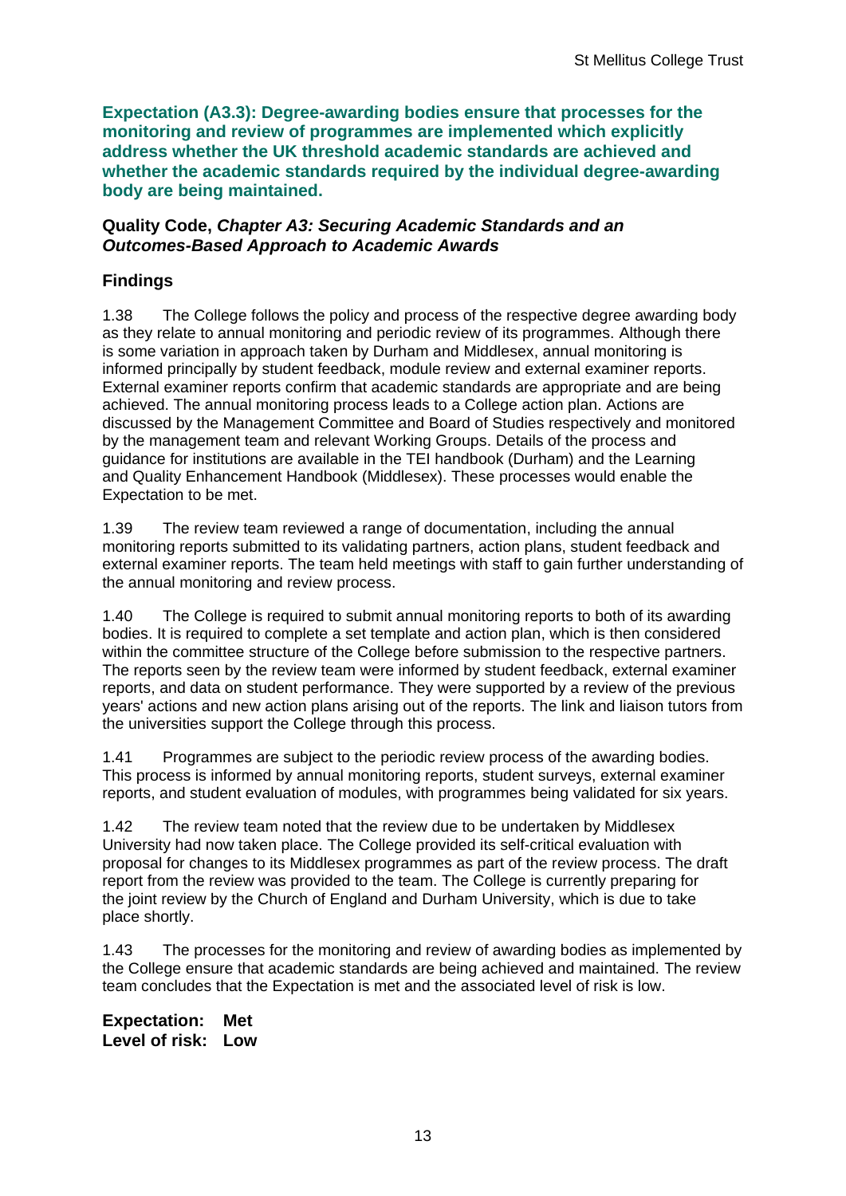**Expectation (A3.3): Degree-awarding bodies ensure that processes for the monitoring and review of programmes are implemented which explicitly address whether the UK threshold academic standards are achieved and whether the academic standards required by the individual degree-awarding body are being maintained.**

**Quality Code, *Chapter A3: Securing Academic Standards and an Outcomes-Based Approach to Academic Awards***

### Findings

1.38 The College follows the policy and process of the respective degree awarding body as they relate to annual monitoring and periodic review of its programmes. Although there is some variation in approach taken by Durham and Middlesex, annual monitoring is informed principally by student feedback, module review and external examiner reports. External examiner reports confirm that academic standards are appropriate and are being achieved. The annual monitoring process leads to a College action plan. Actions are discussed by the Management Committee and Board of Studies respectively and monitored by the management team and relevant Working Groups. Details of the process and guidance for institutions are available in the TEI handbook (Durham) and the Learning and Quality Enhancement Handbook (Middlesex). These processes would enable the Expectation to be met.

1.39 The review team reviewed a range of documentation, including the annual monitoring reports submitted to its validating partners, action plans, student feedback and external examiner reports. The team held meetings with staff to gain further understanding of the annual monitoring and review process.

1.40 The College is required to submit annual monitoring reports to both of its awarding bodies. It is required to complete a set template and action plan, which is then considered within the committee structure of the College before submission to the respective partners. The reports seen by the review team were informed by student feedback, external examiner reports, and data on student performance. They were supported by a review of the previous years' actions and new action plans arising out of the reports. The link and liaison tutors from the universities support the College through this process.

1.41 Programmes are subject to the periodic review process of the awarding bodies. This process is informed by annual monitoring reports, student surveys, external examiner reports, and student evaluation of modules, with programmes being validated for six years.

1.42 The review team noted that the review due to be undertaken by Middlesex University had now taken place. The College provided its self-critical evaluation with proposal for changes to its Middlesex programmes as part of the review process. The draft report from the review was provided to the team. The College is currently preparing for the joint review by the Church of England and Durham University, which is due to take place shortly.

1.43 The processes for the monitoring and review of awarding bodies as implemented by the College ensure that academic standards are being achieved and maintained. The review team concludes that the Expectation is met and the associated level of risk is low.

**Expectation: Met**
**Level of risk: Low**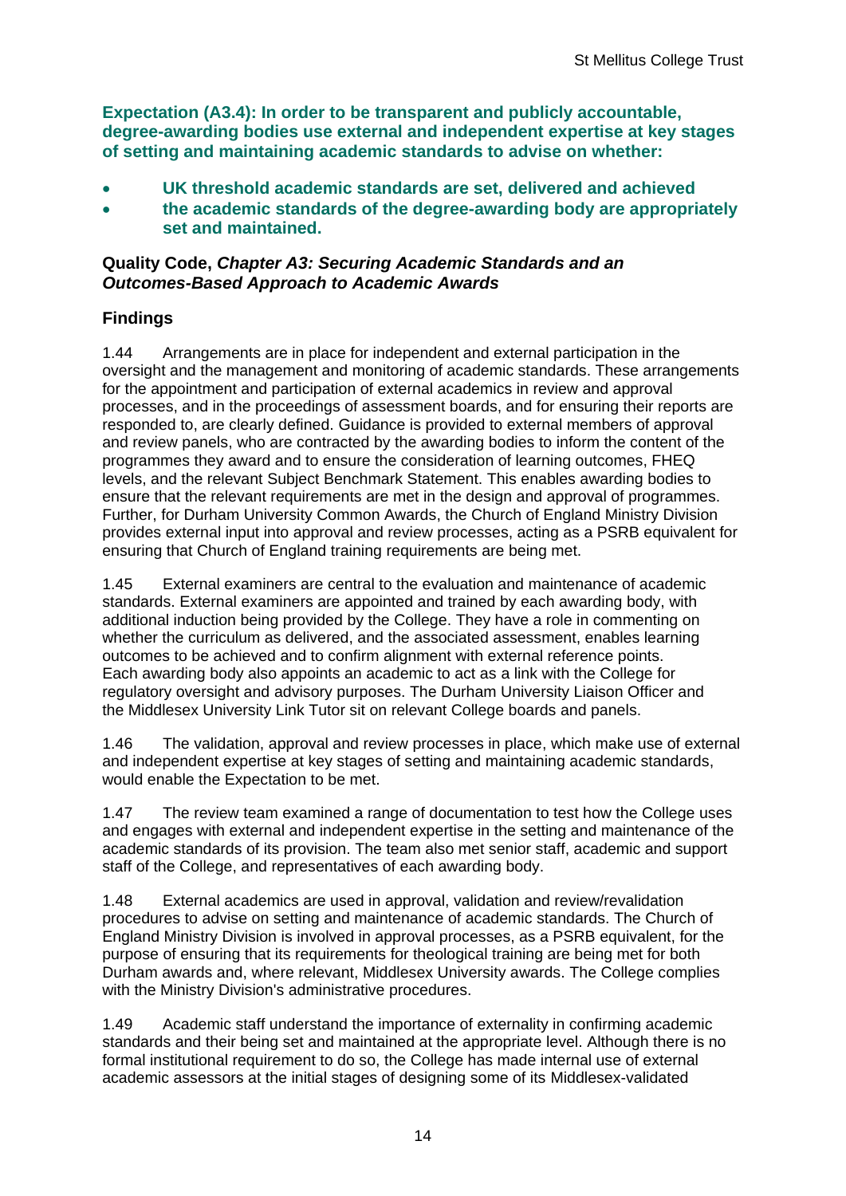**Expectation (A3.4): In order to be transparent and publicly accountable, degree-awarding bodies use external and independent expertise at key stages of setting and maintaining academic standards to advise on whether:**

- **UK threshold academic standards are set, delivered and achieved**
- **the academic standards of the degree-awarding body are appropriately set and maintained.**

**Quality Code, *Chapter A3: Securing Academic Standards and an Outcomes-Based Approach to Academic Awards***

## Findings

1.44 Arrangements are in place for independent and external participation in the oversight and the management and monitoring of academic standards. These arrangements for the appointment and participation of external academics in review and approval processes, and in the proceedings of assessment boards, and for ensuring their reports are responded to, are clearly defined. Guidance is provided to external members of approval and review panels, who are contracted by the awarding bodies to inform the content of the programmes they award and to ensure the consideration of learning outcomes, FHEQ levels, and the relevant Subject Benchmark Statement. This enables awarding bodies to ensure that the relevant requirements are met in the design and approval of programmes. Further, for Durham University Common Awards, the Church of England Ministry Division provides external input into approval and review processes, acting as a PSRB equivalent for ensuring that Church of England training requirements are being met.

1.45 External examiners are central to the evaluation and maintenance of academic standards. External examiners are appointed and trained by each awarding body, with additional induction being provided by the College. They have a role in commenting on whether the curriculum as delivered, and the associated assessment, enables learning outcomes to be achieved and to confirm alignment with external reference points. Each awarding body also appoints an academic to act as a link with the College for regulatory oversight and advisory purposes. The Durham University Liaison Officer and the Middlesex University Link Tutor sit on relevant College boards and panels.

1.46 The validation, approval and review processes in place, which make use of external and independent expertise at key stages of setting and maintaining academic standards, would enable the Expectation to be met.

1.47 The review team examined a range of documentation to test how the College uses and engages with external and independent expertise in the setting and maintenance of the academic standards of its provision. The team also met senior staff, academic and support staff of the College, and representatives of each awarding body.

1.48 External academics are used in approval, validation and review/revalidation procedures to advise on setting and maintenance of academic standards. The Church of England Ministry Division is involved in approval processes, as a PSRB equivalent, for the purpose of ensuring that its requirements for theological training are being met for both Durham awards and, where relevant, Middlesex University awards. The College complies with the Ministry Division's administrative procedures.

1.49 Academic staff understand the importance of externality in confirming academic standards and their being set and maintained at the appropriate level. Although there is no formal institutional requirement to do so, the College has made internal use of external academic assessors at the initial stages of designing some of its Middlesex-validated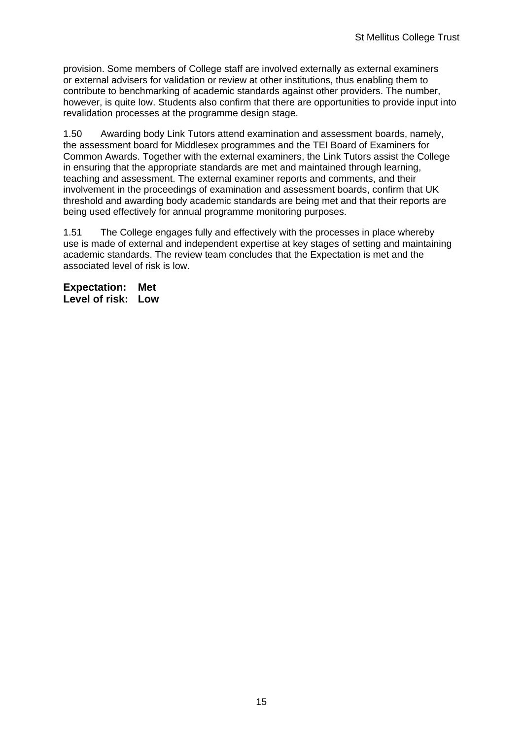provision. Some members of College staff are involved externally as external examiners or external advisers for validation or review at other institutions, thus enabling them to contribute to benchmarking of academic standards against other providers. The number, however, is quite low. Students also confirm that there are opportunities to provide input into revalidation processes at the programme design stage.

1.50 Awarding body Link Tutors attend examination and assessment boards, namely, the assessment board for Middlesex programmes and the TEI Board of Examiners for Common Awards. Together with the external examiners, the Link Tutors assist the College in ensuring that the appropriate standards are met and maintained through learning, teaching and assessment. The external examiner reports and comments, and their involvement in the proceedings of examination and assessment boards, confirm that UK threshold and awarding body academic standards are being met and that their reports are being used effectively for annual programme monitoring purposes.

1.51 The College engages fully and effectively with the processes in place whereby use is made of external and independent expertise at key stages of setting and maintaining academic standards. The review team concludes that the Expectation is met and the associated level of risk is low.

**Expectation: Met**
**Level of risk: Low**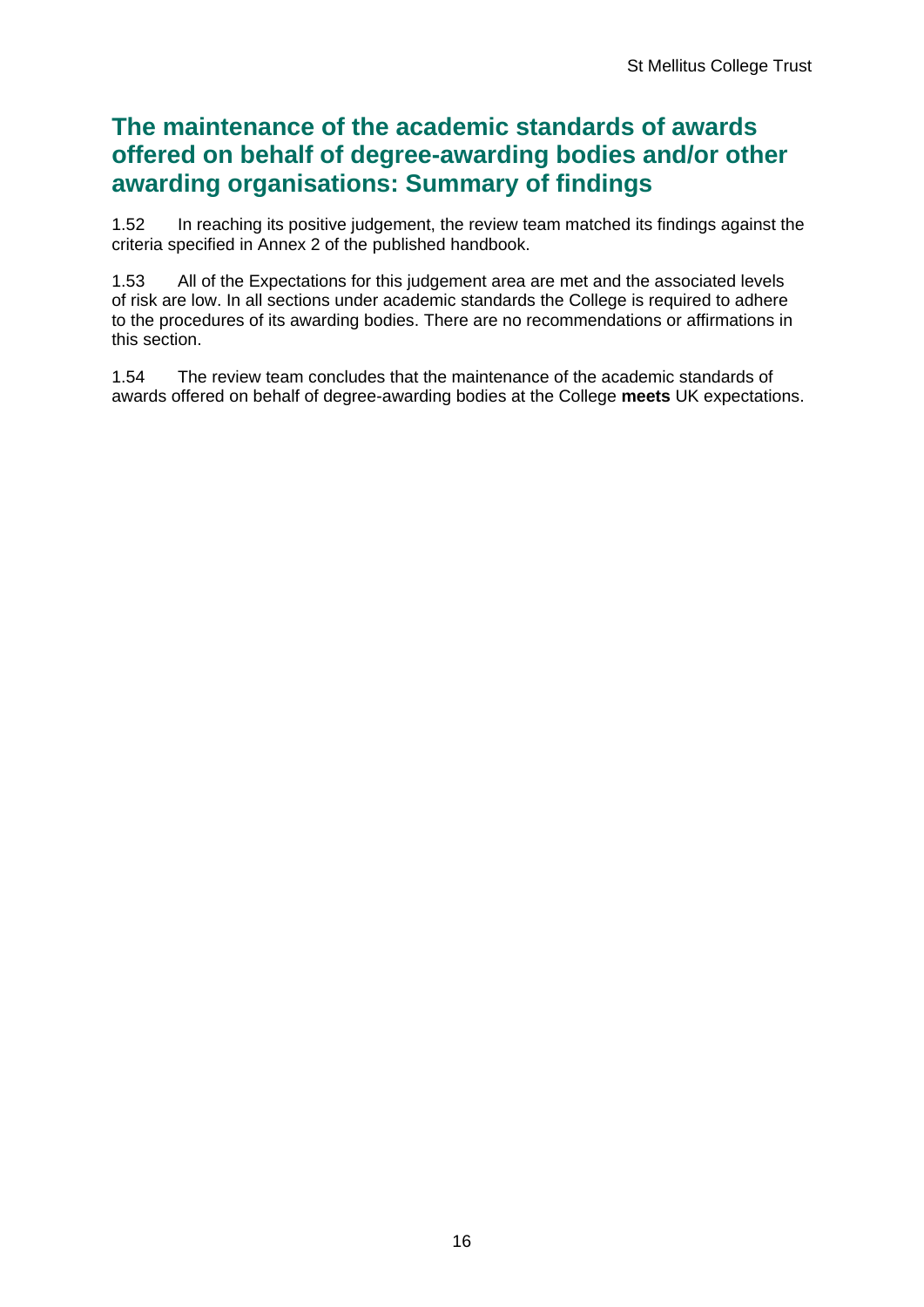## The maintenance of the academic standards of awards offered on behalf of degree-awarding bodies and/or other awarding organisations: Summary of findings

1.52 In reaching its positive judgement, the review team matched its findings against the criteria specified in Annex 2 of the published handbook.

1.53 All of the Expectations for this judgement area are met and the associated levels of risk are low. In all sections under academic standards the College is required to adhere to the procedures of its awarding bodies. There are no recommendations or affirmations in this section.

1.54 The review team concludes that the maintenance of the academic standards of awards offered on behalf of degree-awarding bodies at the College **meets** UK expectations.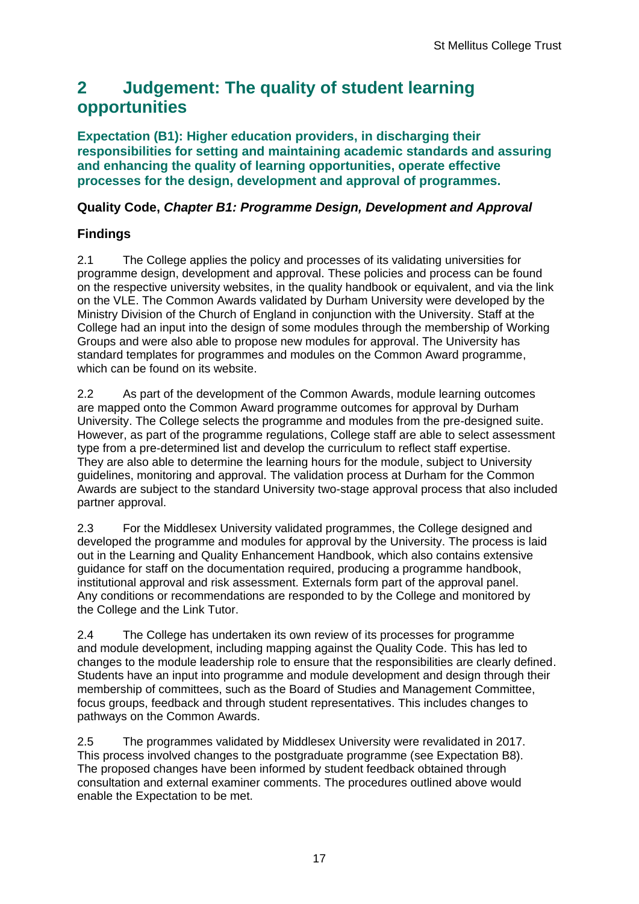## 2 Judgement: The quality of student learning opportunities

### Expectation (B1): Higher education providers, in discharging their responsibilities for setting and maintaining academic standards and assuring and enhancing the quality of learning opportunities, operate effective processes for the design, development and approval of programmes.

#### Quality Code, *Chapter B1: Programme Design, Development and Approval*

#### Findings

2.1 The College applies the policy and processes of its validating universities for programme design, development and approval. These policies and process can be found on the respective university websites, in the quality handbook or equivalent, and via the link on the VLE. The Common Awards validated by Durham University were developed by the Ministry Division of the Church of England in conjunction with the University. Staff at the College had an input into the design of some modules through the membership of Working Groups and were also able to propose new modules for approval. The University has standard templates for programmes and modules on the Common Award programme, which can be found on its website.

2.2 As part of the development of the Common Awards, module learning outcomes are mapped onto the Common Award programme outcomes for approval by Durham University. The College selects the programme and modules from the pre-designed suite. However, as part of the programme regulations, College staff are able to select assessment type from a pre-determined list and develop the curriculum to reflect staff expertise. They are also able to determine the learning hours for the module, subject to University guidelines, monitoring and approval. The validation process at Durham for the Common Awards are subject to the standard University two-stage approval process that also included partner approval.

2.3 For the Middlesex University validated programmes, the College designed and developed the programme and modules for approval by the University. The process is laid out in the Learning and Quality Enhancement Handbook, which also contains extensive guidance for staff on the documentation required, producing a programme handbook, institutional approval and risk assessment. Externals form part of the approval panel. Any conditions or recommendations are responded to by the College and monitored by the College and the Link Tutor.

2.4 The College has undertaken its own review of its processes for programme and module development, including mapping against the Quality Code. This has led to changes to the module leadership role to ensure that the responsibilities are clearly defined. Students have an input into programme and module development and design through their membership of committees, such as the Board of Studies and Management Committee, focus groups, feedback and through student representatives. This includes changes to pathways on the Common Awards.

2.5 The programmes validated by Middlesex University were revalidated in 2017. This process involved changes to the postgraduate programme (see Expectation B8). The proposed changes have been informed by student feedback obtained through consultation and external examiner comments. The procedures outlined above would enable the Expectation to be met.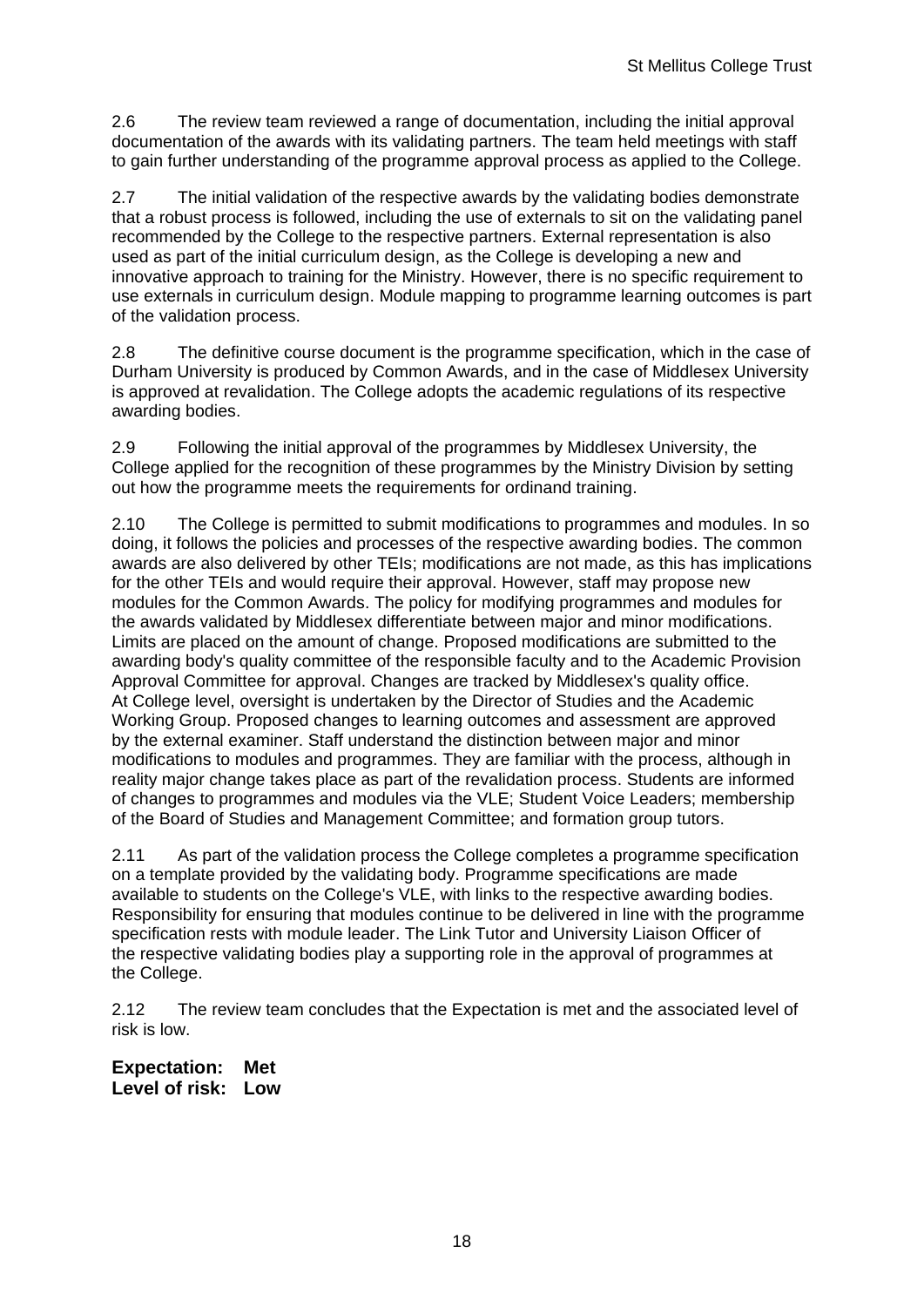2.6 The review team reviewed a range of documentation, including the initial approval documentation of the awards with its validating partners. The team held meetings with staff to gain further understanding of the programme approval process as applied to the College.

2.7 The initial validation of the respective awards by the validating bodies demonstrate that a robust process is followed, including the use of externals to sit on the validating panel recommended by the College to the respective partners. External representation is also used as part of the initial curriculum design, as the College is developing a new and innovative approach to training for the Ministry. However, there is no specific requirement to use externals in curriculum design. Module mapping to programme learning outcomes is part of the validation process.

2.8 The definitive course document is the programme specification, which in the case of Durham University is produced by Common Awards, and in the case of Middlesex University is approved at revalidation. The College adopts the academic regulations of its respective awarding bodies.

2.9 Following the initial approval of the programmes by Middlesex University, the College applied for the recognition of these programmes by the Ministry Division by setting out how the programme meets the requirements for ordinand training.

2.10 The College is permitted to submit modifications to programmes and modules. In so doing, it follows the policies and processes of the respective awarding bodies. The common awards are also delivered by other TEIs; modifications are not made, as this has implications for the other TEIs and would require their approval. However, staff may propose new modules for the Common Awards. The policy for modifying programmes and modules for the awards validated by Middlesex differentiate between major and minor modifications. Limits are placed on the amount of change. Proposed modifications are submitted to the awarding body's quality committee of the responsible faculty and to the Academic Provision Approval Committee for approval. Changes are tracked by Middlesex's quality office. At College level, oversight is undertaken by the Director of Studies and the Academic Working Group. Proposed changes to learning outcomes and assessment are approved by the external examiner. Staff understand the distinction between major and minor modifications to modules and programmes. They are familiar with the process, although in reality major change takes place as part of the revalidation process. Students are informed of changes to programmes and modules via the VLE; Student Voice Leaders; membership of the Board of Studies and Management Committee; and formation group tutors.

2.11 As part of the validation process the College completes a programme specification on a template provided by the validating body. Programme specifications are made available to students on the College's VLE, with links to the respective awarding bodies. Responsibility for ensuring that modules continue to be delivered in line with the programme specification rests with module leader. The Link Tutor and University Liaison Officer of the respective validating bodies play a supporting role in the approval of programmes at the College.

2.12 The review team concludes that the Expectation is met and the associated level of risk is low.

**Expectation: Met**
**Level of risk: Low**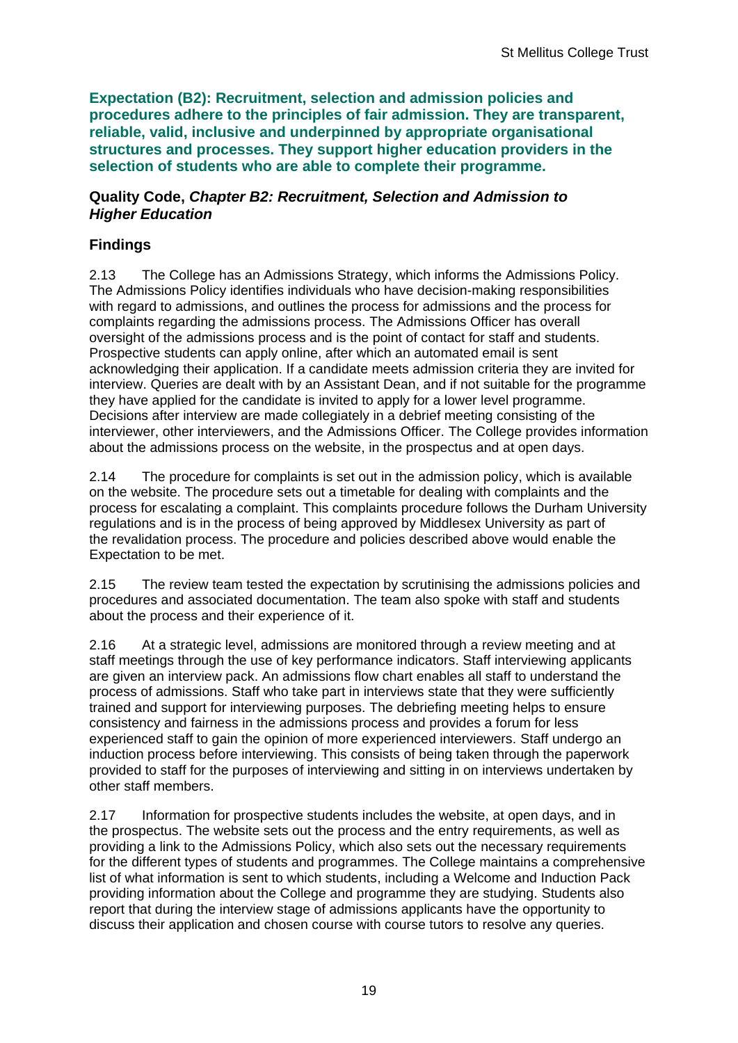**Expectation (B2): Recruitment, selection and admission policies and procedures adhere to the principles of fair admission. They are transparent, reliable, valid, inclusive and underpinned by appropriate organisational structures and processes. They support higher education providers in the selection of students who are able to complete their programme.**

**Quality Code, *Chapter B2: Recruitment, Selection and Admission to Higher Education***

### Findings

2.13 The College has an Admissions Strategy, which informs the Admissions Policy. The Admissions Policy identifies individuals who have decision-making responsibilities with regard to admissions, and outlines the process for admissions and the process for complaints regarding the admissions process. The Admissions Officer has overall oversight of the admissions process and is the point of contact for staff and students. Prospective students can apply online, after which an automated email is sent acknowledging their application. If a candidate meets admission criteria they are invited for interview. Queries are dealt with by an Assistant Dean, and if not suitable for the programme they have applied for the candidate is invited to apply for a lower level programme. Decisions after interview are made collegiately in a debrief meeting consisting of the interviewer, other interviewers, and the Admissions Officer. The College provides information about the admissions process on the website, in the prospectus and at open days.

2.14 The procedure for complaints is set out in the admission policy, which is available on the website. The procedure sets out a timetable for dealing with complaints and the process for escalating a complaint. This complaints procedure follows the Durham University regulations and is in the process of being approved by Middlesex University as part of the revalidation process. The procedure and policies described above would enable the Expectation to be met.

2.15 The review team tested the expectation by scrutinising the admissions policies and procedures and associated documentation. The team also spoke with staff and students about the process and their experience of it.

2.16 At a strategic level, admissions are monitored through a review meeting and at staff meetings through the use of key performance indicators. Staff interviewing applicants are given an interview pack. An admissions flow chart enables all staff to understand the process of admissions. Staff who take part in interviews state that they were sufficiently trained and support for interviewing purposes. The debriefing meeting helps to ensure consistency and fairness in the admissions process and provides a forum for less experienced staff to gain the opinion of more experienced interviewers. Staff undergo an induction process before interviewing. This consists of being taken through the paperwork provided to staff for the purposes of interviewing and sitting in on interviews undertaken by other staff members.

2.17 Information for prospective students includes the website, at open days, and in the prospectus. The website sets out the process and the entry requirements, as well as providing a link to the Admissions Policy, which also sets out the necessary requirements for the different types of students and programmes. The College maintains a comprehensive list of what information is sent to which students, including a Welcome and Induction Pack providing information about the College and programme they are studying. Students also report that during the interview stage of admissions applicants have the opportunity to discuss their application and chosen course with course tutors to resolve any queries.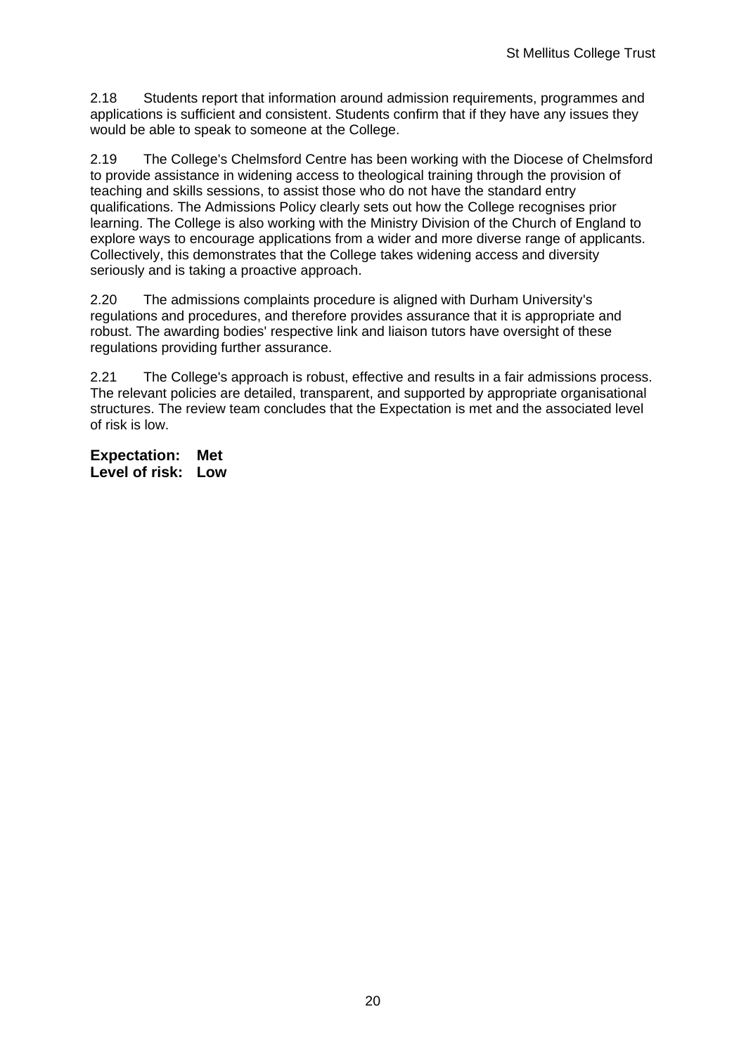2.18 Students report that information around admission requirements, programmes and applications is sufficient and consistent. Students confirm that if they have any issues they would be able to speak to someone at the College.

2.19 The College's Chelmsford Centre has been working with the Diocese of Chelmsford to provide assistance in widening access to theological training through the provision of teaching and skills sessions, to assist those who do not have the standard entry qualifications. The Admissions Policy clearly sets out how the College recognises prior learning. The College is also working with the Ministry Division of the Church of England to explore ways to encourage applications from a wider and more diverse range of applicants. Collectively, this demonstrates that the College takes widening access and diversity seriously and is taking a proactive approach.

2.20 The admissions complaints procedure is aligned with Durham University's regulations and procedures, and therefore provides assurance that it is appropriate and robust. The awarding bodies' respective link and liaison tutors have oversight of these regulations providing further assurance.

2.21 The College's approach is robust, effective and results in a fair admissions process. The relevant policies are detailed, transparent, and supported by appropriate organisational structures. The review team concludes that the Expectation is met and the associated level of risk is low.

**Expectation: Met**
**Level of risk: Low**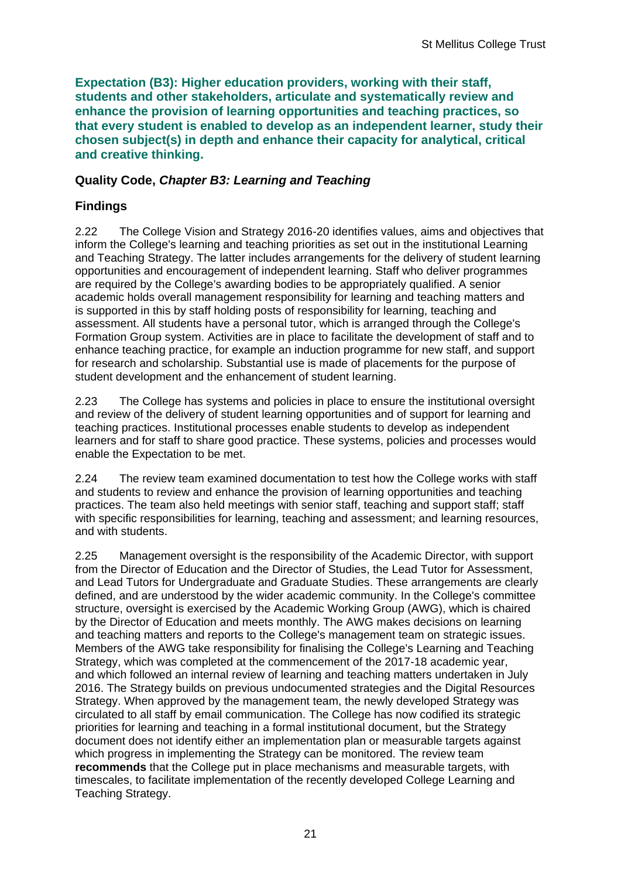**Expectation (B3): Higher education providers, working with their staff, students and other stakeholders, articulate and systematically review and enhance the provision of learning opportunities and teaching practices, so that every student is enabled to develop as an independent learner, study their chosen subject(s) in depth and enhance their capacity for analytical, critical and creative thinking.**

### Quality Code, *Chapter B3: Learning and Teaching*

### Findings

2.22 The College Vision and Strategy 2016-20 identifies values, aims and objectives that inform the College's learning and teaching priorities as set out in the institutional Learning and Teaching Strategy. The latter includes arrangements for the delivery of student learning opportunities and encouragement of independent learning. Staff who deliver programmes are required by the College's awarding bodies to be appropriately qualified. A senior academic holds overall management responsibility for learning and teaching matters and is supported in this by staff holding posts of responsibility for learning, teaching and assessment. All students have a personal tutor, which is arranged through the College's Formation Group system. Activities are in place to facilitate the development of staff and to enhance teaching practice, for example an induction programme for new staff, and support for research and scholarship. Substantial use is made of placements for the purpose of student development and the enhancement of student learning.

2.23 The College has systems and policies in place to ensure the institutional oversight and review of the delivery of student learning opportunities and of support for learning and teaching practices. Institutional processes enable students to develop as independent learners and for staff to share good practice. These systems, policies and processes would enable the Expectation to be met.

2.24 The review team examined documentation to test how the College works with staff and students to review and enhance the provision of learning opportunities and teaching practices. The team also held meetings with senior staff, teaching and support staff; staff with specific responsibilities for learning, teaching and assessment; and learning resources, and with students.

2.25 Management oversight is the responsibility of the Academic Director, with support from the Director of Education and the Director of Studies, the Lead Tutor for Assessment, and Lead Tutors for Undergraduate and Graduate Studies. These arrangements are clearly defined, and are understood by the wider academic community. In the College's committee structure, oversight is exercised by the Academic Working Group (AWG), which is chaired by the Director of Education and meets monthly. The AWG makes decisions on learning and teaching matters and reports to the College's management team on strategic issues. Members of the AWG take responsibility for finalising the College's Learning and Teaching Strategy, which was completed at the commencement of the 2017-18 academic year, and which followed an internal review of learning and teaching matters undertaken in July 2016. The Strategy builds on previous undocumented strategies and the Digital Resources Strategy. When approved by the management team, the newly developed Strategy was circulated to all staff by email communication. The College has now codified its strategic priorities for learning and teaching in a formal institutional document, but the Strategy document does not identify either an implementation plan or measurable targets against which progress in implementing the Strategy can be monitored. The review team **recommends** that the College put in place mechanisms and measurable targets, with timescales, to facilitate implementation of the recently developed College Learning and Teaching Strategy.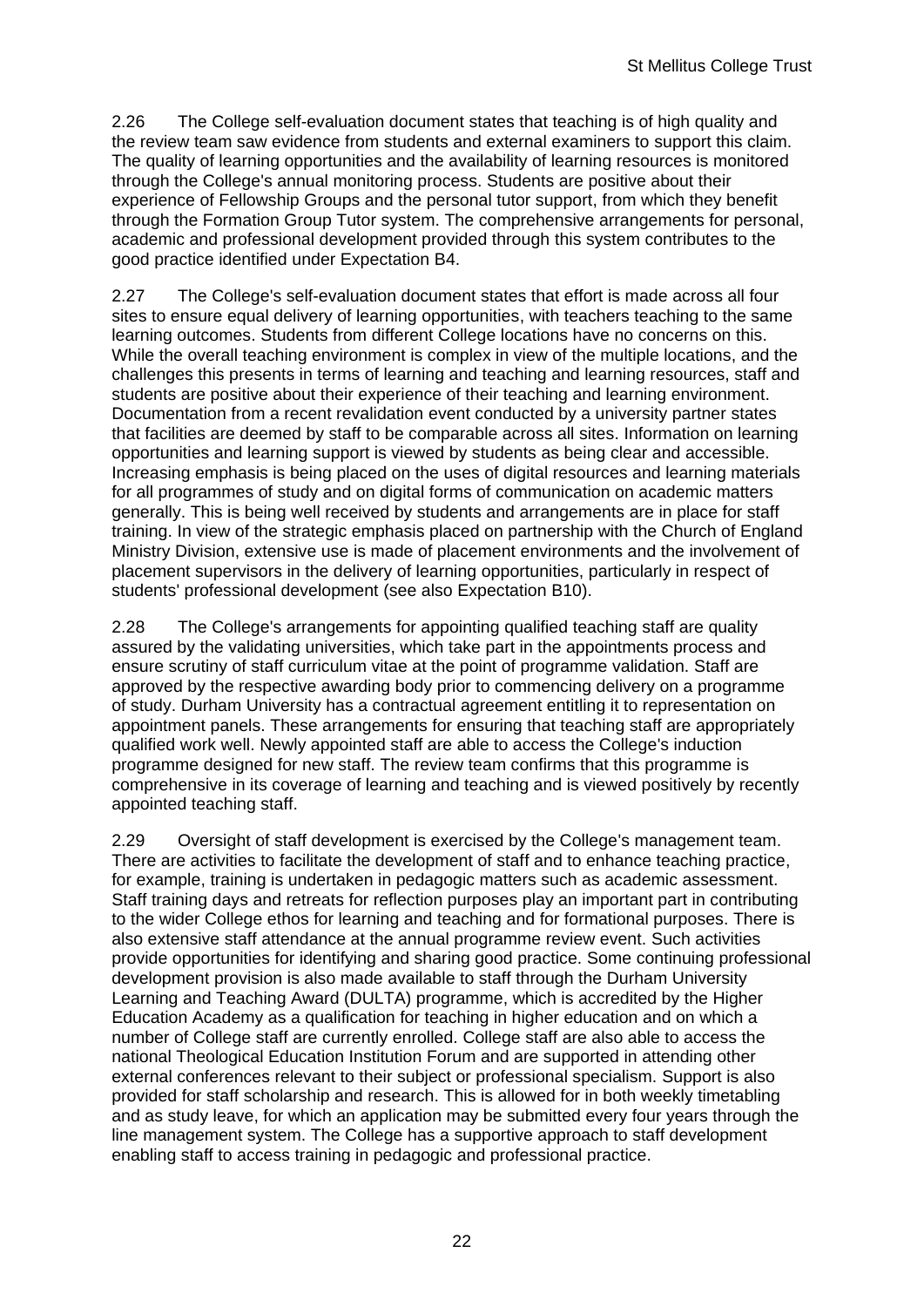2.26 The College self-evaluation document states that teaching is of high quality and the review team saw evidence from students and external examiners to support this claim. The quality of learning opportunities and the availability of learning resources is monitored through the College's annual monitoring process. Students are positive about their experience of Fellowship Groups and the personal tutor support, from which they benefit through the Formation Group Tutor system. The comprehensive arrangements for personal, academic and professional development provided through this system contributes to the good practice identified under Expectation B4.

2.27 The College's self-evaluation document states that effort is made across all four sites to ensure equal delivery of learning opportunities, with teachers teaching to the same learning outcomes. Students from different College locations have no concerns on this. While the overall teaching environment is complex in view of the multiple locations, and the challenges this presents in terms of learning and teaching and learning resources, staff and students are positive about their experience of their teaching and learning environment. Documentation from a recent revalidation event conducted by a university partner states that facilities are deemed by staff to be comparable across all sites. Information on learning opportunities and learning support is viewed by students as being clear and accessible. Increasing emphasis is being placed on the uses of digital resources and learning materials for all programmes of study and on digital forms of communication on academic matters generally. This is being well received by students and arrangements are in place for staff training. In view of the strategic emphasis placed on partnership with the Church of England Ministry Division, extensive use is made of placement environments and the involvement of placement supervisors in the delivery of learning opportunities, particularly in respect of students' professional development (see also Expectation B10).

2.28 The College's arrangements for appointing qualified teaching staff are quality assured by the validating universities, which take part in the appointments process and ensure scrutiny of staff curriculum vitae at the point of programme validation. Staff are approved by the respective awarding body prior to commencing delivery on a programme of study. Durham University has a contractual agreement entitling it to representation on appointment panels. These arrangements for ensuring that teaching staff are appropriately qualified work well. Newly appointed staff are able to access the College's induction programme designed for new staff. The review team confirms that this programme is comprehensive in its coverage of learning and teaching and is viewed positively by recently appointed teaching staff.

2.29 Oversight of staff development is exercised by the College's management team. There are activities to facilitate the development of staff and to enhance teaching practice, for example, training is undertaken in pedagogic matters such as academic assessment. Staff training days and retreats for reflection purposes play an important part in contributing to the wider College ethos for learning and teaching and for formational purposes. There is also extensive staff attendance at the annual programme review event. Such activities provide opportunities for identifying and sharing good practice. Some continuing professional development provision is also made available to staff through the Durham University Learning and Teaching Award (DULTA) programme, which is accredited by the Higher Education Academy as a qualification for teaching in higher education and on which a number of College staff are currently enrolled. College staff are also able to access the national Theological Education Institution Forum and are supported in attending other external conferences relevant to their subject or professional specialism. Support is also provided for staff scholarship and research. This is allowed for in both weekly timetabling and as study leave, for which an application may be submitted every four years through the line management system. The College has a supportive approach to staff development enabling staff to access training in pedagogic and professional practice.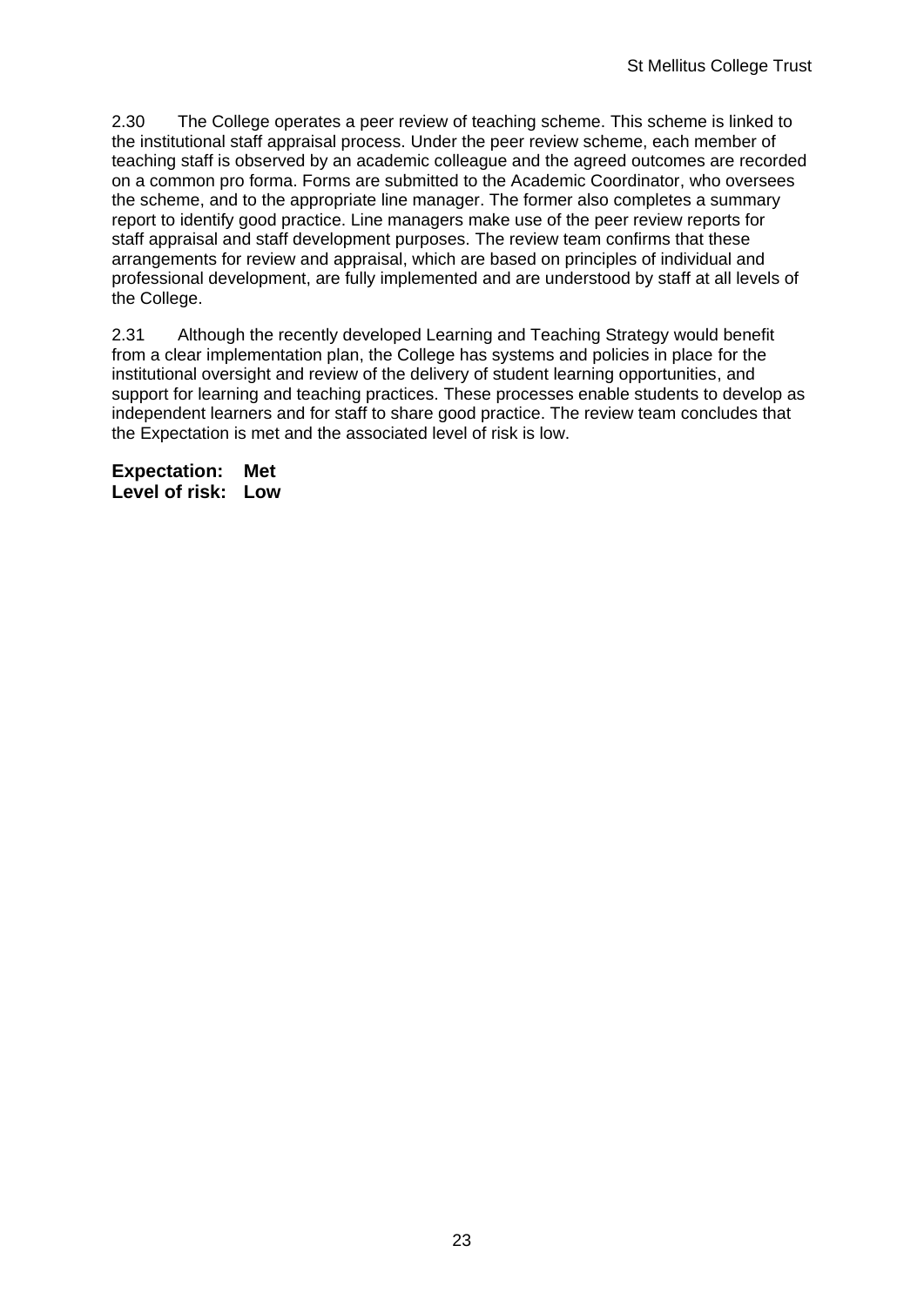2.30 The College operates a peer review of teaching scheme. This scheme is linked to the institutional staff appraisal process. Under the peer review scheme, each member of teaching staff is observed by an academic colleague and the agreed outcomes are recorded on a common pro forma. Forms are submitted to the Academic Coordinator, who oversees the scheme, and to the appropriate line manager. The former also completes a summary report to identify good practice. Line managers make use of the peer review reports for staff appraisal and staff development purposes. The review team confirms that these arrangements for review and appraisal, which are based on principles of individual and professional development, are fully implemented and are understood by staff at all levels of the College.

2.31 Although the recently developed Learning and Teaching Strategy would benefit from a clear implementation plan, the College has systems and policies in place for the institutional oversight and review of the delivery of student learning opportunities, and support for learning and teaching practices. These processes enable students to develop as independent learners and for staff to share good practice. The review team concludes that the Expectation is met and the associated level of risk is low.

**Expectation: Met**
**Level of risk: Low**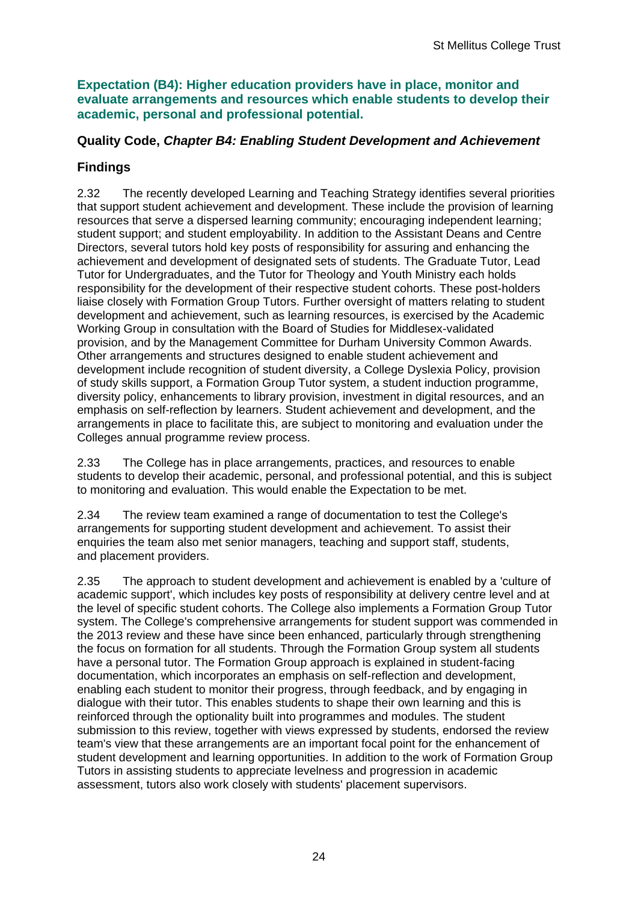**Expectation (B4): Higher education providers have in place, monitor and evaluate arrangements and resources which enable students to develop their academic, personal and professional potential.**

**Quality Code, *Chapter B4: Enabling Student Development and Achievement***

**Findings**

2.32 The recently developed Learning and Teaching Strategy identifies several priorities that support student achievement and development. These include the provision of learning resources that serve a dispersed learning community; encouraging independent learning; student support; and student employability. In addition to the Assistant Deans and Centre Directors, several tutors hold key posts of responsibility for assuring and enhancing the achievement and development of designated sets of students. The Graduate Tutor, Lead Tutor for Undergraduates, and the Tutor for Theology and Youth Ministry each holds responsibility for the development of their respective student cohorts. These post-holders liaise closely with Formation Group Tutors. Further oversight of matters relating to student development and achievement, such as learning resources, is exercised by the Academic Working Group in consultation with the Board of Studies for Middlesex-validated provision, and by the Management Committee for Durham University Common Awards. Other arrangements and structures designed to enable student achievement and development include recognition of student diversity, a College Dyslexia Policy, provision of study skills support, a Formation Group Tutor system, a student induction programme, diversity policy, enhancements to library provision, investment in digital resources, and an emphasis on self-reflection by learners. Student achievement and development, and the arrangements in place to facilitate this, are subject to monitoring and evaluation under the Colleges annual programme review process.

2.33 The College has in place arrangements, practices, and resources to enable students to develop their academic, personal, and professional potential, and this is subject to monitoring and evaluation. This would enable the Expectation to be met.

2.34 The review team examined a range of documentation to test the College's arrangements for supporting student development and achievement. To assist their enquiries the team also met senior managers, teaching and support staff, students, and placement providers.

2.35 The approach to student development and achievement is enabled by a 'culture of academic support', which includes key posts of responsibility at delivery centre level and at the level of specific student cohorts. The College also implements a Formation Group Tutor system. The College's comprehensive arrangements for student support was commended in the 2013 review and these have since been enhanced, particularly through strengthening the focus on formation for all students. Through the Formation Group system all students have a personal tutor. The Formation Group approach is explained in student-facing documentation, which incorporates an emphasis on self-reflection and development, enabling each student to monitor their progress, through feedback, and by engaging in dialogue with their tutor. This enables students to shape their own learning and this is reinforced through the optionality built into programmes and modules. The student submission to this review, together with views expressed by students, endorsed the review team's view that these arrangements are an important focal point for the enhancement of student development and learning opportunities. In addition to the work of Formation Group Tutors in assisting students to appreciate levelness and progression in academic assessment, tutors also work closely with students' placement supervisors.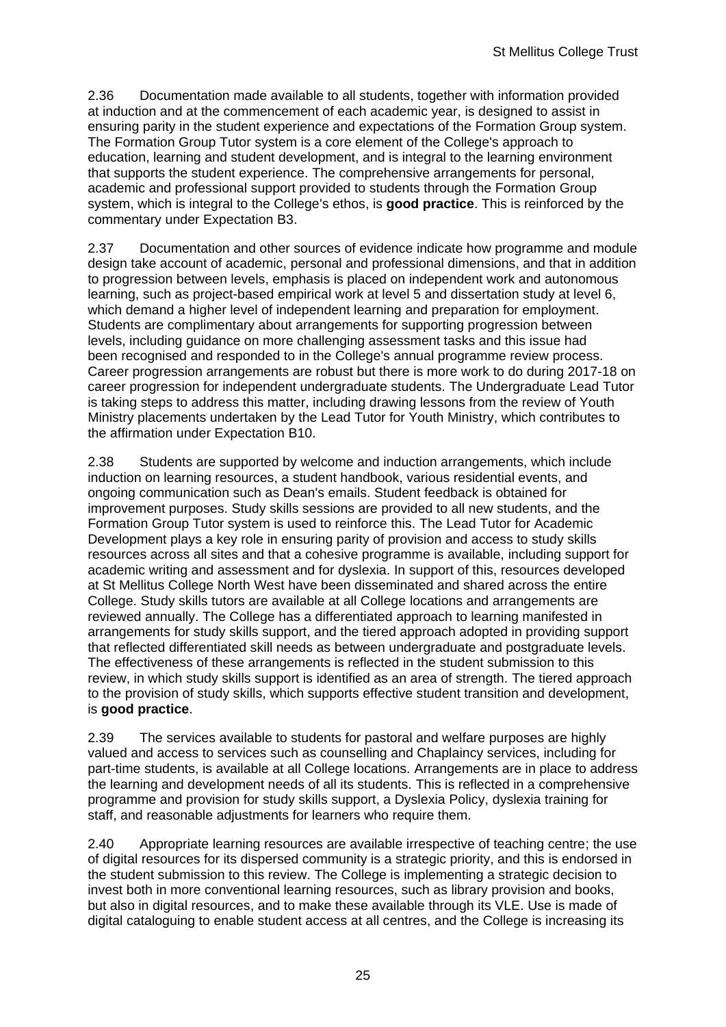2.36 Documentation made available to all students, together with information provided at induction and at the commencement of each academic year, is designed to assist in ensuring parity in the student experience and expectations of the Formation Group system. The Formation Group Tutor system is a core element of the College's approach to education, learning and student development, and is integral to the learning environment that supports the student experience. The comprehensive arrangements for personal, academic and professional support provided to students through the Formation Group system, which is integral to the College's ethos, is **good practice**. This is reinforced by the commentary under Expectation B3.

2.37 Documentation and other sources of evidence indicate how programme and module design take account of academic, personal and professional dimensions, and that in addition to progression between levels, emphasis is placed on independent work and autonomous learning, such as project-based empirical work at level 5 and dissertation study at level 6, which demand a higher level of independent learning and preparation for employment. Students are complimentary about arrangements for supporting progression between levels, including guidance on more challenging assessment tasks and this issue had been recognised and responded to in the College's annual programme review process. Career progression arrangements are robust but there is more work to do during 2017-18 on career progression for independent undergraduate students. The Undergraduate Lead Tutor is taking steps to address this matter, including drawing lessons from the review of Youth Ministry placements undertaken by the Lead Tutor for Youth Ministry, which contributes to the affirmation under Expectation B10.

2.38 Students are supported by welcome and induction arrangements, which include induction on learning resources, a student handbook, various residential events, and ongoing communication such as Dean's emails. Student feedback is obtained for improvement purposes. Study skills sessions are provided to all new students, and the Formation Group Tutor system is used to reinforce this. The Lead Tutor for Academic Development plays a key role in ensuring parity of provision and access to study skills resources across all sites and that a cohesive programme is available, including support for academic writing and assessment and for dyslexia. In support of this, resources developed at St Mellitus College North West have been disseminated and shared across the entire College. Study skills tutors are available at all College locations and arrangements are reviewed annually. The College has a differentiated approach to learning manifested in arrangements for study skills support, and the tiered approach adopted in providing support that reflected differentiated skill needs as between undergraduate and postgraduate levels. The effectiveness of these arrangements is reflected in the student submission to this review, in which study skills support is identified as an area of strength. The tiered approach to the provision of study skills, which supports effective student transition and development, is **good practice**.

2.39 The services available to students for pastoral and welfare purposes are highly valued and access to services such as counselling and Chaplaincy services, including for part-time students, is available at all College locations. Arrangements are in place to address the learning and development needs of all its students. This is reflected in a comprehensive programme and provision for study skills support, a Dyslexia Policy, dyslexia training for staff, and reasonable adjustments for learners who require them.

2.40 Appropriate learning resources are available irrespective of teaching centre; the use of digital resources for its dispersed community is a strategic priority, and this is endorsed in the student submission to this review. The College is implementing a strategic decision to invest both in more conventional learning resources, such as library provision and books, but also in digital resources, and to make these available through its VLE. Use is made of digital cataloguing to enable student access at all centres, and the College is increasing its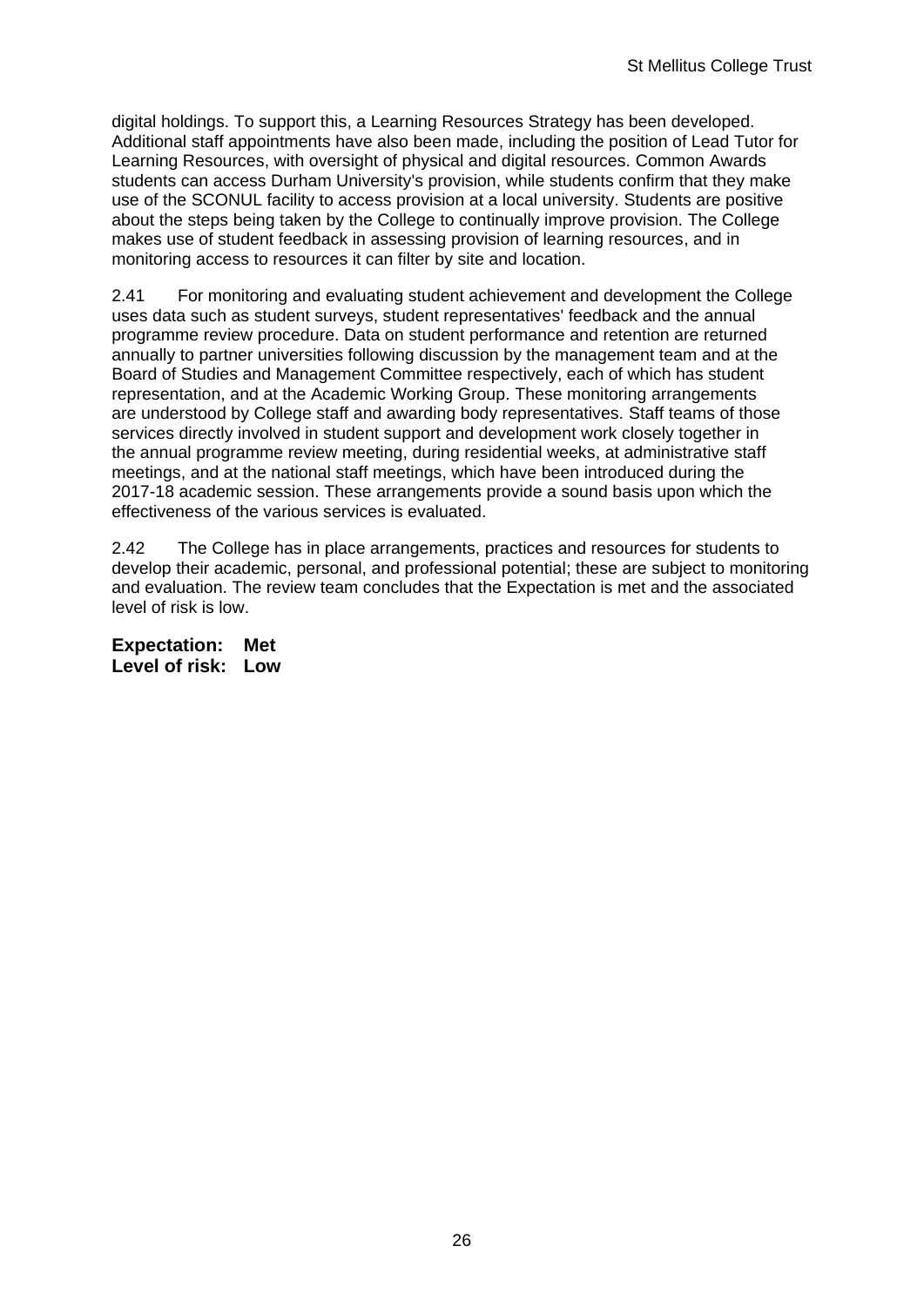digital holdings. To support this, a Learning Resources Strategy has been developed. Additional staff appointments have also been made, including the position of Lead Tutor for Learning Resources, with oversight of physical and digital resources. Common Awards students can access Durham University's provision, while students confirm that they make use of the SCONUL facility to access provision at a local university. Students are positive about the steps being taken by the College to continually improve provision. The College makes use of student feedback in assessing provision of learning resources, and in monitoring access to resources it can filter by site and location.

2.41 For monitoring and evaluating student achievement and development the College uses data such as student surveys, student representatives' feedback and the annual programme review procedure. Data on student performance and retention are returned annually to partner universities following discussion by the management team and at the Board of Studies and Management Committee respectively, each of which has student representation, and at the Academic Working Group. These monitoring arrangements are understood by College staff and awarding body representatives. Staff teams of those services directly involved in student support and development work closely together in the annual programme review meeting, during residential weeks, at administrative staff meetings, and at the national staff meetings, which have been introduced during the 2017-18 academic session. These arrangements provide a sound basis upon which the effectiveness of the various services is evaluated.

2.42 The College has in place arrangements, practices and resources for students to develop their academic, personal, and professional potential; these are subject to monitoring and evaluation. The review team concludes that the Expectation is met and the associated level of risk is low.

**Expectation: Met**
**Level of risk: Low**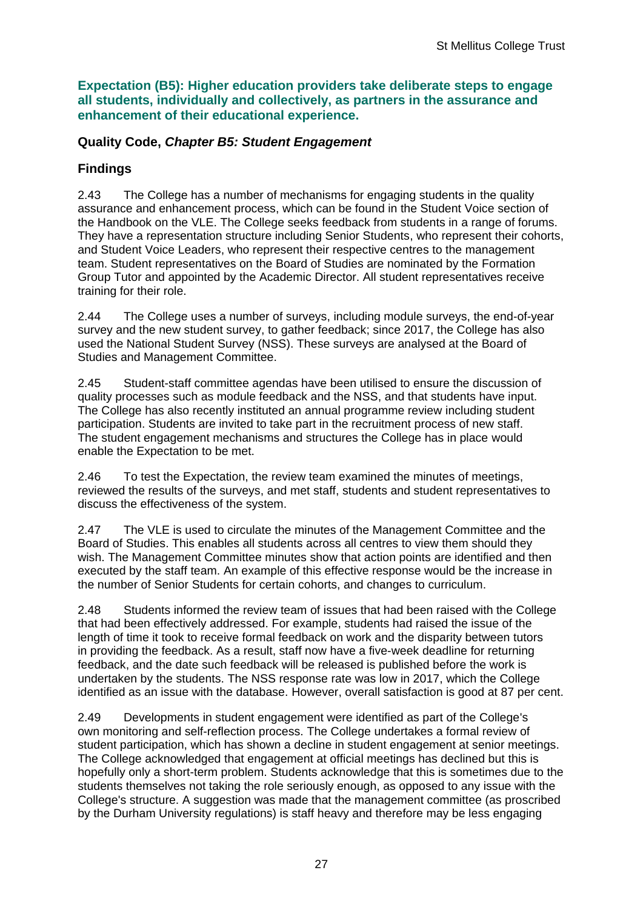**Expectation (B5): Higher education providers take deliberate steps to engage all students, individually and collectively, as partners in the assurance and enhancement of their educational experience.**

### Quality Code, *Chapter B5: Student Engagement*

### Findings

2.43 The College has a number of mechanisms for engaging students in the quality assurance and enhancement process, which can be found in the Student Voice section of the Handbook on the VLE. The College seeks feedback from students in a range of forums. They have a representation structure including Senior Students, who represent their cohorts, and Student Voice Leaders, who represent their respective centres to the management team. Student representatives on the Board of Studies are nominated by the Formation Group Tutor and appointed by the Academic Director. All student representatives receive training for their role.

2.44 The College uses a number of surveys, including module surveys, the end-of-year survey and the new student survey, to gather feedback; since 2017, the College has also used the National Student Survey (NSS). These surveys are analysed at the Board of Studies and Management Committee.

2.45 Student-staff committee agendas have been utilised to ensure the discussion of quality processes such as module feedback and the NSS, and that students have input. The College has also recently instituted an annual programme review including student participation. Students are invited to take part in the recruitment process of new staff. The student engagement mechanisms and structures the College has in place would enable the Expectation to be met.

2.46 To test the Expectation, the review team examined the minutes of meetings, reviewed the results of the surveys, and met staff, students and student representatives to discuss the effectiveness of the system.

2.47 The VLE is used to circulate the minutes of the Management Committee and the Board of Studies. This enables all students across all centres to view them should they wish. The Management Committee minutes show that action points are identified and then executed by the staff team. An example of this effective response would be the increase in the number of Senior Students for certain cohorts, and changes to curriculum.

2.48 Students informed the review team of issues that had been raised with the College that had been effectively addressed. For example, students had raised the issue of the length of time it took to receive formal feedback on work and the disparity between tutors in providing the feedback. As a result, staff now have a five-week deadline for returning feedback, and the date such feedback will be released is published before the work is undertaken by the students. The NSS response rate was low in 2017, which the College identified as an issue with the database. However, overall satisfaction is good at 87 per cent.

2.49 Developments in student engagement were identified as part of the College's own monitoring and self-reflection process. The College undertakes a formal review of student participation, which has shown a decline in student engagement at senior meetings. The College acknowledged that engagement at official meetings has declined but this is hopefully only a short-term problem. Students acknowledge that this is sometimes due to the students themselves not taking the role seriously enough, as opposed to any issue with the College's structure. A suggestion was made that the management committee (as proscribed by the Durham University regulations) is staff heavy and therefore may be less engaging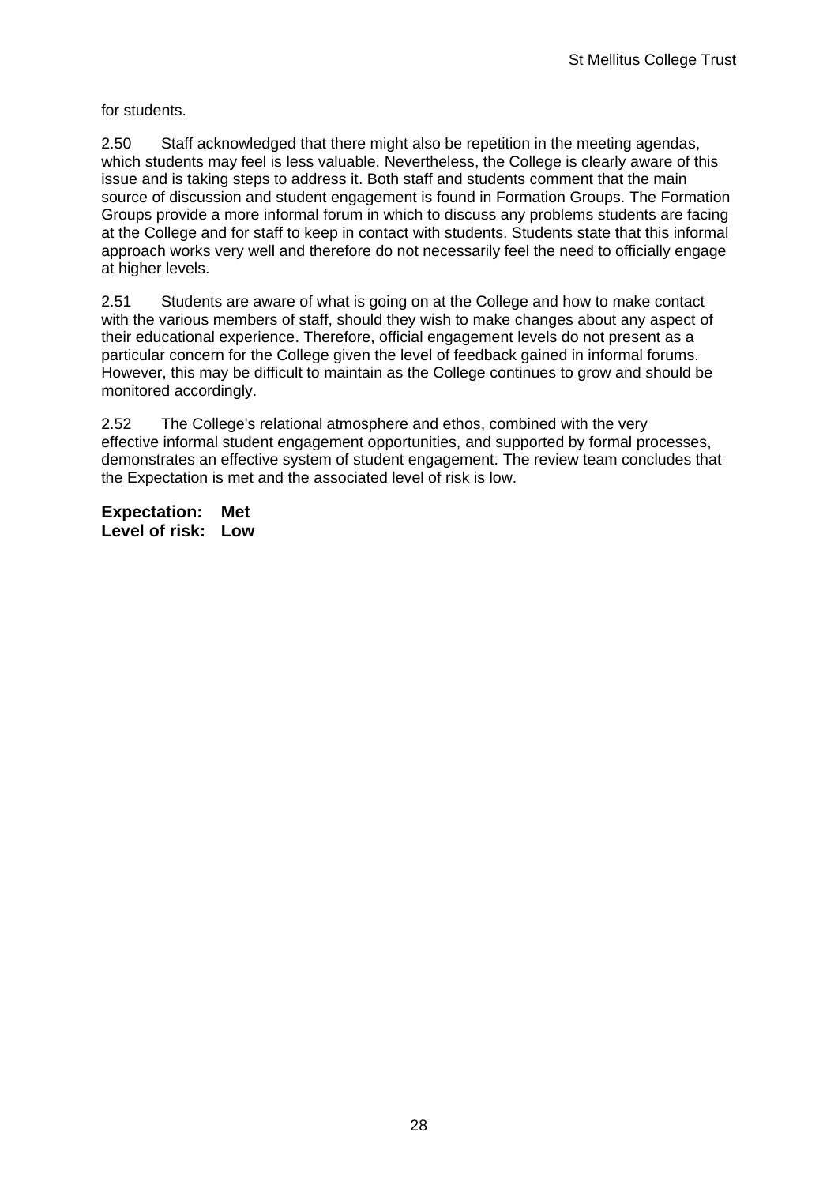for students.

2.50 Staff acknowledged that there might also be repetition in the meeting agendas, which students may feel is less valuable. Nevertheless, the College is clearly aware of this issue and is taking steps to address it. Both staff and students comment that the main source of discussion and student engagement is found in Formation Groups. The Formation Groups provide a more informal forum in which to discuss any problems students are facing at the College and for staff to keep in contact with students. Students state that this informal approach works very well and therefore do not necessarily feel the need to officially engage at higher levels.

2.51 Students are aware of what is going on at the College and how to make contact with the various members of staff, should they wish to make changes about any aspect of their educational experience. Therefore, official engagement levels do not present as a particular concern for the College given the level of feedback gained in informal forums. However, this may be difficult to maintain as the College continues to grow and should be monitored accordingly.

2.52 The College's relational atmosphere and ethos, combined with the very effective informal student engagement opportunities, and supported by formal processes, demonstrates an effective system of student engagement. The review team concludes that the Expectation is met and the associated level of risk is low.

**Expectation: Met**
**Level of risk: Low**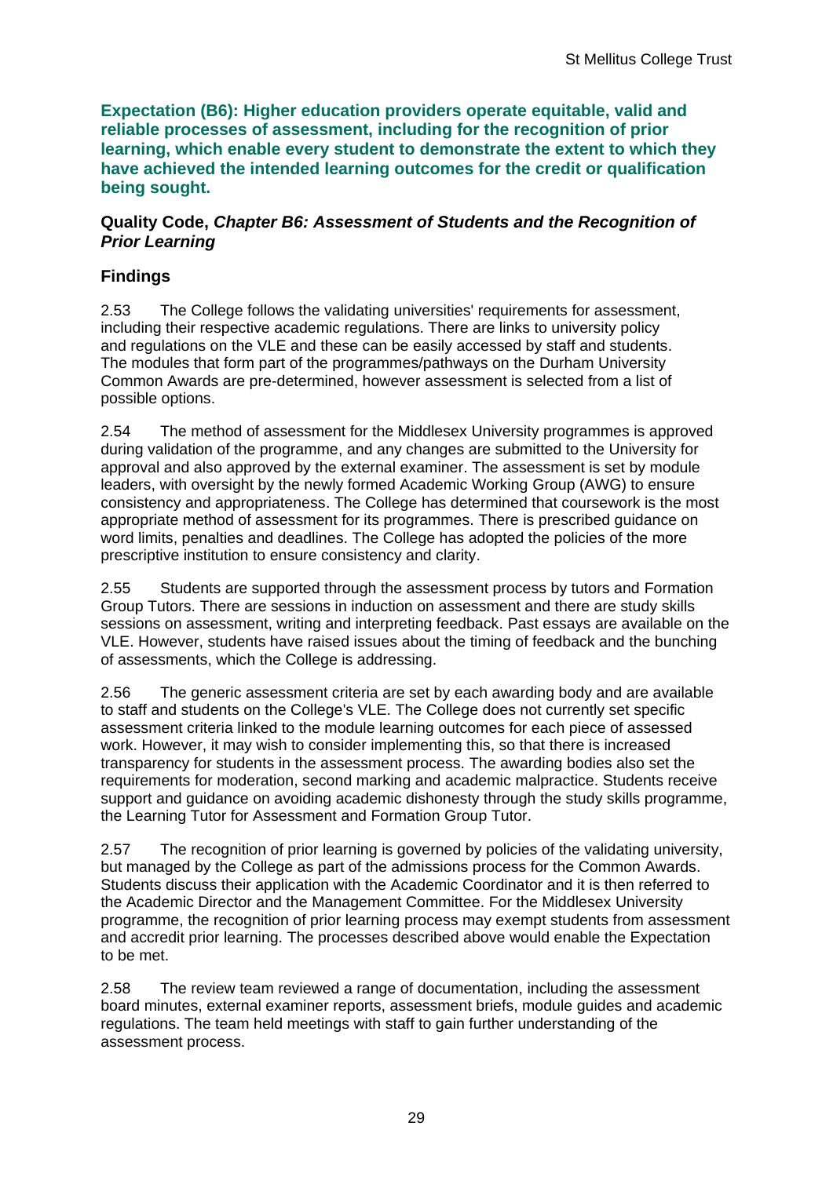**Expectation (B6): Higher education providers operate equitable, valid and reliable processes of assessment, including for the recognition of prior learning, which enable every student to demonstrate the extent to which they have achieved the intended learning outcomes for the credit or qualification being sought.**

**Quality Code, *Chapter B6: Assessment of Students and the Recognition of Prior Learning***

## Findings

2.53 The College follows the validating universities' requirements for assessment, including their respective academic regulations. There are links to university policy and regulations on the VLE and these can be easily accessed by staff and students. The modules that form part of the programmes/pathways on the Durham University Common Awards are pre-determined, however assessment is selected from a list of possible options.

2.54 The method of assessment for the Middlesex University programmes is approved during validation of the programme, and any changes are submitted to the University for approval and also approved by the external examiner. The assessment is set by module leaders, with oversight by the newly formed Academic Working Group (AWG) to ensure consistency and appropriateness. The College has determined that coursework is the most appropriate method of assessment for its programmes. There is prescribed guidance on word limits, penalties and deadlines. The College has adopted the policies of the more prescriptive institution to ensure consistency and clarity.

2.55 Students are supported through the assessment process by tutors and Formation Group Tutors. There are sessions in induction on assessment and there are study skills sessions on assessment, writing and interpreting feedback. Past essays are available on the VLE. However, students have raised issues about the timing of feedback and the bunching of assessments, which the College is addressing.

2.56 The generic assessment criteria are set by each awarding body and are available to staff and students on the College's VLE. The College does not currently set specific assessment criteria linked to the module learning outcomes for each piece of assessed work. However, it may wish to consider implementing this, so that there is increased transparency for students in the assessment process. The awarding bodies also set the requirements for moderation, second marking and academic malpractice. Students receive support and guidance on avoiding academic dishonesty through the study skills programme, the Learning Tutor for Assessment and Formation Group Tutor.

2.57 The recognition of prior learning is governed by policies of the validating university, but managed by the College as part of the admissions process for the Common Awards. Students discuss their application with the Academic Coordinator and it is then referred to the Academic Director and the Management Committee. For the Middlesex University programme, the recognition of prior learning process may exempt students from assessment and accredit prior learning. The processes described above would enable the Expectation to be met.

2.58 The review team reviewed a range of documentation, including the assessment board minutes, external examiner reports, assessment briefs, module guides and academic regulations. The team held meetings with staff to gain further understanding of the assessment process.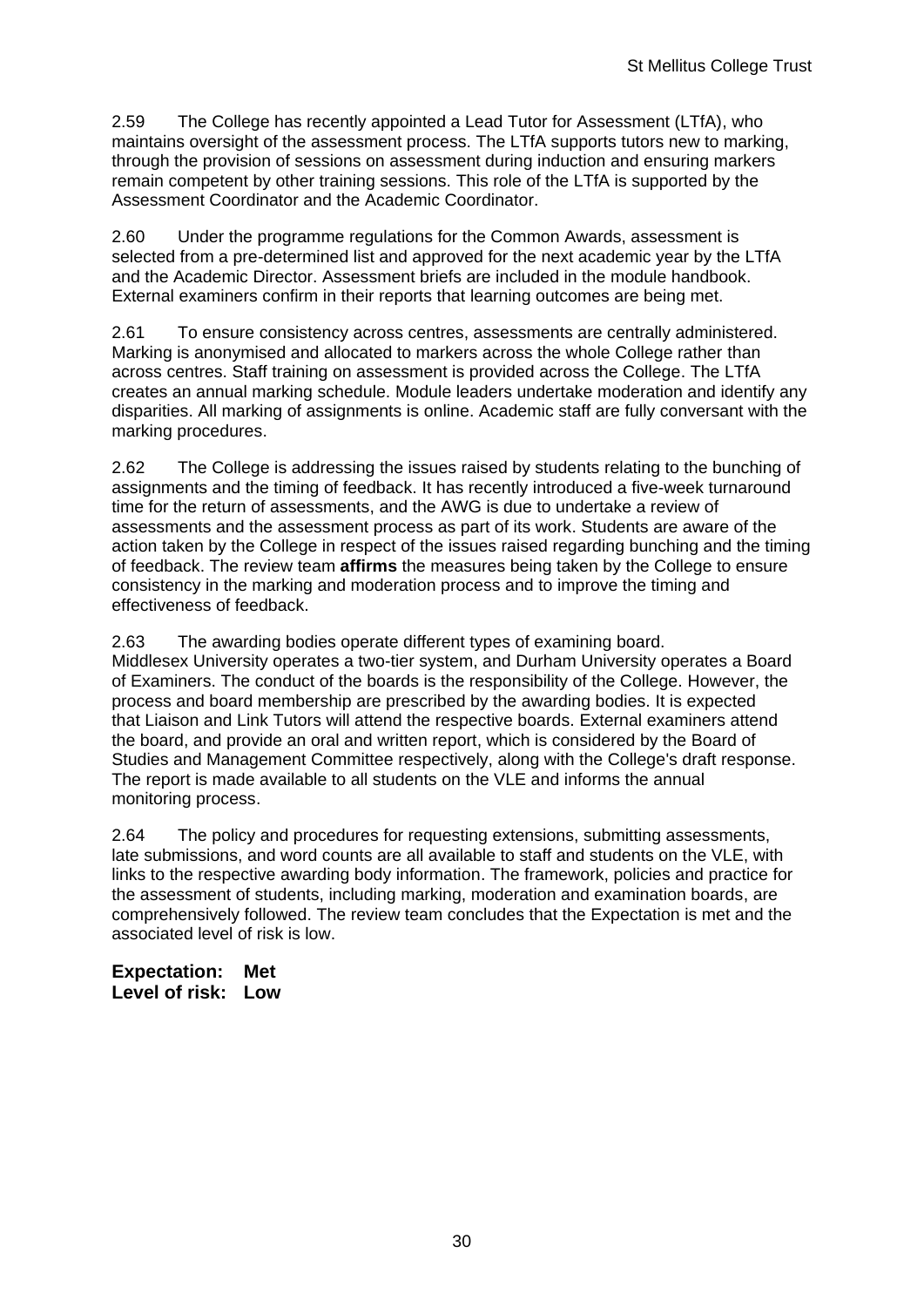2.59 The College has recently appointed a Lead Tutor for Assessment (LTfA), who maintains oversight of the assessment process. The LTfA supports tutors new to marking, through the provision of sessions on assessment during induction and ensuring markers remain competent by other training sessions. This role of the LTfA is supported by the Assessment Coordinator and the Academic Coordinator.

2.60 Under the programme regulations for the Common Awards, assessment is selected from a pre-determined list and approved for the next academic year by the LTfA and the Academic Director. Assessment briefs are included in the module handbook. External examiners confirm in their reports that learning outcomes are being met.

2.61 To ensure consistency across centres, assessments are centrally administered. Marking is anonymised and allocated to markers across the whole College rather than across centres. Staff training on assessment is provided across the College. The LTfA creates an annual marking schedule. Module leaders undertake moderation and identify any disparities. All marking of assignments is online. Academic staff are fully conversant with the marking procedures.

2.62 The College is addressing the issues raised by students relating to the bunching of assignments and the timing of feedback. It has recently introduced a five-week turnaround time for the return of assessments, and the AWG is due to undertake a review of assessments and the assessment process as part of its work. Students are aware of the action taken by the College in respect of the issues raised regarding bunching and the timing of feedback. The review team **affirms** the measures being taken by the College to ensure consistency in the marking and moderation process and to improve the timing and effectiveness of feedback.

2.63 The awarding bodies operate different types of examining board. Middlesex University operates a two-tier system, and Durham University operates a Board of Examiners. The conduct of the boards is the responsibility of the College. However, the process and board membership are prescribed by the awarding bodies. It is expected that Liaison and Link Tutors will attend the respective boards. External examiners attend the board, and provide an oral and written report, which is considered by the Board of Studies and Management Committee respectively, along with the College's draft response. The report is made available to all students on the VLE and informs the annual monitoring process.

2.64 The policy and procedures for requesting extensions, submitting assessments, late submissions, and word counts are all available to staff and students on the VLE, with links to the respective awarding body information. The framework, policies and practice for the assessment of students, including marking, moderation and examination boards, are comprehensively followed. The review team concludes that the Expectation is met and the associated level of risk is low.

**Expectation: Met**
**Level of risk: Low**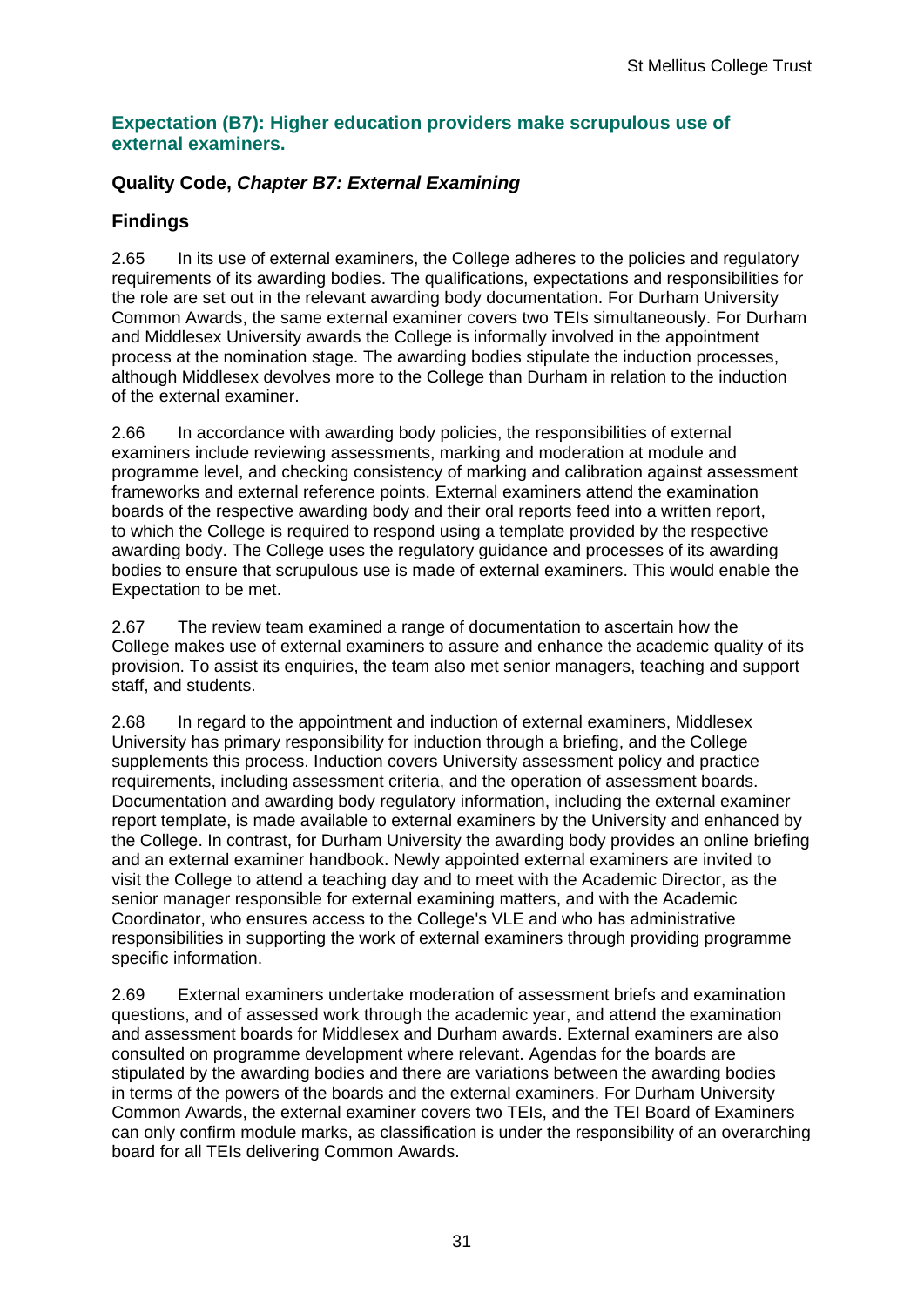### Expectation (B7): Higher education providers make scrupulous use of external examiners.

### Quality Code, *Chapter B7: External Examining*

### Findings

2.65 In its use of external examiners, the College adheres to the policies and regulatory requirements of its awarding bodies. The qualifications, expectations and responsibilities for the role are set out in the relevant awarding body documentation. For Durham University Common Awards, the same external examiner covers two TEIs simultaneously. For Durham and Middlesex University awards the College is informally involved in the appointment process at the nomination stage. The awarding bodies stipulate the induction processes, although Middlesex devolves more to the College than Durham in relation to the induction of the external examiner.

2.66 In accordance with awarding body policies, the responsibilities of external examiners include reviewing assessments, marking and moderation at module and programme level, and checking consistency of marking and calibration against assessment frameworks and external reference points. External examiners attend the examination boards of the respective awarding body and their oral reports feed into a written report, to which the College is required to respond using a template provided by the respective awarding body. The College uses the regulatory guidance and processes of its awarding bodies to ensure that scrupulous use is made of external examiners. This would enable the Expectation to be met.

2.67 The review team examined a range of documentation to ascertain how the College makes use of external examiners to assure and enhance the academic quality of its provision. To assist its enquiries, the team also met senior managers, teaching and support staff, and students.

2.68 In regard to the appointment and induction of external examiners, Middlesex University has primary responsibility for induction through a briefing, and the College supplements this process. Induction covers University assessment policy and practice requirements, including assessment criteria, and the operation of assessment boards. Documentation and awarding body regulatory information, including the external examiner report template, is made available to external examiners by the University and enhanced by the College. In contrast, for Durham University the awarding body provides an online briefing and an external examiner handbook. Newly appointed external examiners are invited to visit the College to attend a teaching day and to meet with the Academic Director, as the senior manager responsible for external examining matters, and with the Academic Coordinator, who ensures access to the College's VLE and who has administrative responsibilities in supporting the work of external examiners through providing programme specific information.

2.69 External examiners undertake moderation of assessment briefs and examination questions, and of assessed work through the academic year, and attend the examination and assessment boards for Middlesex and Durham awards. External examiners are also consulted on programme development where relevant. Agendas for the boards are stipulated by the awarding bodies and there are variations between the awarding bodies in terms of the powers of the boards and the external examiners. For Durham University Common Awards, the external examiner covers two TEIs, and the TEI Board of Examiners can only confirm module marks, as classification is under the responsibility of an overarching board for all TEIs delivering Common Awards.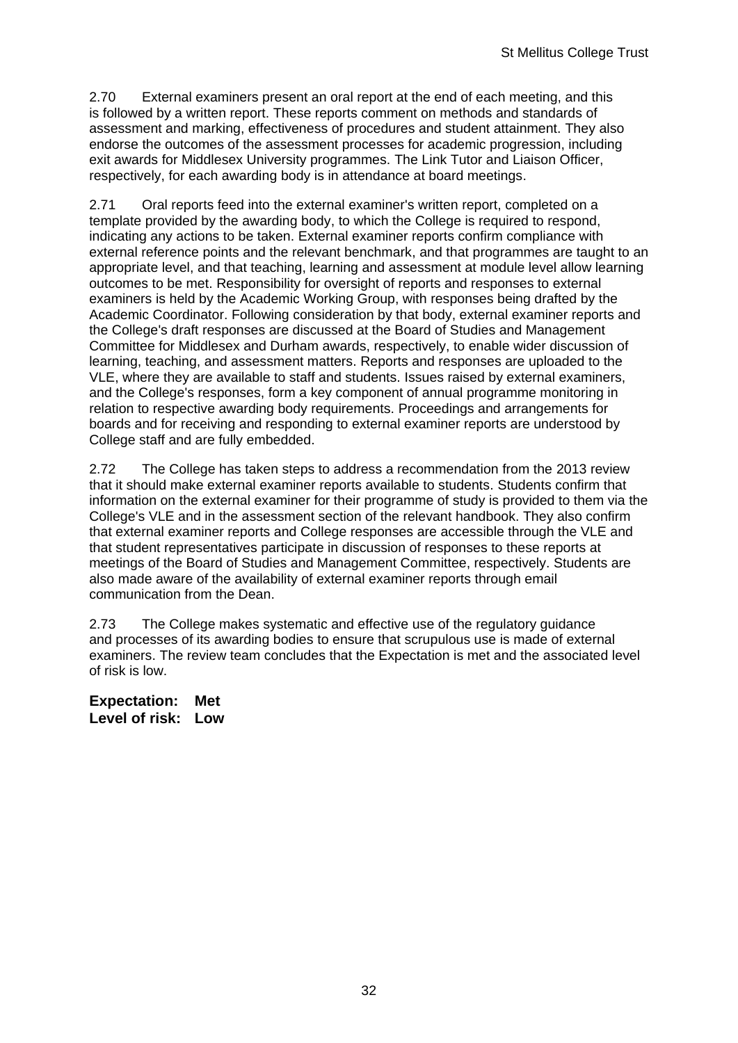2.70 External examiners present an oral report at the end of each meeting, and this is followed by a written report. These reports comment on methods and standards of assessment and marking, effectiveness of procedures and student attainment. They also endorse the outcomes of the assessment processes for academic progression, including exit awards for Middlesex University programmes. The Link Tutor and Liaison Officer, respectively, for each awarding body is in attendance at board meetings.

2.71 Oral reports feed into the external examiner's written report, completed on a template provided by the awarding body, to which the College is required to respond, indicating any actions to be taken. External examiner reports confirm compliance with external reference points and the relevant benchmark, and that programmes are taught to an appropriate level, and that teaching, learning and assessment at module level allow learning outcomes to be met. Responsibility for oversight of reports and responses to external examiners is held by the Academic Working Group, with responses being drafted by the Academic Coordinator. Following consideration by that body, external examiner reports and the College's draft responses are discussed at the Board of Studies and Management Committee for Middlesex and Durham awards, respectively, to enable wider discussion of learning, teaching, and assessment matters. Reports and responses are uploaded to the VLE, where they are available to staff and students. Issues raised by external examiners, and the College's responses, form a key component of annual programme monitoring in relation to respective awarding body requirements. Proceedings and arrangements for boards and for receiving and responding to external examiner reports are understood by College staff and are fully embedded.

2.72 The College has taken steps to address a recommendation from the 2013 review that it should make external examiner reports available to students. Students confirm that information on the external examiner for their programme of study is provided to them via the College's VLE and in the assessment section of the relevant handbook. They also confirm that external examiner reports and College responses are accessible through the VLE and that student representatives participate in discussion of responses to these reports at meetings of the Board of Studies and Management Committee, respectively. Students are also made aware of the availability of external examiner reports through email communication from the Dean.

2.73 The College makes systematic and effective use of the regulatory guidance and processes of its awarding bodies to ensure that scrupulous use is made of external examiners. The review team concludes that the Expectation is met and the associated level of risk is low.

**Expectation: Met**
**Level of risk: Low**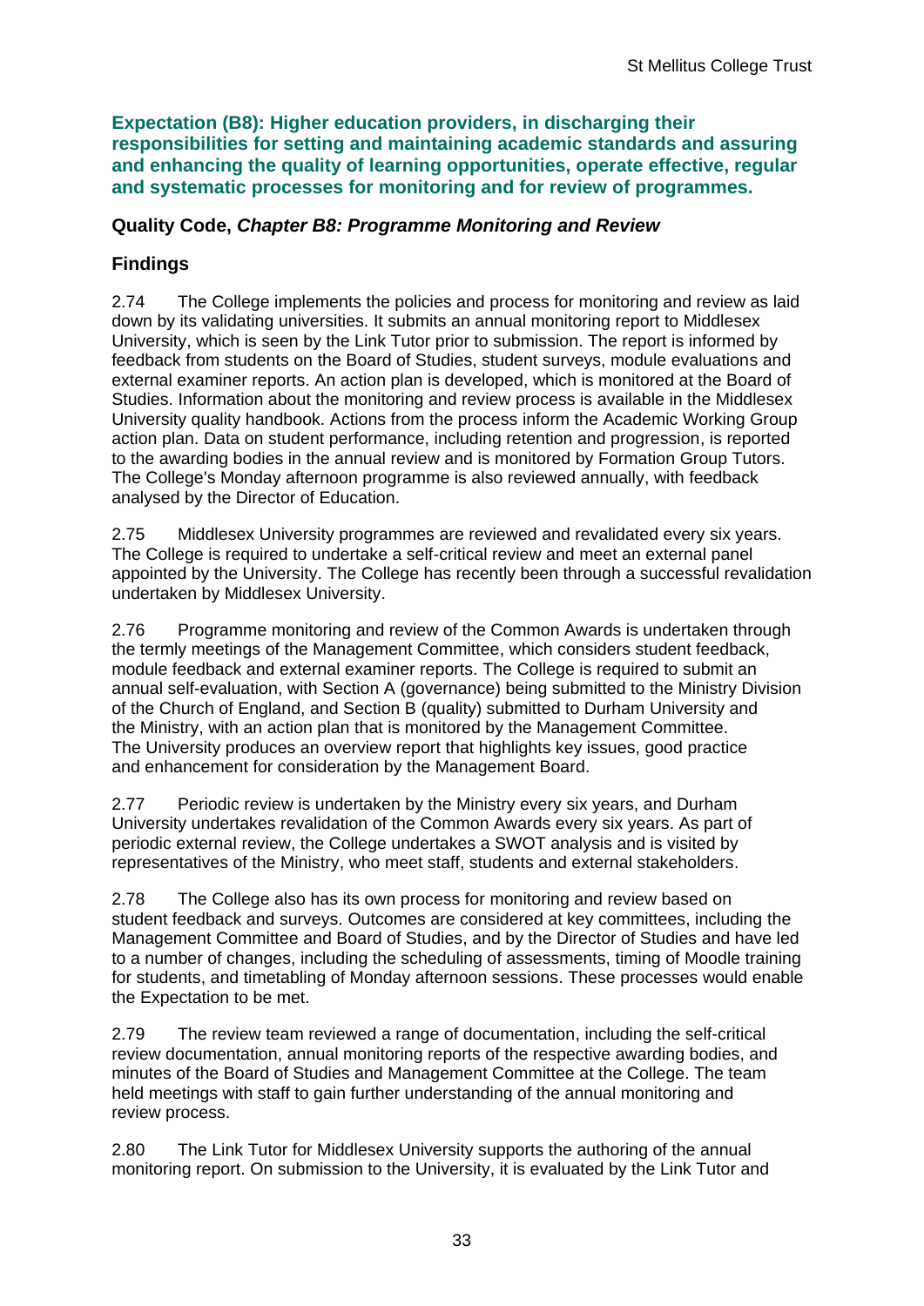**Expectation (B8): Higher education providers, in discharging their responsibilities for setting and maintaining academic standards and assuring and enhancing the quality of learning opportunities, operate effective, regular and systematic processes for monitoring and for review of programmes.**

### Quality Code, *Chapter B8: Programme Monitoring and Review*

### Findings

2.74 The College implements the policies and process for monitoring and review as laid down by its validating universities. It submits an annual monitoring report to Middlesex University, which is seen by the Link Tutor prior to submission. The report is informed by feedback from students on the Board of Studies, student surveys, module evaluations and external examiner reports. An action plan is developed, which is monitored at the Board of Studies. Information about the monitoring and review process is available in the Middlesex University quality handbook. Actions from the process inform the Academic Working Group action plan. Data on student performance, including retention and progression, is reported to the awarding bodies in the annual review and is monitored by Formation Group Tutors. The College's Monday afternoon programme is also reviewed annually, with feedback analysed by the Director of Education.

2.75 Middlesex University programmes are reviewed and revalidated every six years. The College is required to undertake a self-critical review and meet an external panel appointed by the University. The College has recently been through a successful revalidation undertaken by Middlesex University.

2.76 Programme monitoring and review of the Common Awards is undertaken through the termly meetings of the Management Committee, which considers student feedback, module feedback and external examiner reports. The College is required to submit an annual self-evaluation, with Section A (governance) being submitted to the Ministry Division of the Church of England, and Section B (quality) submitted to Durham University and the Ministry, with an action plan that is monitored by the Management Committee. The University produces an overview report that highlights key issues, good practice and enhancement for consideration by the Management Board.

2.77 Periodic review is undertaken by the Ministry every six years, and Durham University undertakes revalidation of the Common Awards every six years. As part of periodic external review, the College undertakes a SWOT analysis and is visited by representatives of the Ministry, who meet staff, students and external stakeholders.

2.78 The College also has its own process for monitoring and review based on student feedback and surveys. Outcomes are considered at key committees, including the Management Committee and Board of Studies, and by the Director of Studies and have led to a number of changes, including the scheduling of assessments, timing of Moodle training for students, and timetabling of Monday afternoon sessions. These processes would enable the Expectation to be met.

2.79 The review team reviewed a range of documentation, including the self-critical review documentation, annual monitoring reports of the respective awarding bodies, and minutes of the Board of Studies and Management Committee at the College. The team held meetings with staff to gain further understanding of the annual monitoring and review process.

2.80 The Link Tutor for Middlesex University supports the authoring of the annual monitoring report. On submission to the University, it is evaluated by the Link Tutor and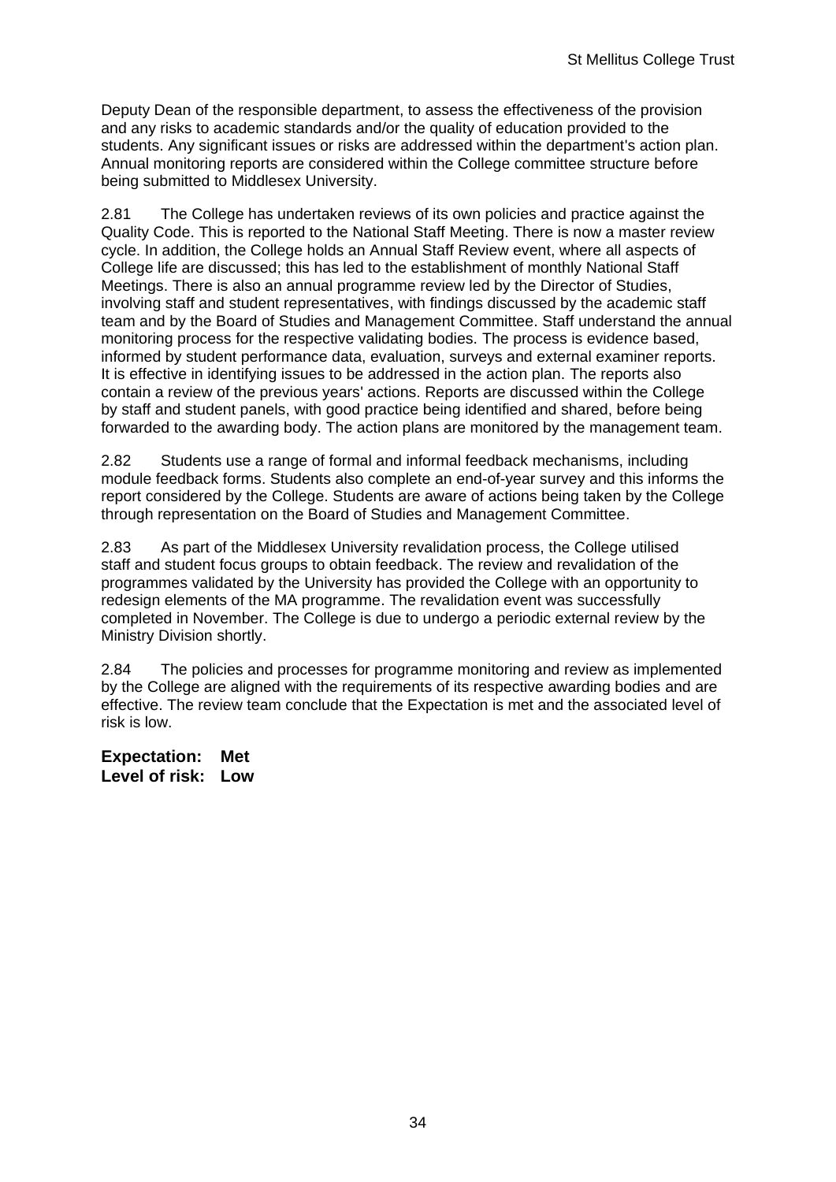Deputy Dean of the responsible department, to assess the effectiveness of the provision and any risks to academic standards and/or the quality of education provided to the students. Any significant issues or risks are addressed within the department's action plan. Annual monitoring reports are considered within the College committee structure before being submitted to Middlesex University.

2.81 The College has undertaken reviews of its own policies and practice against the Quality Code. This is reported to the National Staff Meeting. There is now a master review cycle. In addition, the College holds an Annual Staff Review event, where all aspects of College life are discussed; this has led to the establishment of monthly National Staff Meetings. There is also an annual programme review led by the Director of Studies, involving staff and student representatives, with findings discussed by the academic staff team and by the Board of Studies and Management Committee. Staff understand the annual monitoring process for the respective validating bodies. The process is evidence based, informed by student performance data, evaluation, surveys and external examiner reports. It is effective in identifying issues to be addressed in the action plan. The reports also contain a review of the previous years' actions. Reports are discussed within the College by staff and student panels, with good practice being identified and shared, before being forwarded to the awarding body. The action plans are monitored by the management team.

2.82 Students use a range of formal and informal feedback mechanisms, including module feedback forms. Students also complete an end-of-year survey and this informs the report considered by the College. Students are aware of actions being taken by the College through representation on the Board of Studies and Management Committee.

2.83 As part of the Middlesex University revalidation process, the College utilised staff and student focus groups to obtain feedback. The review and revalidation of the programmes validated by the University has provided the College with an opportunity to redesign elements of the MA programme. The revalidation event was successfully completed in November. The College is due to undergo a periodic external review by the Ministry Division shortly.

2.84 The policies and processes for programme monitoring and review as implemented by the College are aligned with the requirements of its respective awarding bodies and are effective. The review team conclude that the Expectation is met and the associated level of risk is low.

**Expectation: Met**
**Level of risk: Low**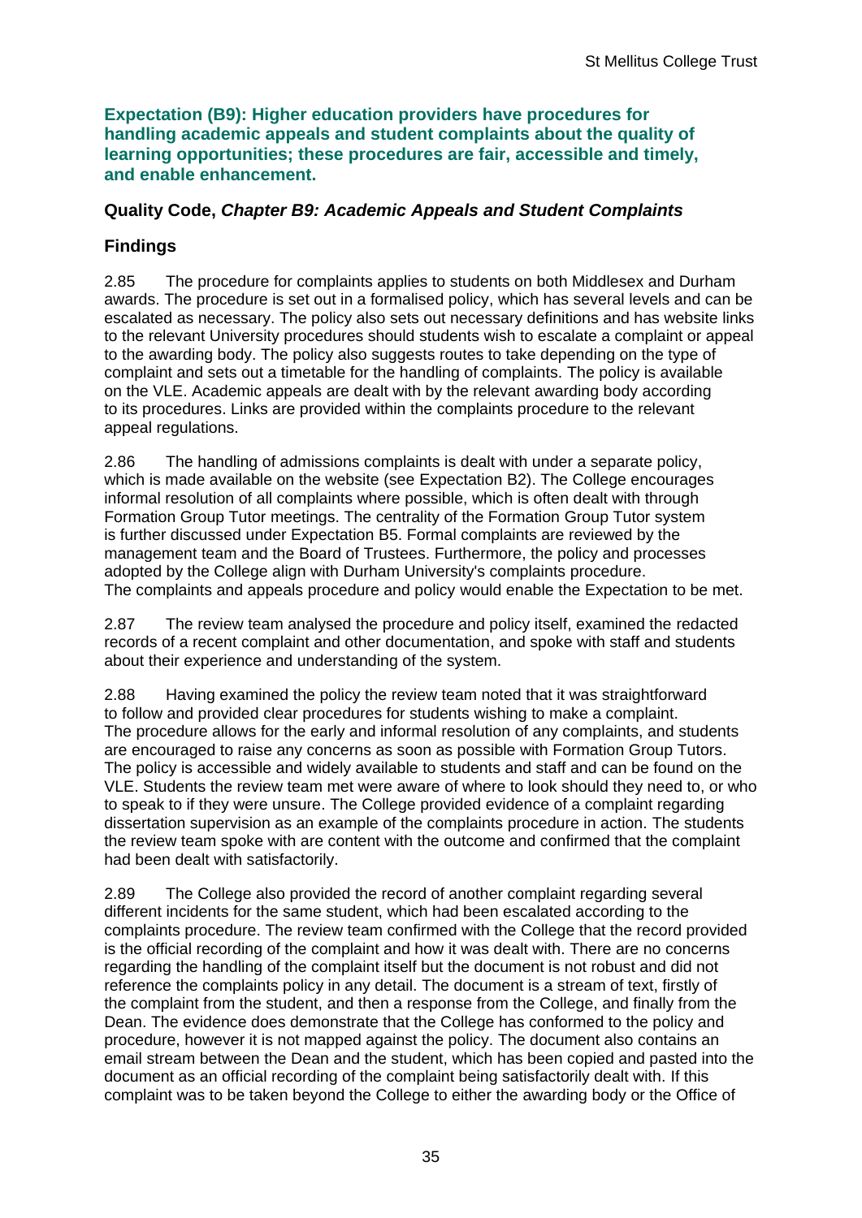**Expectation (B9): Higher education providers have procedures for handling academic appeals and student complaints about the quality of learning opportunities; these procedures are fair, accessible and timely, and enable enhancement.**

**Quality Code, *Chapter B9: Academic Appeals and Student Complaints***

## Findings

2.85 The procedure for complaints applies to students on both Middlesex and Durham awards. The procedure is set out in a formalised policy, which has several levels and can be escalated as necessary. The policy also sets out necessary definitions and has website links to the relevant University procedures should students wish to escalate a complaint or appeal to the awarding body. The policy also suggests routes to take depending on the type of complaint and sets out a timetable for the handling of complaints. The policy is available on the VLE. Academic appeals are dealt with by the relevant awarding body according to its procedures. Links are provided within the complaints procedure to the relevant appeal regulations.

2.86 The handling of admissions complaints is dealt with under a separate policy, which is made available on the website (see Expectation B2). The College encourages informal resolution of all complaints where possible, which is often dealt with through Formation Group Tutor meetings. The centrality of the Formation Group Tutor system is further discussed under Expectation B5. Formal complaints are reviewed by the management team and the Board of Trustees. Furthermore, the policy and processes adopted by the College align with Durham University's complaints procedure. The complaints and appeals procedure and policy would enable the Expectation to be met.

2.87 The review team analysed the procedure and policy itself, examined the redacted records of a recent complaint and other documentation, and spoke with staff and students about their experience and understanding of the system.

2.88 Having examined the policy the review team noted that it was straightforward to follow and provided clear procedures for students wishing to make a complaint. The procedure allows for the early and informal resolution of any complaints, and students are encouraged to raise any concerns as soon as possible with Formation Group Tutors. The policy is accessible and widely available to students and staff and can be found on the VLE. Students the review team met were aware of where to look should they need to, or who to speak to if they were unsure. The College provided evidence of a complaint regarding dissertation supervision as an example of the complaints procedure in action. The students the review team spoke with are content with the outcome and confirmed that the complaint had been dealt with satisfactorily.

2.89 The College also provided the record of another complaint regarding several different incidents for the same student, which had been escalated according to the complaints procedure. The review team confirmed with the College that the record provided is the official recording of the complaint and how it was dealt with. There are no concerns regarding the handling of the complaint itself but the document is not robust and did not reference the complaints policy in any detail. The document is a stream of text, firstly of the complaint from the student, and then a response from the College, and finally from the Dean. The evidence does demonstrate that the College has conformed to the policy and procedure, however it is not mapped against the policy. The document also contains an email stream between the Dean and the student, which has been copied and pasted into the document as an official recording of the complaint being satisfactorily dealt with. If this complaint was to be taken beyond the College to either the awarding body or the Office of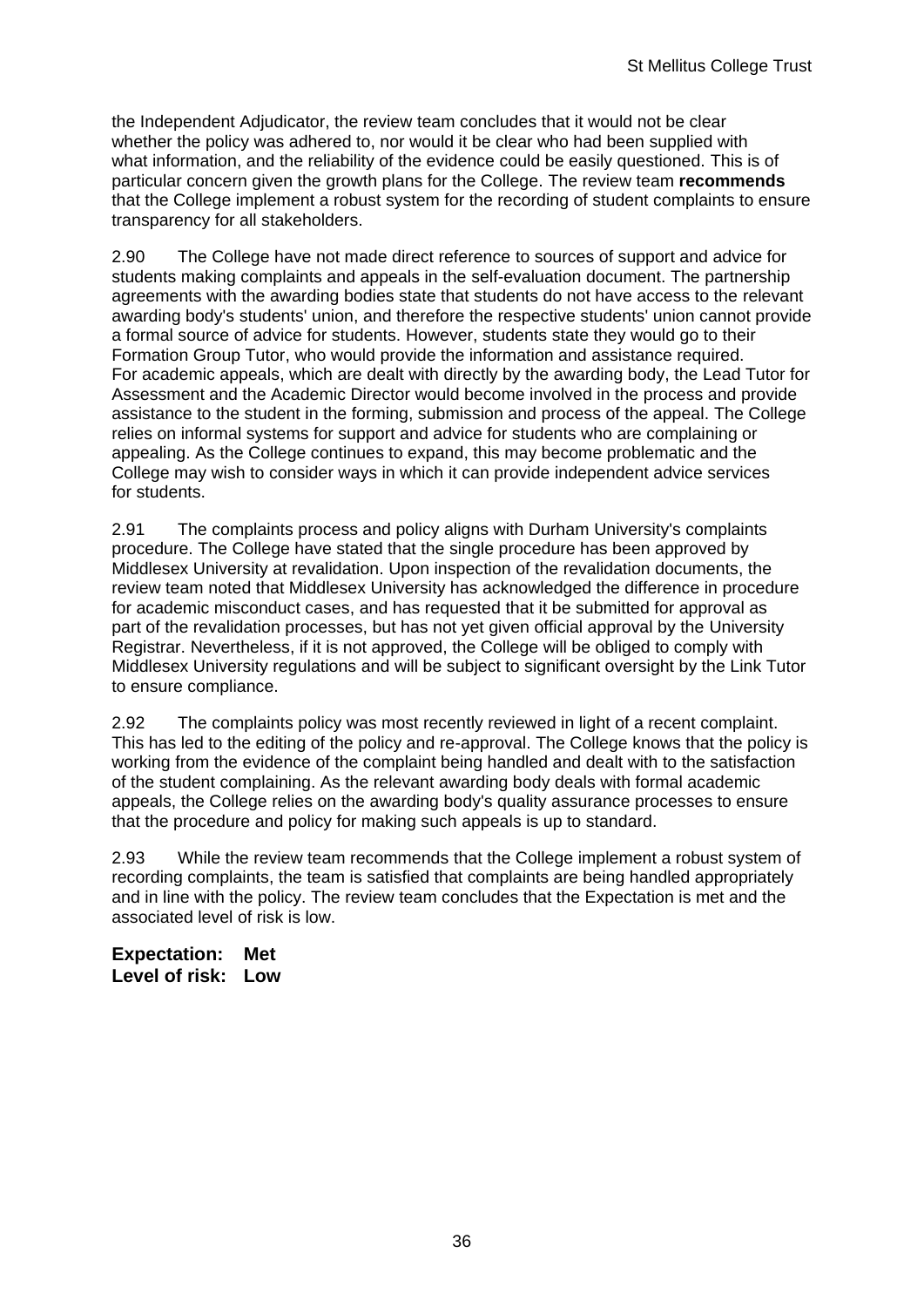the Independent Adjudicator, the review team concludes that it would not be clear whether the policy was adhered to, nor would it be clear who had been supplied with what information, and the reliability of the evidence could be easily questioned. This is of particular concern given the growth plans for the College. The review team **recommends** that the College implement a robust system for the recording of student complaints to ensure transparency for all stakeholders.

2.90 The College have not made direct reference to sources of support and advice for students making complaints and appeals in the self-evaluation document. The partnership agreements with the awarding bodies state that students do not have access to the relevant awarding body's students' union, and therefore the respective students' union cannot provide a formal source of advice for students. However, students state they would go to their Formation Group Tutor, who would provide the information and assistance required. For academic appeals, which are dealt with directly by the awarding body, the Lead Tutor for Assessment and the Academic Director would become involved in the process and provide assistance to the student in the forming, submission and process of the appeal. The College relies on informal systems for support and advice for students who are complaining or appealing. As the College continues to expand, this may become problematic and the College may wish to consider ways in which it can provide independent advice services for students.

2.91 The complaints process and policy aligns with Durham University's complaints procedure. The College have stated that the single procedure has been approved by Middlesex University at revalidation. Upon inspection of the revalidation documents, the review team noted that Middlesex University has acknowledged the difference in procedure for academic misconduct cases, and has requested that it be submitted for approval as part of the revalidation processes, but has not yet given official approval by the University Registrar. Nevertheless, if it is not approved, the College will be obliged to comply with Middlesex University regulations and will be subject to significant oversight by the Link Tutor to ensure compliance.

2.92 The complaints policy was most recently reviewed in light of a recent complaint. This has led to the editing of the policy and re-approval. The College knows that the policy is working from the evidence of the complaint being handled and dealt with to the satisfaction of the student complaining. As the relevant awarding body deals with formal academic appeals, the College relies on the awarding body's quality assurance processes to ensure that the procedure and policy for making such appeals is up to standard.

2.93 While the review team recommends that the College implement a robust system of recording complaints, the team is satisfied that complaints are being handled appropriately and in line with the policy. The review team concludes that the Expectation is met and the associated level of risk is low.

**Expectation: Met**
**Level of risk: Low**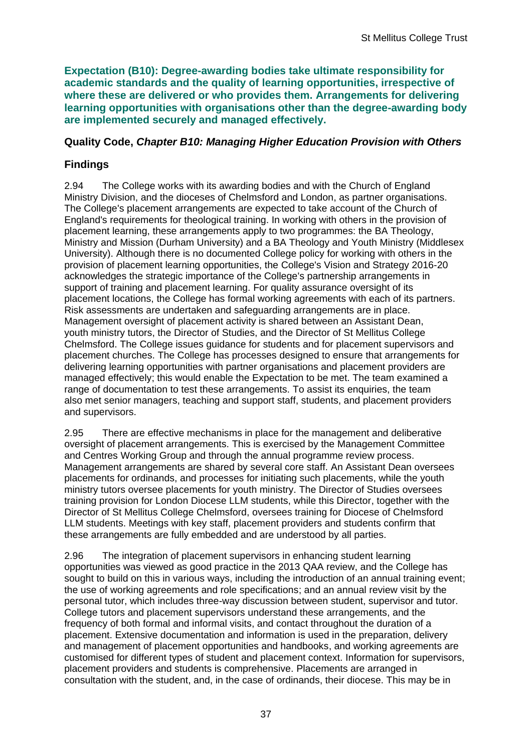**Expectation (B10): Degree-awarding bodies take ultimate responsibility for academic standards and the quality of learning opportunities, irrespective of where these are delivered or who provides them. Arrangements for delivering learning opportunities with organisations other than the degree-awarding body are implemented securely and managed effectively.**

### Quality Code, *Chapter B10: Managing Higher Education Provision with Others*

### Findings

2.94 The College works with its awarding bodies and with the Church of England Ministry Division, and the dioceses of Chelmsford and London, as partner organisations. The College's placement arrangements are expected to take account of the Church of England's requirements for theological training. In working with others in the provision of placement learning, these arrangements apply to two programmes: the BA Theology, Ministry and Mission (Durham University) and a BA Theology and Youth Ministry (Middlesex University). Although there is no documented College policy for working with others in the provision of placement learning opportunities, the College's Vision and Strategy 2016-20 acknowledges the strategic importance of the College's partnership arrangements in support of training and placement learning. For quality assurance oversight of its placement locations, the College has formal working agreements with each of its partners. Risk assessments are undertaken and safeguarding arrangements are in place. Management oversight of placement activity is shared between an Assistant Dean, youth ministry tutors, the Director of Studies, and the Director of St Mellitus College Chelmsford. The College issues guidance for students and for placement supervisors and placement churches. The College has processes designed to ensure that arrangements for delivering learning opportunities with partner organisations and placement providers are managed effectively; this would enable the Expectation to be met. The team examined a range of documentation to test these arrangements. To assist its enquiries, the team also met senior managers, teaching and support staff, students, and placement providers and supervisors.

2.95 There are effective mechanisms in place for the management and deliberative oversight of placement arrangements. This is exercised by the Management Committee and Centres Working Group and through the annual programme review process. Management arrangements are shared by several core staff. An Assistant Dean oversees placements for ordinands, and processes for initiating such placements, while the youth ministry tutors oversee placements for youth ministry. The Director of Studies oversees training provision for London Diocese LLM students, while this Director, together with the Director of St Mellitus College Chelmsford, oversees training for Diocese of Chelmsford LLM students. Meetings with key staff, placement providers and students confirm that these arrangements are fully embedded and are understood by all parties.

2.96 The integration of placement supervisors in enhancing student learning opportunities was viewed as good practice in the 2013 QAA review, and the College has sought to build on this in various ways, including the introduction of an annual training event; the use of working agreements and role specifications; and an annual review visit by the personal tutor, which includes three-way discussion between student, supervisor and tutor. College tutors and placement supervisors understand these arrangements, and the frequency of both formal and informal visits, and contact throughout the duration of a placement. Extensive documentation and information is used in the preparation, delivery and management of placement opportunities and handbooks, and working agreements are customised for different types of student and placement context. Information for supervisors, placement providers and students is comprehensive. Placements are arranged in consultation with the student, and, in the case of ordinands, their diocese. This may be in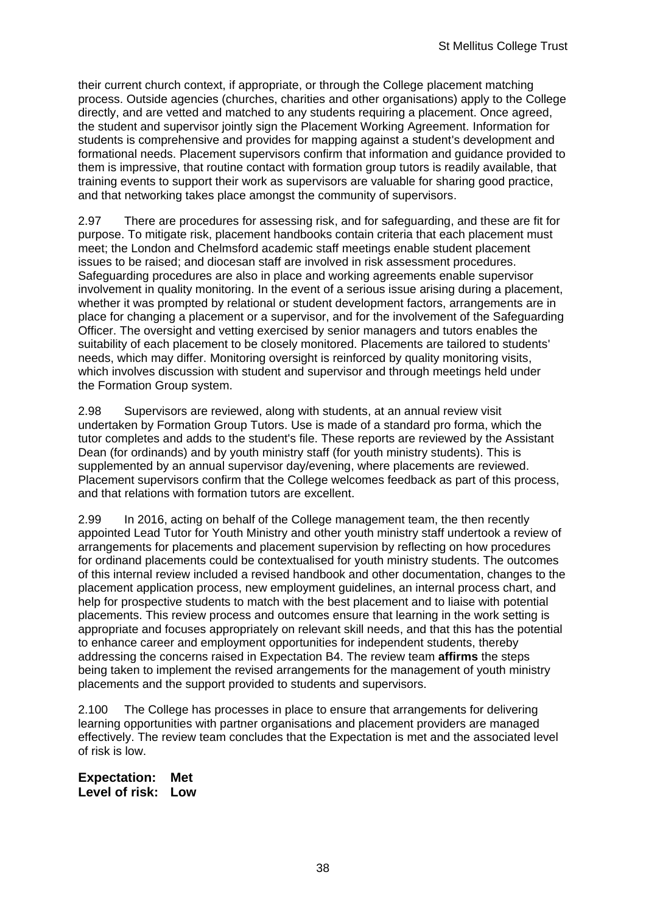their current church context, if appropriate, or through the College placement matching process. Outside agencies (churches, charities and other organisations) apply to the College directly, and are vetted and matched to any students requiring a placement. Once agreed, the student and supervisor jointly sign the Placement Working Agreement. Information for students is comprehensive and provides for mapping against a student's development and formational needs. Placement supervisors confirm that information and guidance provided to them is impressive, that routine contact with formation group tutors is readily available, that training events to support their work as supervisors are valuable for sharing good practice, and that networking takes place amongst the community of supervisors.

2.97 There are procedures for assessing risk, and for safeguarding, and these are fit for purpose. To mitigate risk, placement handbooks contain criteria that each placement must meet; the London and Chelmsford academic staff meetings enable student placement issues to be raised; and diocesan staff are involved in risk assessment procedures. Safeguarding procedures are also in place and working agreements enable supervisor involvement in quality monitoring. In the event of a serious issue arising during a placement, whether it was prompted by relational or student development factors, arrangements are in place for changing a placement or a supervisor, and for the involvement of the Safeguarding Officer. The oversight and vetting exercised by senior managers and tutors enables the suitability of each placement to be closely monitored. Placements are tailored to students' needs, which may differ. Monitoring oversight is reinforced by quality monitoring visits, which involves discussion with student and supervisor and through meetings held under the Formation Group system.

2.98 Supervisors are reviewed, along with students, at an annual review visit undertaken by Formation Group Tutors. Use is made of a standard pro forma, which the tutor completes and adds to the student's file. These reports are reviewed by the Assistant Dean (for ordinands) and by youth ministry staff (for youth ministry students). This is supplemented by an annual supervisor day/evening, where placements are reviewed. Placement supervisors confirm that the College welcomes feedback as part of this process, and that relations with formation tutors are excellent.

2.99 In 2016, acting on behalf of the College management team, the then recently appointed Lead Tutor for Youth Ministry and other youth ministry staff undertook a review of arrangements for placements and placement supervision by reflecting on how procedures for ordinand placements could be contextualised for youth ministry students. The outcomes of this internal review included a revised handbook and other documentation, changes to the placement application process, new employment guidelines, an internal process chart, and help for prospective students to match with the best placement and to liaise with potential placements. This review process and outcomes ensure that learning in the work setting is appropriate and focuses appropriately on relevant skill needs, and that this has the potential to enhance career and employment opportunities for independent students, thereby addressing the concerns raised in Expectation B4. The review team **affirms** the steps being taken to implement the revised arrangements for the management of youth ministry placements and the support provided to students and supervisors.

2.100 The College has processes in place to ensure that arrangements for delivering learning opportunities with partner organisations and placement providers are managed effectively. The review team concludes that the Expectation is met and the associated level of risk is low.

**Expectation: Met**
**Level of risk: Low**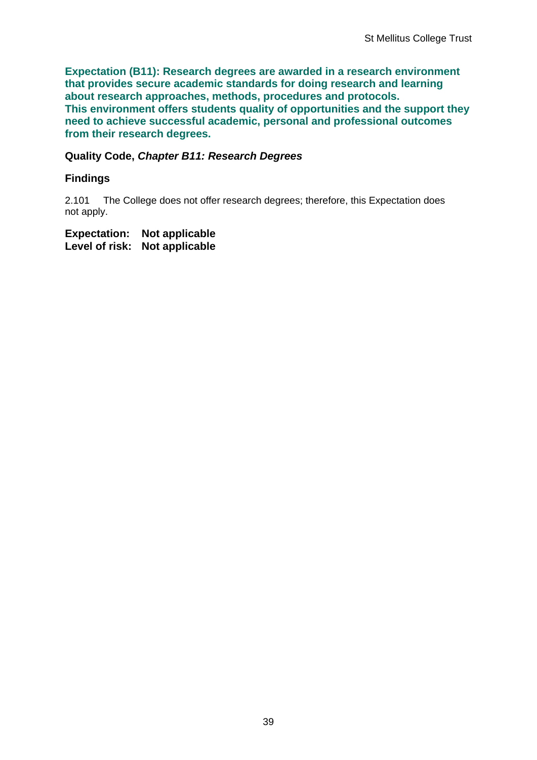**Expectation (B11): Research degrees are awarded in a research environment that provides secure academic standards for doing research and learning about research approaches, methods, procedures and protocols. This environment offers students quality of opportunities and the support they need to achieve successful academic, personal and professional outcomes from their research degrees.**

**Quality Code, *Chapter B11: Research Degrees***

**Findings**

2.101 The College does not offer research degrees; therefore, this Expectation does not apply.

**Expectation: Not applicable**
**Level of risk: Not applicable**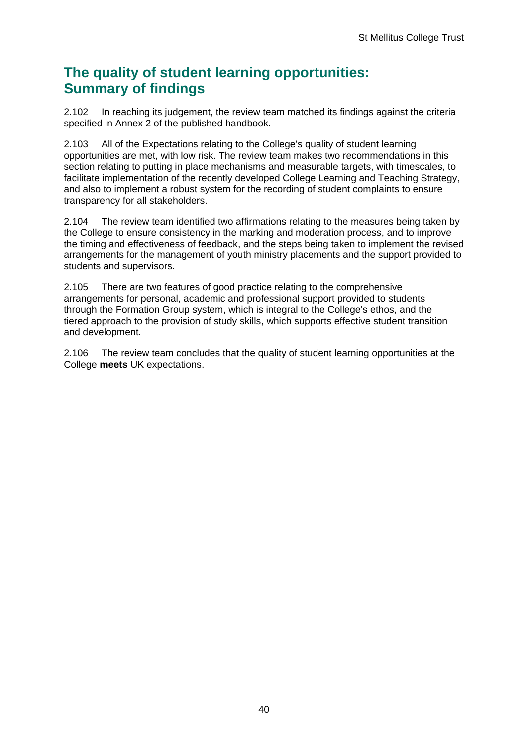## The quality of student learning opportunities: Summary of findings

2.102 In reaching its judgement, the review team matched its findings against the criteria specified in Annex 2 of the published handbook.

2.103 All of the Expectations relating to the College's quality of student learning opportunities are met, with low risk. The review team makes two recommendations in this section relating to putting in place mechanisms and measurable targets, with timescales, to facilitate implementation of the recently developed College Learning and Teaching Strategy, and also to implement a robust system for the recording of student complaints to ensure transparency for all stakeholders.

2.104 The review team identified two affirmations relating to the measures being taken by the College to ensure consistency in the marking and moderation process, and to improve the timing and effectiveness of feedback, and the steps being taken to implement the revised arrangements for the management of youth ministry placements and the support provided to students and supervisors.

2.105 There are two features of good practice relating to the comprehensive arrangements for personal, academic and professional support provided to students through the Formation Group system, which is integral to the College's ethos, and the tiered approach to the provision of study skills, which supports effective student transition and development.

2.106 The review team concludes that the quality of student learning opportunities at the College **meets** UK expectations.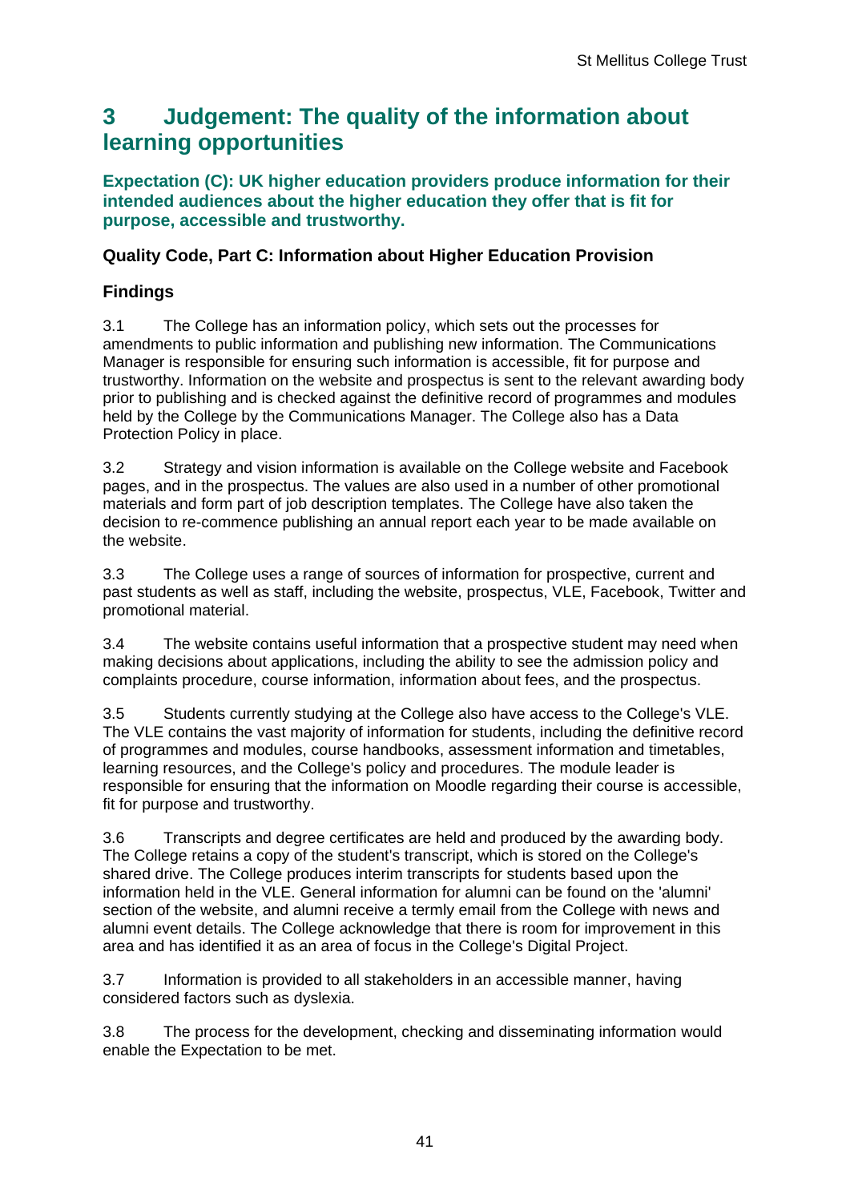## 3 Judgement: The quality of the information about learning opportunities

**Expectation (C): UK higher education providers produce information for their intended audiences about the higher education they offer that is fit for purpose, accessible and trustworthy.**

### Quality Code, Part C: Information about Higher Education Provision

### Findings

3.1 The College has an information policy, which sets out the processes for amendments to public information and publishing new information. The Communications Manager is responsible for ensuring such information is accessible, fit for purpose and trustworthy. Information on the website and prospectus is sent to the relevant awarding body prior to publishing and is checked against the definitive record of programmes and modules held by the College by the Communications Manager. The College also has a Data Protection Policy in place.

3.2 Strategy and vision information is available on the College website and Facebook pages, and in the prospectus. The values are also used in a number of other promotional materials and form part of job description templates. The College have also taken the decision to re-commence publishing an annual report each year to be made available on the website.

3.3 The College uses a range of sources of information for prospective, current and past students as well as staff, including the website, prospectus, VLE, Facebook, Twitter and promotional material.

3.4 The website contains useful information that a prospective student may need when making decisions about applications, including the ability to see the admission policy and complaints procedure, course information, information about fees, and the prospectus.

3.5 Students currently studying at the College also have access to the College's VLE. The VLE contains the vast majority of information for students, including the definitive record of programmes and modules, course handbooks, assessment information and timetables, learning resources, and the College's policy and procedures. The module leader is responsible for ensuring that the information on Moodle regarding their course is accessible, fit for purpose and trustworthy.

3.6 Transcripts and degree certificates are held and produced by the awarding body. The College retains a copy of the student's transcript, which is stored on the College's shared drive. The College produces interim transcripts for students based upon the information held in the VLE. General information for alumni can be found on the 'alumni' section of the website, and alumni receive a termly email from the College with news and alumni event details. The College acknowledge that there is room for improvement in this area and has identified it as an area of focus in the College's Digital Project.

3.7 Information is provided to all stakeholders in an accessible manner, having considered factors such as dyslexia.

3.8 The process for the development, checking and disseminating information would enable the Expectation to be met.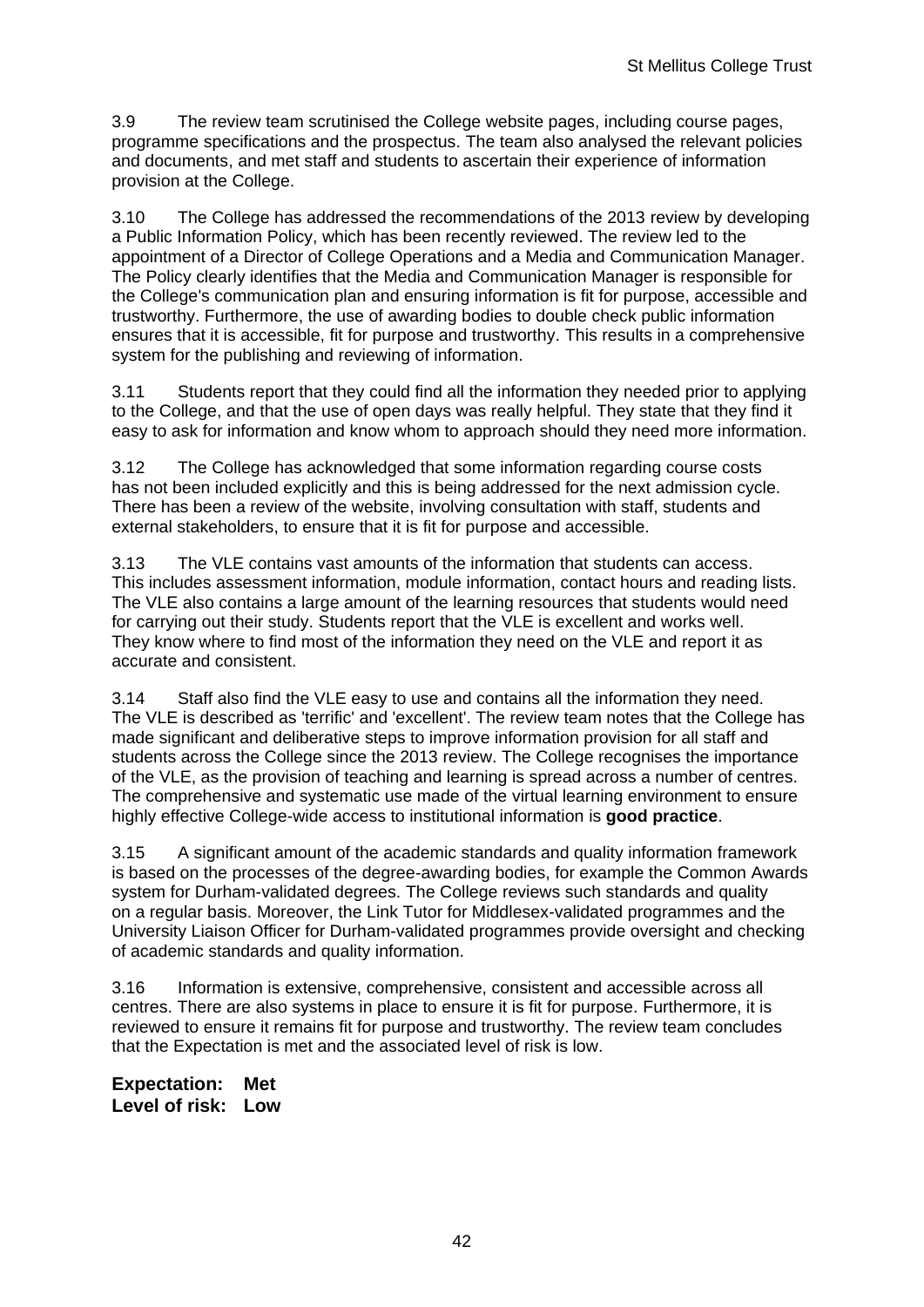3.9 The review team scrutinised the College website pages, including course pages, programme specifications and the prospectus. The team also analysed the relevant policies and documents, and met staff and students to ascertain their experience of information provision at the College.

3.10 The College has addressed the recommendations of the 2013 review by developing a Public Information Policy, which has been recently reviewed. The review led to the appointment of a Director of College Operations and a Media and Communication Manager. The Policy clearly identifies that the Media and Communication Manager is responsible for the College's communication plan and ensuring information is fit for purpose, accessible and trustworthy. Furthermore, the use of awarding bodies to double check public information ensures that it is accessible, fit for purpose and trustworthy. This results in a comprehensive system for the publishing and reviewing of information.

3.11 Students report that they could find all the information they needed prior to applying to the College, and that the use of open days was really helpful. They state that they find it easy to ask for information and know whom to approach should they need more information.

3.12 The College has acknowledged that some information regarding course costs has not been included explicitly and this is being addressed for the next admission cycle. There has been a review of the website, involving consultation with staff, students and external stakeholders, to ensure that it is fit for purpose and accessible.

3.13 The VLE contains vast amounts of the information that students can access. This includes assessment information, module information, contact hours and reading lists. The VLE also contains a large amount of the learning resources that students would need for carrying out their study. Students report that the VLE is excellent and works well. They know where to find most of the information they need on the VLE and report it as accurate and consistent.

3.14 Staff also find the VLE easy to use and contains all the information they need. The VLE is described as 'terrific' and 'excellent'. The review team notes that the College has made significant and deliberative steps to improve information provision for all staff and students across the College since the 2013 review. The College recognises the importance of the VLE, as the provision of teaching and learning is spread across a number of centres. The comprehensive and systematic use made of the virtual learning environment to ensure highly effective College-wide access to institutional information is **good practice**.

3.15 A significant amount of the academic standards and quality information framework is based on the processes of the degree-awarding bodies, for example the Common Awards system for Durham-validated degrees. The College reviews such standards and quality on a regular basis. Moreover, the Link Tutor for Middlesex-validated programmes and the University Liaison Officer for Durham-validated programmes provide oversight and checking of academic standards and quality information.

3.16 Information is extensive, comprehensive, consistent and accessible across all centres. There are also systems in place to ensure it is fit for purpose. Furthermore, it is reviewed to ensure it remains fit for purpose and trustworthy. The review team concludes that the Expectation is met and the associated level of risk is low.

**Expectation: Met**
**Level of risk: Low**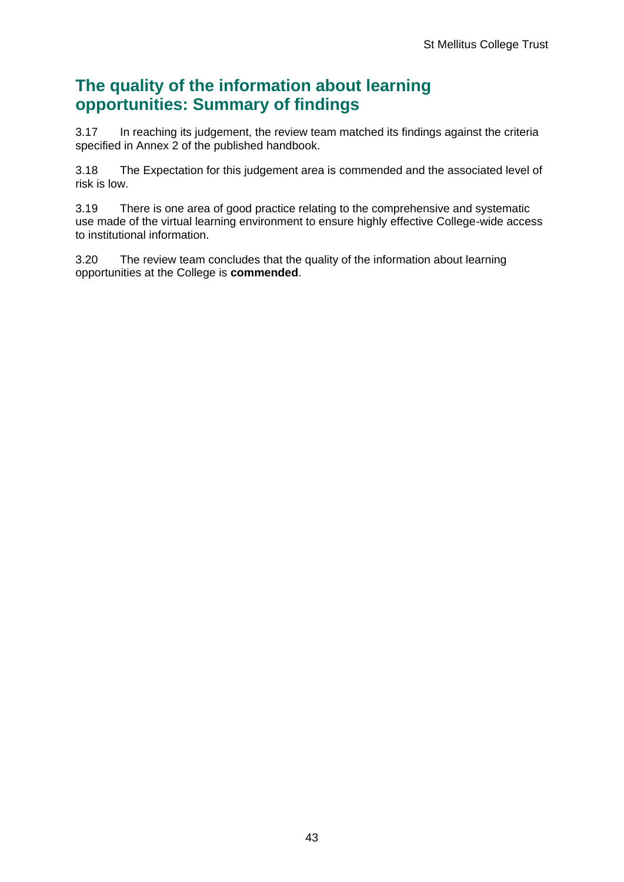## The quality of the information about learning opportunities: Summary of findings

3.17 In reaching its judgement, the review team matched its findings against the criteria specified in Annex 2 of the published handbook.

3.18 The Expectation for this judgement area is commended and the associated level of risk is low.

3.19 There is one area of good practice relating to the comprehensive and systematic use made of the virtual learning environment to ensure highly effective College-wide access to institutional information.

3.20 The review team concludes that the quality of the information about learning opportunities at the College is **commended**.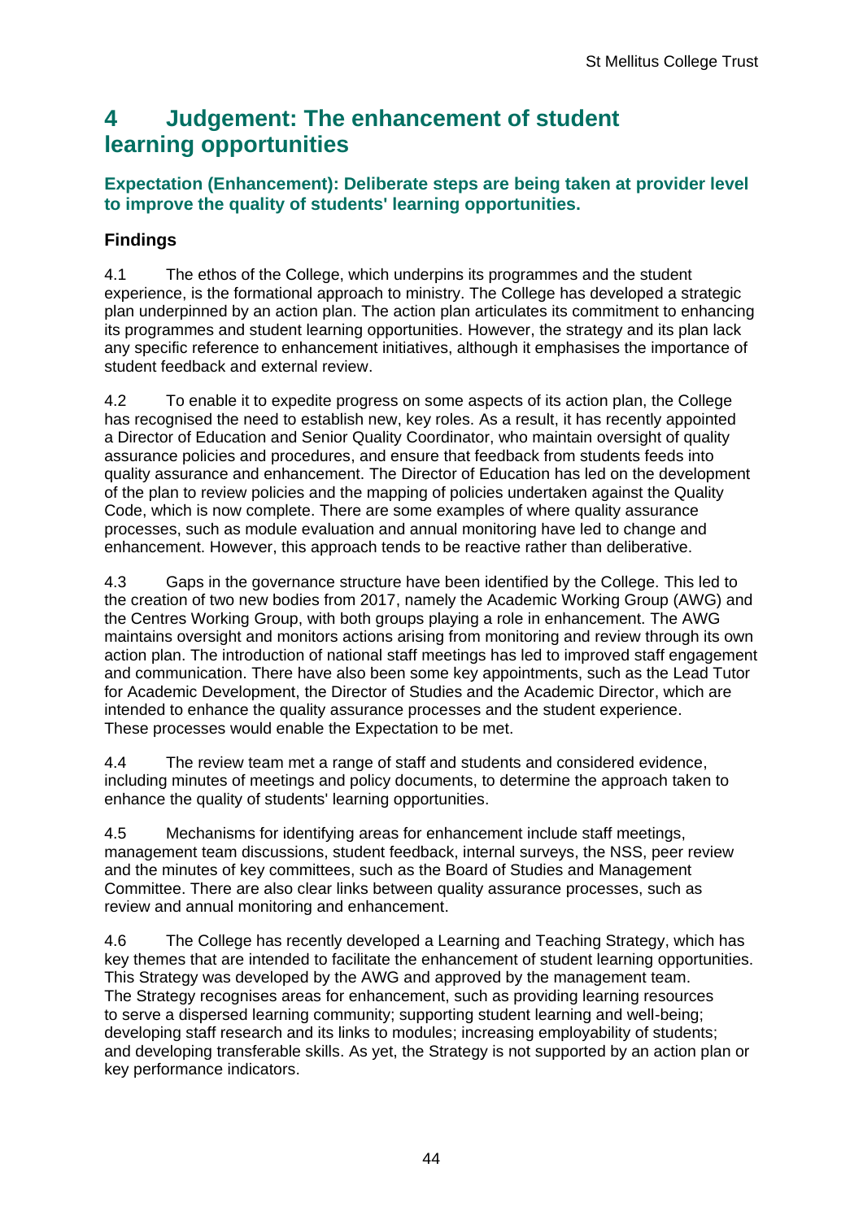# 4 Judgement: The enhancement of student learning opportunities

### Expectation (Enhancement): Deliberate steps are being taken at provider level to improve the quality of students' learning opportunities.

### Findings

4.1 The ethos of the College, which underpins its programmes and the student experience, is the formational approach to ministry. The College has developed a strategic plan underpinned by an action plan. The action plan articulates its commitment to enhancing its programmes and student learning opportunities. However, the strategy and its plan lack any specific reference to enhancement initiatives, although it emphasises the importance of student feedback and external review.

4.2 To enable it to expedite progress on some aspects of its action plan, the College has recognised the need to establish new, key roles. As a result, it has recently appointed a Director of Education and Senior Quality Coordinator, who maintain oversight of quality assurance policies and procedures, and ensure that feedback from students feeds into quality assurance and enhancement. The Director of Education has led on the development of the plan to review policies and the mapping of policies undertaken against the Quality Code, which is now complete. There are some examples of where quality assurance processes, such as module evaluation and annual monitoring have led to change and enhancement. However, this approach tends to be reactive rather than deliberative.

4.3 Gaps in the governance structure have been identified by the College. This led to the creation of two new bodies from 2017, namely the Academic Working Group (AWG) and the Centres Working Group, with both groups playing a role in enhancement. The AWG maintains oversight and monitors actions arising from monitoring and review through its own action plan. The introduction of national staff meetings has led to improved staff engagement and communication. There have also been some key appointments, such as the Lead Tutor for Academic Development, the Director of Studies and the Academic Director, which are intended to enhance the quality assurance processes and the student experience. These processes would enable the Expectation to be met.

4.4 The review team met a range of staff and students and considered evidence, including minutes of meetings and policy documents, to determine the approach taken to enhance the quality of students' learning opportunities.

4.5 Mechanisms for identifying areas for enhancement include staff meetings, management team discussions, student feedback, internal surveys, the NSS, peer review and the minutes of key committees, such as the Board of Studies and Management Committee. There are also clear links between quality assurance processes, such as review and annual monitoring and enhancement.

4.6 The College has recently developed a Learning and Teaching Strategy, which has key themes that are intended to facilitate the enhancement of student learning opportunities. This Strategy was developed by the AWG and approved by the management team. The Strategy recognises areas for enhancement, such as providing learning resources to serve a dispersed learning community; supporting student learning and well-being; developing staff research and its links to modules; increasing employability of students; and developing transferable skills. As yet, the Strategy is not supported by an action plan or key performance indicators.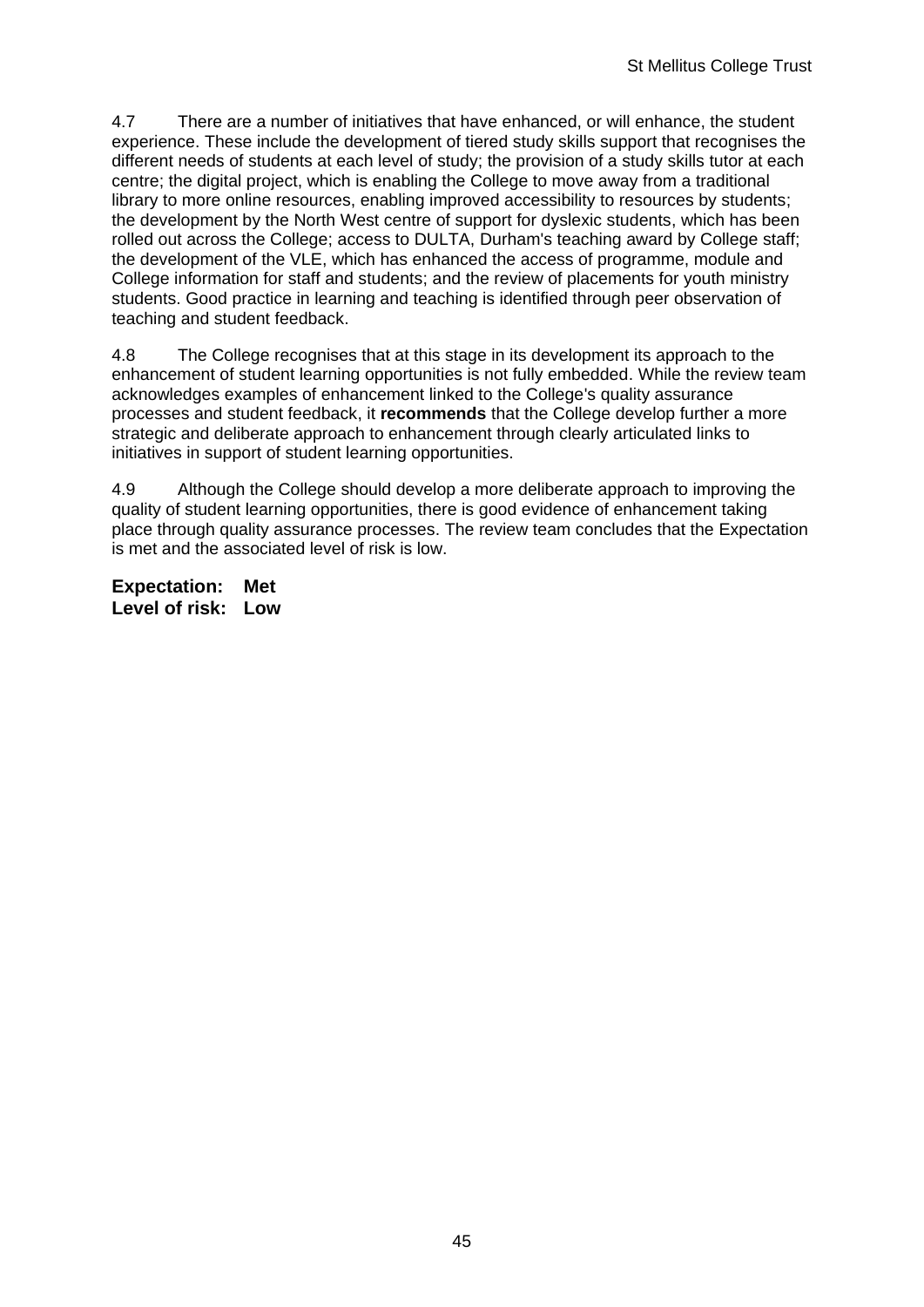4.7 There are a number of initiatives that have enhanced, or will enhance, the student experience. These include the development of tiered study skills support that recognises the different needs of students at each level of study; the provision of a study skills tutor at each centre; the digital project, which is enabling the College to move away from a traditional library to more online resources, enabling improved accessibility to resources by students; the development by the North West centre of support for dyslexic students, which has been rolled out across the College; access to DULTA, Durham's teaching award by College staff; the development of the VLE, which has enhanced the access of programme, module and College information for staff and students; and the review of placements for youth ministry students. Good practice in learning and teaching is identified through peer observation of teaching and student feedback.

4.8 The College recognises that at this stage in its development its approach to the enhancement of student learning opportunities is not fully embedded. While the review team acknowledges examples of enhancement linked to the College's quality assurance processes and student feedback, it **recommends** that the College develop further a more strategic and deliberate approach to enhancement through clearly articulated links to initiatives in support of student learning opportunities.

4.9 Although the College should develop a more deliberate approach to improving the quality of student learning opportunities, there is good evidence of enhancement taking place through quality assurance processes. The review team concludes that the Expectation is met and the associated level of risk is low.

**Expectation: Met**
**Level of risk: Low**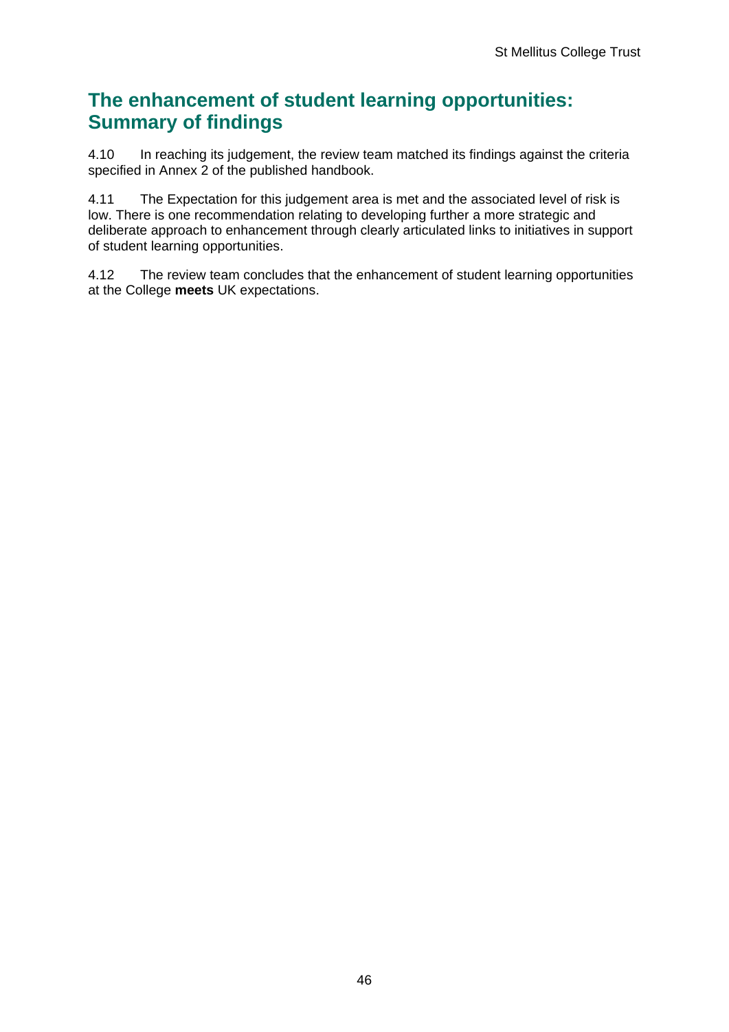## The enhancement of student learning opportunities: Summary of findings

4.10 In reaching its judgement, the review team matched its findings against the criteria specified in Annex 2 of the published handbook.

4.11 The Expectation for this judgement area is met and the associated level of risk is low. There is one recommendation relating to developing further a more strategic and deliberate approach to enhancement through clearly articulated links to initiatives in support of student learning opportunities.

4.12 The review team concludes that the enhancement of student learning opportunities at the College **meets** UK expectations.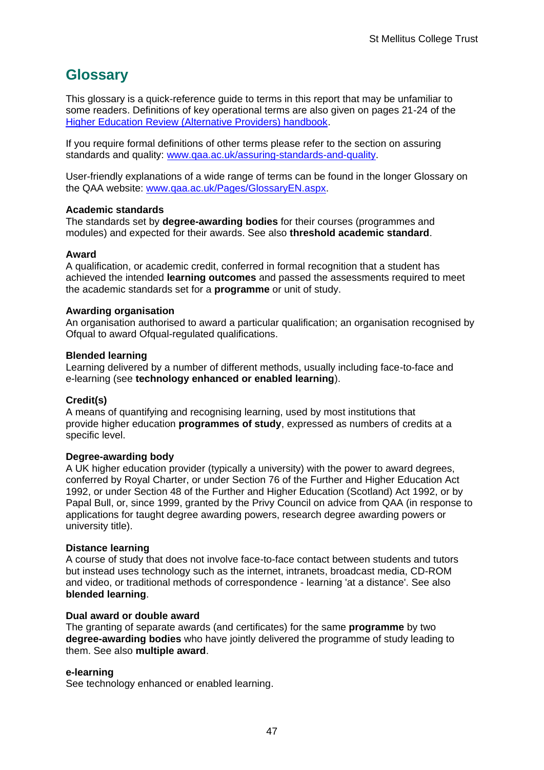## Glossary

This glossary is a quick-reference guide to terms in this report that may be unfamiliar to some readers. Definitions of key operational terms are also given on pages 21-24 of the [Higher Education Review (Alternative Providers) handbook](#).

If you require formal definitions of other terms please refer to the section on assuring standards and quality: [www.qaa.ac.uk/assuring-standards-and-quality](http://www.qaa.ac.uk/assuring-standards-and-quality).

User-friendly explanations of a wide range of terms can be found in the longer Glossary on the QAA website: [www.qaa.ac.uk/Pages/GlossaryEN.aspx](http://www.qaa.ac.uk/Pages/GlossaryEN.aspx).

**Academic standards**
The standards set by **degree-awarding bodies** for their courses (programmes and modules) and expected for their awards. See also **threshold academic standard**.

**Award**
A qualification, or academic credit, conferred in formal recognition that a student has achieved the intended **learning outcomes** and passed the assessments required to meet the academic standards set for a **programme** or unit of study.

**Awarding organisation**
An organisation authorised to award a particular qualification; an organisation recognised by Ofqual to award Ofqual-regulated qualifications.

**Blended learning**
Learning delivered by a number of different methods, usually including face-to-face and e-learning (see **technology enhanced or enabled learning**).

**Credit(s)**
A means of quantifying and recognising learning, used by most institutions that provide higher education **programmes of study**, expressed as numbers of credits at a specific level.

**Degree-awarding body**
A UK higher education provider (typically a university) with the power to award degrees, conferred by Royal Charter, or under Section 76 of the Further and Higher Education Act 1992, or under Section 48 of the Further and Higher Education (Scotland) Act 1992, or by Papal Bull, or, since 1999, granted by the Privy Council on advice from QAA (in response to applications for taught degree awarding powers, research degree awarding powers or university title).

**Distance learning**
A course of study that does not involve face-to-face contact between students and tutors but instead uses technology such as the internet, intranets, broadcast media, CD-ROM and video, or traditional methods of correspondence - learning 'at a distance'. See also **blended learning**.

**Dual award or double award**
The granting of separate awards (and certificates) for the same **programme** by two **degree-awarding bodies** who have jointly delivered the programme of study leading to them. See also **multiple award**.

**e-learning**
See technology enhanced or enabled learning.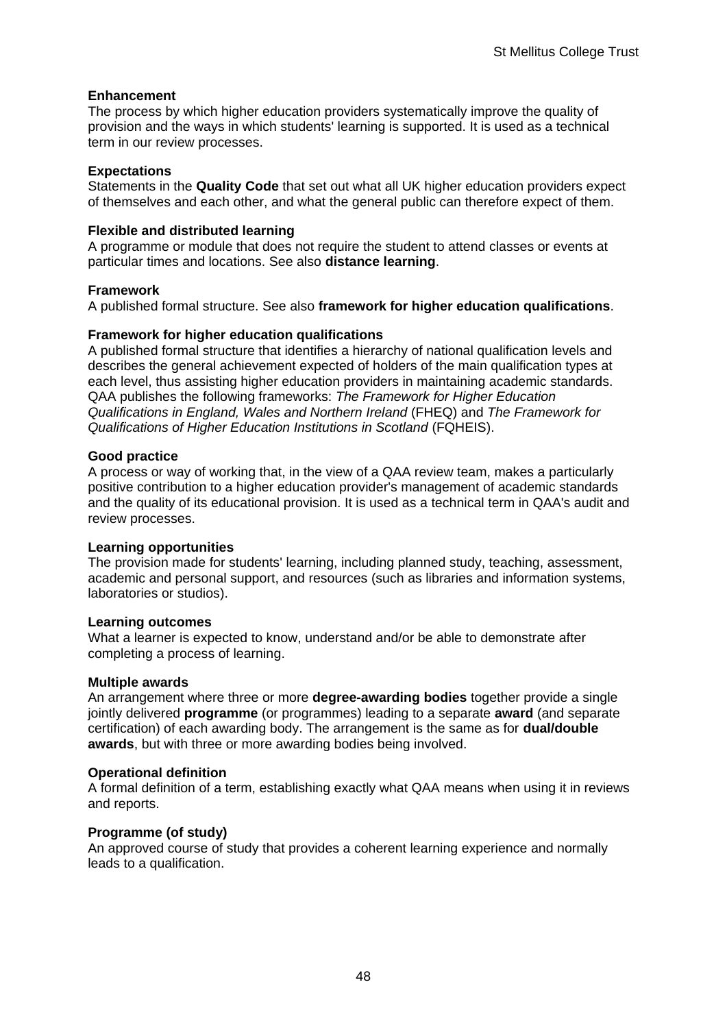**Enhancement**
The process by which higher education providers systematically improve the quality of provision and the ways in which students' learning is supported. It is used as a technical term in our review processes.

**Expectations**
Statements in the **Quality Code** that set out what all UK higher education providers expect of themselves and each other, and what the general public can therefore expect of them.

**Flexible and distributed learning**
A programme or module that does not require the student to attend classes or events at particular times and locations. See also **distance learning**.

**Framework**
A published formal structure. See also **framework for higher education qualifications**.

**Framework for higher education qualifications**
A published formal structure that identifies a hierarchy of national qualification levels and describes the general achievement expected of holders of the main qualification types at each level, thus assisting higher education providers in maintaining academic standards. QAA publishes the following frameworks: *The Framework for Higher Education Qualifications in England, Wales and Northern Ireland* (FHEQ) and *The Framework for Qualifications of Higher Education Institutions in Scotland* (FQHEIS).

**Good practice**
A process or way of working that, in the view of a QAA review team, makes a particularly positive contribution to a higher education provider's management of academic standards and the quality of its educational provision. It is used as a technical term in QAA's audit and review processes.

**Learning opportunities**
The provision made for students' learning, including planned study, teaching, assessment, academic and personal support, and resources (such as libraries and information systems, laboratories or studios).

**Learning outcomes**
What a learner is expected to know, understand and/or be able to demonstrate after completing a process of learning.

**Multiple awards**
An arrangement where three or more **degree-awarding bodies** together provide a single jointly delivered **programme** (or programmes) leading to a separate **award** (and separate certification) of each awarding body. The arrangement is the same as for **dual/double awards**, but with three or more awarding bodies being involved.

**Operational definition**
A formal definition of a term, establishing exactly what QAA means when using it in reviews and reports.

**Programme (of study)**
An approved course of study that provides a coherent learning experience and normally leads to a qualification.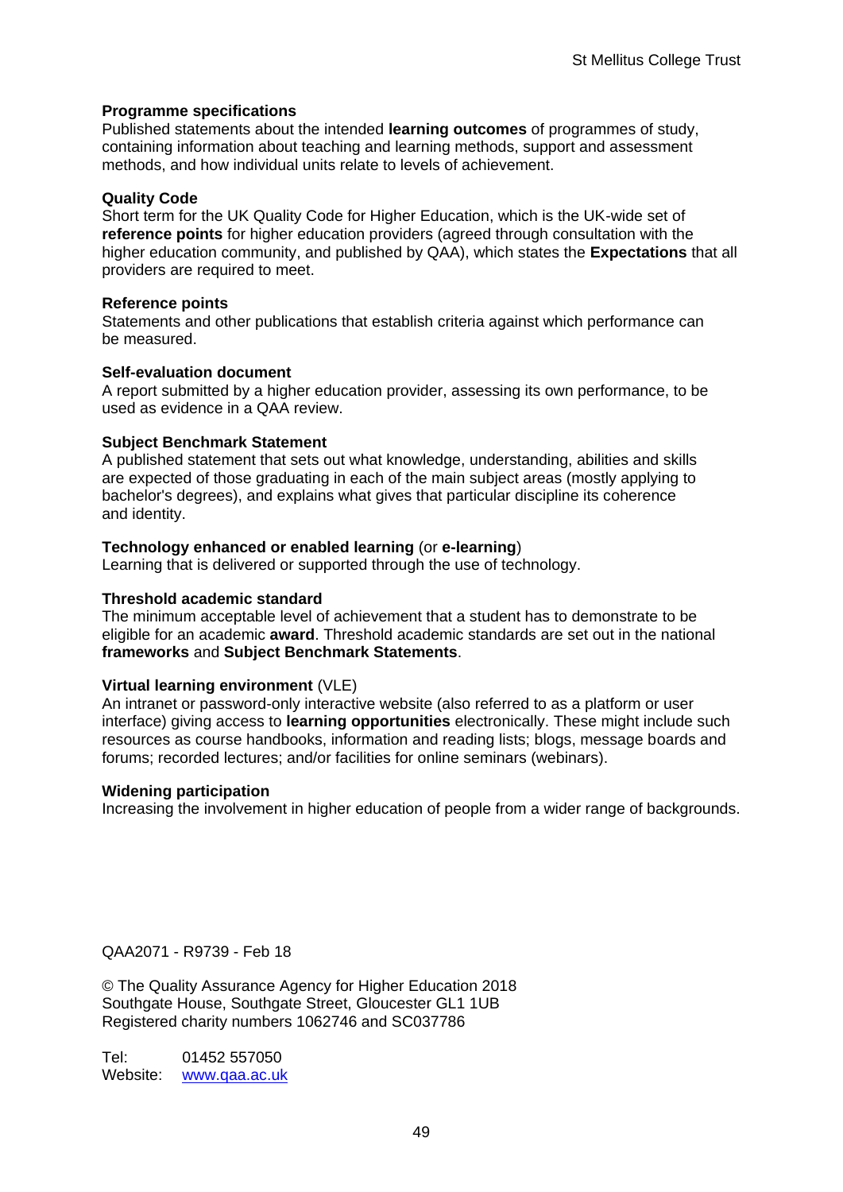**Programme specifications**
Published statements about the intended **learning outcomes** of programmes of study, containing information about teaching and learning methods, support and assessment methods, and how individual units relate to levels of achievement.

**Quality Code**
Short term for the UK Quality Code for Higher Education, which is the UK-wide set of **reference points** for higher education providers (agreed through consultation with the higher education community, and published by QAA), which states the **Expectations** that all providers are required to meet.

**Reference points**
Statements and other publications that establish criteria against which performance can be measured.

**Self-evaluation document**
A report submitted by a higher education provider, assessing its own performance, to be used as evidence in a QAA review.

**Subject Benchmark Statement**
A published statement that sets out what knowledge, understanding, abilities and skills are expected of those graduating in each of the main subject areas (mostly applying to bachelor's degrees), and explains what gives that particular discipline its coherence and identity.

**Technology enhanced or enabled learning** (or **e-learning**)
Learning that is delivered or supported through the use of technology.

**Threshold academic standard**
The minimum acceptable level of achievement that a student has to demonstrate to be eligible for an academic **award**. Threshold academic standards are set out in the national **frameworks** and **Subject Benchmark Statements**.

**Virtual learning environment** (VLE)
An intranet or password-only interactive website (also referred to as a platform or user interface) giving access to **learning opportunities** electronically. These might include such resources as course handbooks, information and reading lists; blogs, message boards and forums; recorded lectures; and/or facilities for online seminars (webinars).

**Widening participation**
Increasing the involvement in higher education of people from a wider range of backgrounds.

QAA2071 - R9739 - Feb 18

© The Quality Assurance Agency for Higher Education 2018
Southgate House, Southgate Street, Gloucester GL1 1UB
Registered charity numbers 1062746 and SC037786

Tel: 01452 557050
Website: www.qaa.ac.uk